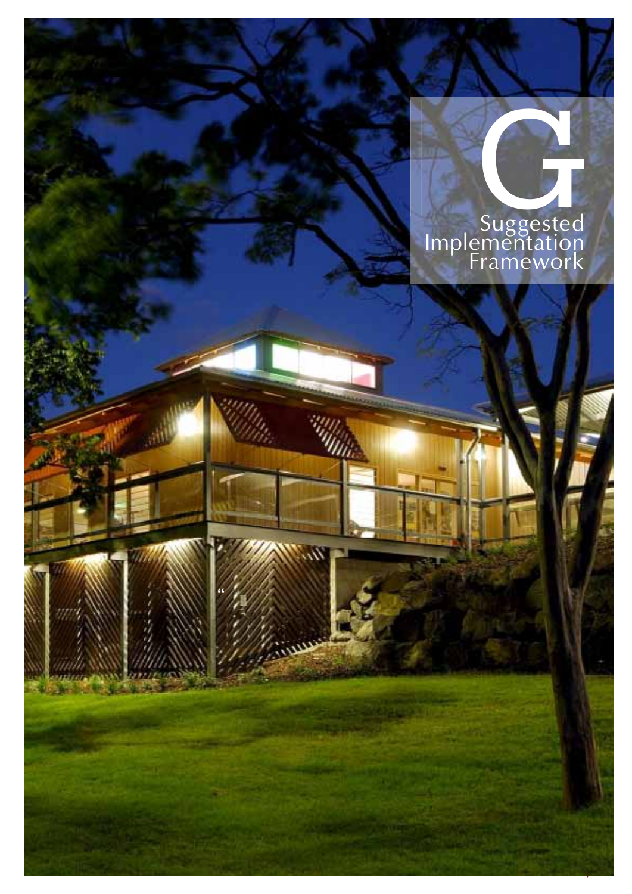# G Suggested Implementation Framework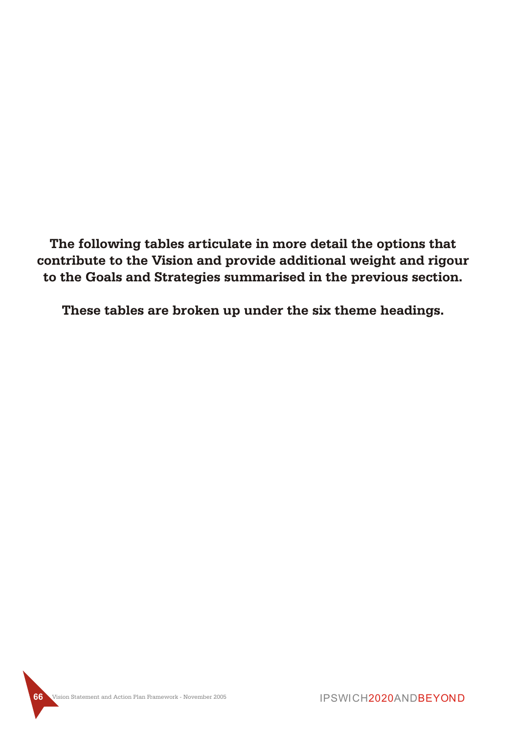**The following tables articulate in more detail the options that contribute to the Vision and provide additional weight and rigour to the Goals and Strategies summarised in the previous section.**

**These tables are broken up under the six theme headings.**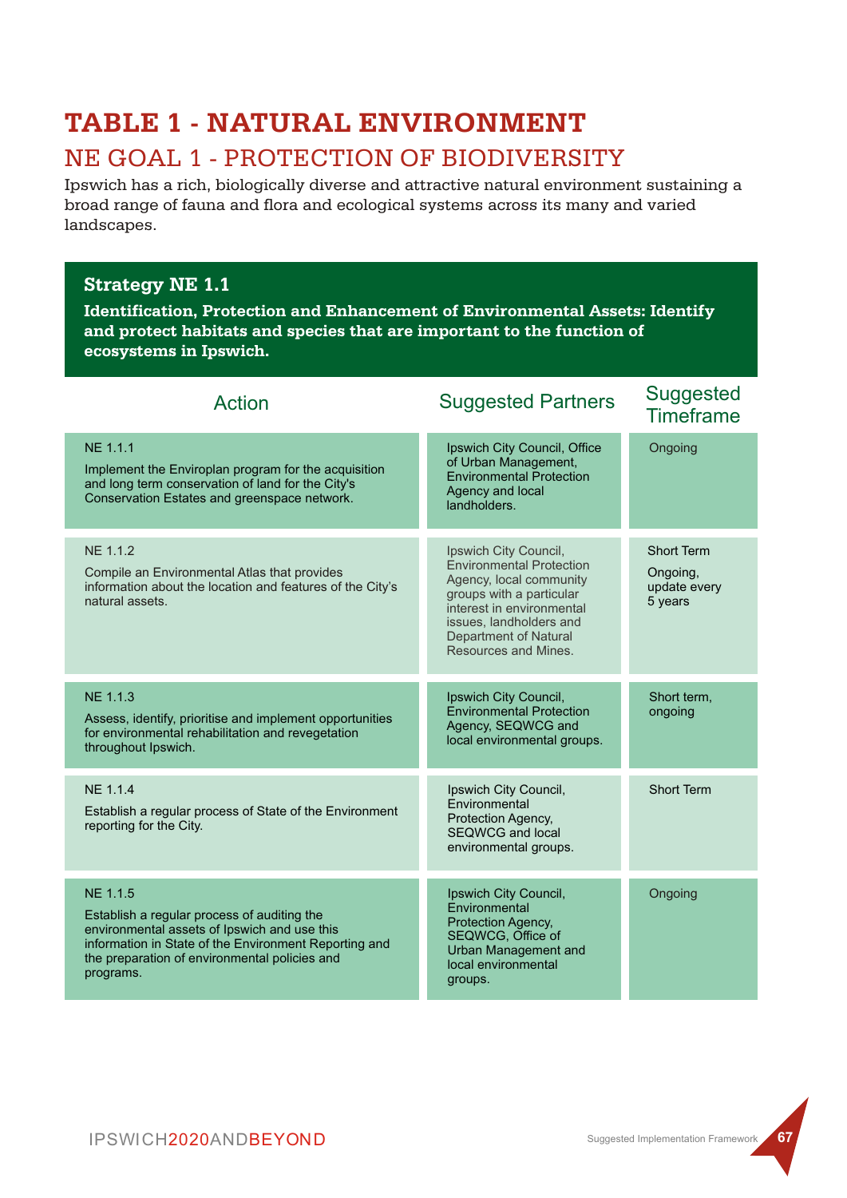# TABLE 1 - NATURAL ENVIRONMENT

## NE GOAL 1 - PROTECTION OF BIODIVERSITY

Ipswich has a rich, biologically diverse and attractive natural environment sustaining a broad range of fauna and flora and ecological systems across its many and varied landscapes.

### Strategy NE 1.1

**Identification, Protection and Enhancement of Environmental Assets: Identify and protect habitats and species that are important to the function of ecosystems in Ipswich.**

| Action | Suggested Partners | Suggested Timeframe |
|---|---|---|
| NE 1.1.1<br>Implement the Enviroplan program for the acquisition and long term conservation of land for the City's Conservation Estates and greenspace network. | Ipswich City Council, Office of Urban Management, Environmental Protection Agency and local landholders. | Ongoing |
| NE 1.1.2<br>Compile an Environmental Atlas that provides information about the location and features of the City's natural assets. | Ipswich City Council, Environmental Protection Agency, local community groups with a particular interest in environmental issues, landholders and Department of Natural Resources and Mines. | Short Term<br>Ongoing, update every 5 years |
| NE 1.1.3<br>Assess, identify, prioritise and implement opportunities for environmental rehabilitation and revegetation throughout Ipswich. | Ipswich City Council, Environmental Protection Agency, SEQWCG and local environmental groups. | Short term, ongoing |
| NE 1.1.4<br>Establish a regular process of State of the Environment reporting for the City. | Ipswich City Council, Environmental Protection Agency, SEQWCG and local environmental groups. | Short Term |
| NE 1.1.5<br>Establish a regular process of auditing the environmental assets of Ipswich and use this information in State of the Environment Reporting and the preparation of environmental policies and programs. | Ipswich City Council, Environmental Protection Agency, SEQWCG, Office of Urban Management and local environmental groups. | Ongoing |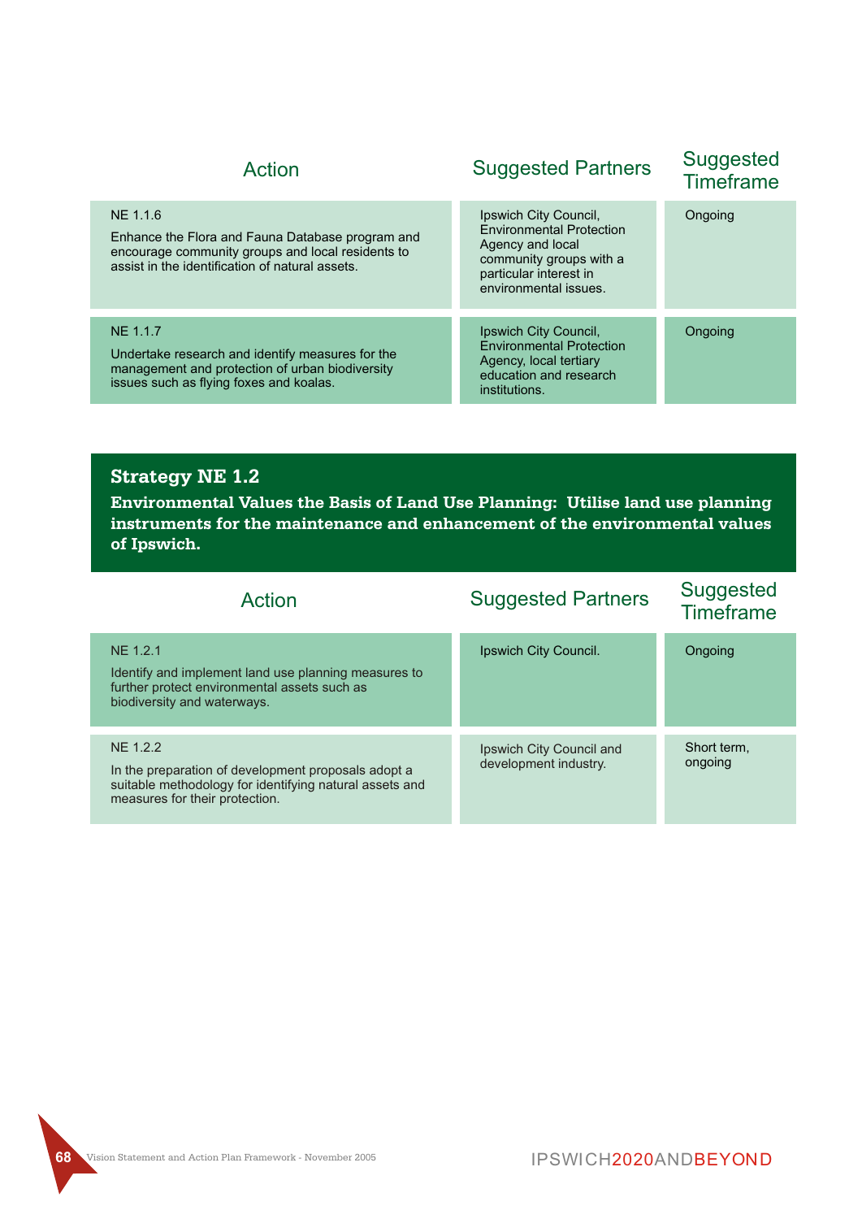| Action | Suggested Partners | Suggested Timeframe |
|---|---|---|
| NE 1.1.6<br>Enhance the Flora and Fauna Database program and encourage community groups and local residents to assist in the identification of natural assets. | Ipswich City Council, Environmental Protection Agency and local community groups with a particular interest in environmental issues. | Ongoing |
| NE 1.1.7<br>Undertake research and identify measures for the management and protection of urban biodiversity issues such as flying foxes and koalas. | Ipswich City Council, Environmental Protection Agency, local tertiary education and research institutions. | Ongoing |

## Strategy NE 1.2

**Environmental Values the Basis of Land Use Planning: Utilise land use planning instruments for the maintenance and enhancement of the environmental values of Ipswich.**

| Action | Suggested Partners | Suggested Timeframe |
|---|---|---|
| NE 1.2.1<br>Identify and implement land use planning measures to further protect environmental assets such as biodiversity and waterways. | Ipswich City Council. | Ongoing |
| NE 1.2.2<br>In the preparation of development proposals adopt a suitable methodology for identifying natural assets and measures for their protection. | Ipswich City Council and development industry. | Short term, ongoing |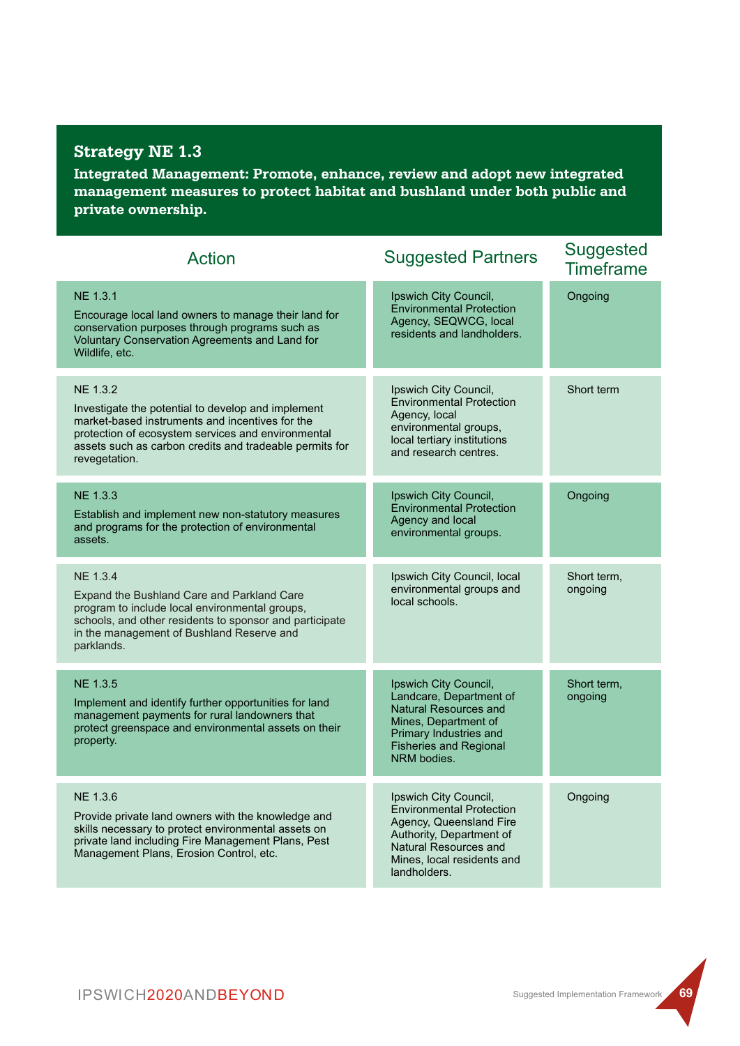## Strategy NE 1.3

**Integrated Management: Promote, enhance, review and adopt new integrated management measures to protect habitat and bushland under both public and private ownership.**

| Action | Suggested Partners | Suggested Timeframe |
|---|---|---|
| NE 1.3.1<br>Encourage local land owners to manage their land for conservation purposes through programs such as Voluntary Conservation Agreements and Land for Wildlife, etc. | Ipswich City Council, Environmental Protection Agency, SEQWCG, local residents and landholders. | Ongoing |
| NE 1.3.2<br>Investigate the potential to develop and implement market-based instruments and incentives for the protection of ecosystem services and environmental assets such as carbon credits and tradeable permits for revegetation. | Ipswich City Council, Environmental Protection Agency, local environmental groups, local tertiary institutions and research centres. | Short term |
| NE 1.3.3<br>Establish and implement new non-statutory measures and programs for the protection of environmental assets. | Ipswich City Council, Environmental Protection Agency and local environmental groups. | Ongoing |
| NE 1.3.4<br>Expand the Bushland Care and Parkland Care program to include local environmental groups, schools, and other residents to sponsor and participate in the management of Bushland Reserve and parklands. | Ipswich City Council, local environmental groups and local schools. | Short term, ongoing |
| NE 1.3.5<br>Implement and identify further opportunities for land management payments for rural landowners that protect greenspace and environmental assets on their property. | Ipswich City Council, Landcare, Department of Natural Resources and Mines, Department of Primary Industries and Fisheries and Regional NRM bodies. | Short term, ongoing |
| NE 1.3.6<br>Provide private land owners with the knowledge and skills necessary to protect environmental assets on private land including Fire Management Plans, Pest Management Plans, Erosion Control, etc. | Ipswich City Council, Environmental Protection Agency, Queensland Fire Authority, Department of Natural Resources and Mines, local residents and landholders. | Ongoing |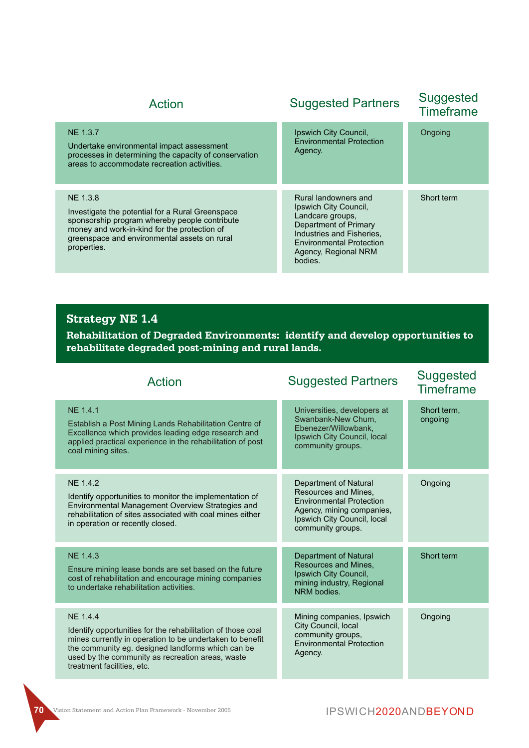| Action | Suggested Partners | Suggested Timeframe |
| --- | --- | --- |
| NE 1.3.7<br>Undertake environmental impact assessment processes in determining the capacity of conservation areas to accommodate recreation activities. | Ipswich City Council, Environmental Protection Agency. | Ongoing |
| NE 1.3.8<br>Investigate the potential for a Rural Greenspace sponsorship program whereby people contribute money and work-in-kind for the protection of greenspace and environmental assets on rural properties. | Rural landowners and Ipswich City Council, Landcare groups, Department of Primary Industries and Fisheries, Environmental Protection Agency, Regional NRM bodies. | Short term |

## Strategy NE 1.4

**Rehabilitation of Degraded Environments: identify and develop opportunities to rehabilitate degraded post-mining and rural lands.**

| Action | Suggested Partners | Suggested Timeframe |
| --- | --- | --- |
| NE 1.4.1<br>Establish a Post Mining Lands Rehabilitation Centre of Excellence which provides leading edge research and applied practical experience in the rehabilitation of post coal mining sites. | Universities, developers at Swanbank-New Chum, Ebenezer/Willowbank, Ipswich City Council, local community groups. | Short term, ongoing |
| NE 1.4.2<br>Identify opportunities to monitor the implementation of Environmental Management Overview Strategies and rehabilitation of sites associated with coal mines either in operation or recently closed. | Department of Natural Resources and Mines, Environmental Protection Agency, mining companies, Ipswich City Council, local community groups. | Ongoing |
| NE 1.4.3<br>Ensure mining lease bonds are set based on the future cost of rehabilitation and encourage mining companies to undertake rehabilitation activities. | Department of Natural Resources and Mines, Ipswich City Council, mining industry, Regional NRM bodies. | Short term |
| NE 1.4.4<br>Identify opportunities for the rehabilitation of those coal mines currently in operation to be undertaken to benefit the community eg. designed landforms which can be used by the community as recreation areas, waste treatment facilities, etc. | Mining companies, Ipswich City Council, local community groups, Environmental Protection Agency. | Ongoing |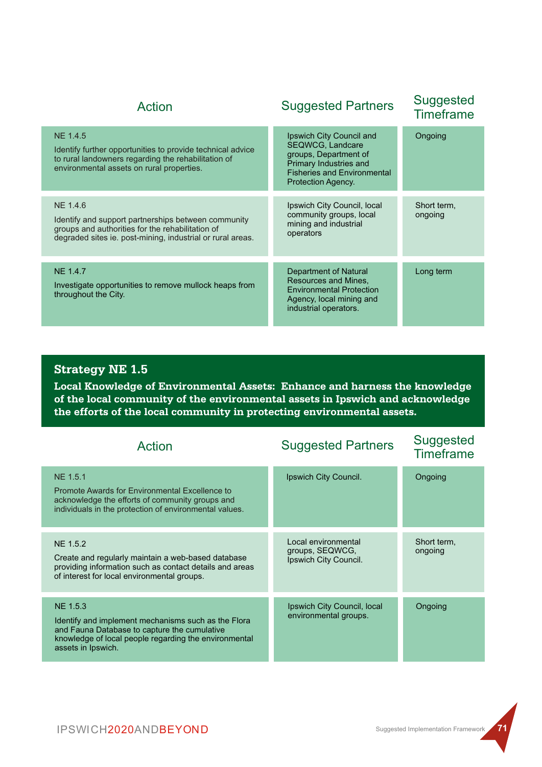| Action | Suggested Partners | Suggested Timeframe |
|---|---|---|
| NE 1.4.5<br>Identify further opportunities to provide technical advice to rural landowners regarding the rehabilitation of environmental assets on rural properties. | Ipswich City Council and SEQWCG, Landcare groups, Department of Primary Industries and Fisheries and Environmental Protection Agency. | Ongoing |
| NE 1.4.6<br>Identify and support partnerships between community groups and authorities for the rehabilitation of degraded sites ie. post-mining, industrial or rural areas. | Ipswich City Council, local community groups, local mining and industrial operators | Short term, ongoing |
| NE 1.4.7<br>Investigate opportunities to remove mullock heaps from throughout the City. | Department of Natural Resources and Mines, Environmental Protection Agency, local mining and industrial operators. | Long term |

## Strategy NE 1.5

**Local Knowledge of Environmental Assets: Enhance and harness the knowledge of the local community of the environmental assets in Ipswich and acknowledge the efforts of the local community in protecting environmental assets.**

| Action | Suggested Partners | Suggested Timeframe |
|---|---|---|
| NE 1.5.1<br>Promote Awards for Environmental Excellence to acknowledge the efforts of community groups and individuals in the protection of environmental values. | Ipswich City Council. | Ongoing |
| NE 1.5.2<br>Create and regularly maintain a web-based database providing information such as contact details and areas of interest for local environmental groups. | Local environmental groups, SEQWCG, Ipswich City Council. | Short term, ongoing |
| NE 1.5.3<br>Identify and implement mechanisms such as the Flora and Fauna Database to capture the cumulative knowledge of local people regarding the environmental assets in Ipswich. | Ipswich City Council, local environmental groups. | Ongoing |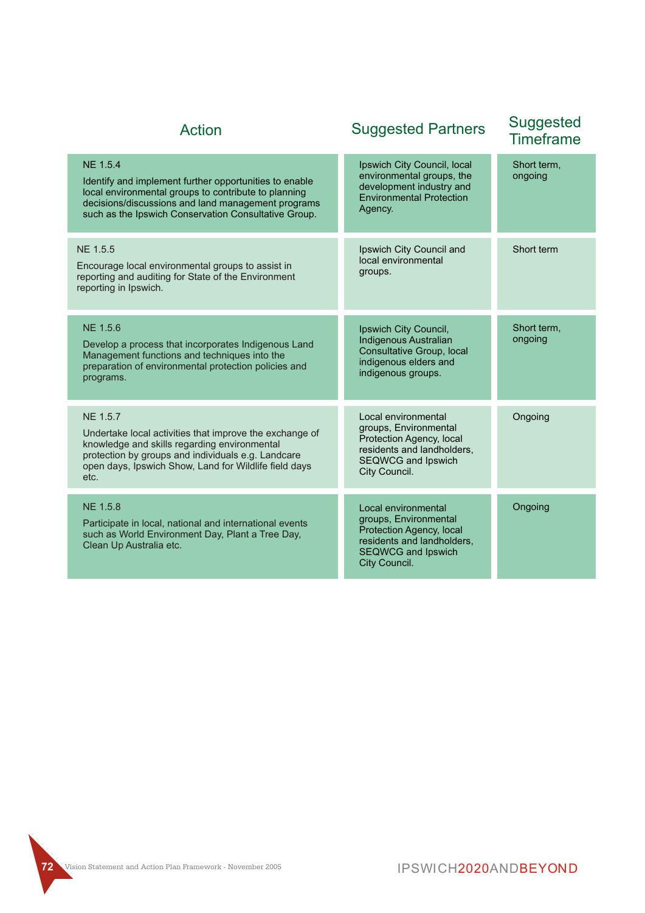| Action | Suggested Partners | Suggested Timeframe |
|---|---|---|
| NE 1.5.4<br>Identify and implement further opportunities to enable local environmental groups to contribute to planning decisions/discussions and land management programs such as the Ipswich Conservation Consultative Group. | Ipswich City Council, local environmental groups, the development industry and Environmental Protection Agency. | Short term, ongoing |
| NE 1.5.5<br>Encourage local environmental groups to assist in reporting and auditing for State of the Environment reporting in Ipswich. | Ipswich City Council and local environmental groups. | Short term |
| NE 1.5.6<br>Develop a process that incorporates Indigenous Land Management functions and techniques into the preparation of environmental protection policies and programs. | Ipswich City Council, Indigenous Australian Consultative Group, local indigenous elders and indigenous groups. | Short term, ongoing |
| NE 1.5.7<br>Undertake local activities that improve the exchange of knowledge and skills regarding environmental protection by groups and individuals e.g. Landcare open days, Ipswich Show, Land for Wildlife field days etc. | Local environmental groups, Environmental Protection Agency, local residents and landholders, SEQWCG and Ipswich City Council. | Ongoing |
| NE 1.5.8<br>Participate in local, national and international events such as World Environment Day, Plant a Tree Day, Clean Up Australia etc. | Local environmental groups, Environmental Protection Agency, local residents and landholders, SEQWCG and Ipswich City Council. | Ongoing |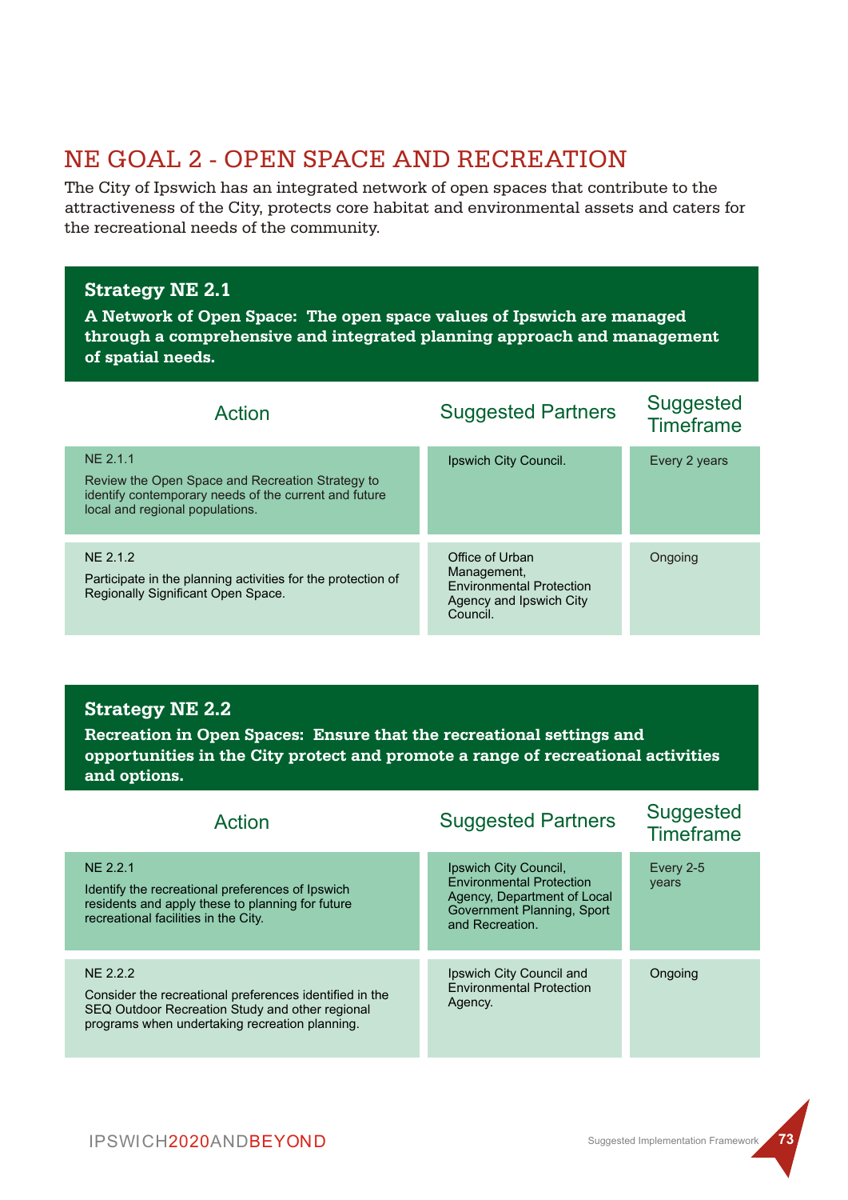## NE GOAL 2 - OPEN SPACE AND RECREATION

The City of Ipswich has an integrated network of open spaces that contribute to the attractiveness of the City, protects core habitat and environmental assets and caters for the recreational needs of the community.

### Strategy NE 2.1

**A Network of Open Space: The open space values of Ipswich are managed through a comprehensive and integrated planning approach and management of spatial needs.**

| Action | Suggested Partners | Suggested Timeframe |
|---|---|---|
| NE 2.1.1<br>Review the Open Space and Recreation Strategy to identify contemporary needs of the current and future local and regional populations. | Ipswich City Council. | Every 2 years |
| NE 2.1.2<br>Participate in the planning activities for the protection of Regionally Significant Open Space. | Office of Urban Management, Environmental Protection Agency and Ipswich City Council. | Ongoing |

### Strategy NE 2.2

**Recreation in Open Spaces: Ensure that the recreational settings and opportunities in the City protect and promote a range of recreational activities and options.**

| Action | Suggested Partners | Suggested Timeframe |
|---|---|---|
| NE 2.2.1<br>Identify the recreational preferences of Ipswich residents and apply these to planning for future recreational facilities in the City. | Ipswich City Council, Environmental Protection Agency, Department of Local Government Planning, Sport and Recreation. | Every 2-5 years |
| NE 2.2.2<br>Consider the recreational preferences identified in the SEQ Outdoor Recreation Study and other regional programs when undertaking recreation planning. | Ipswich City Council and Environmental Protection Agency. | Ongoing |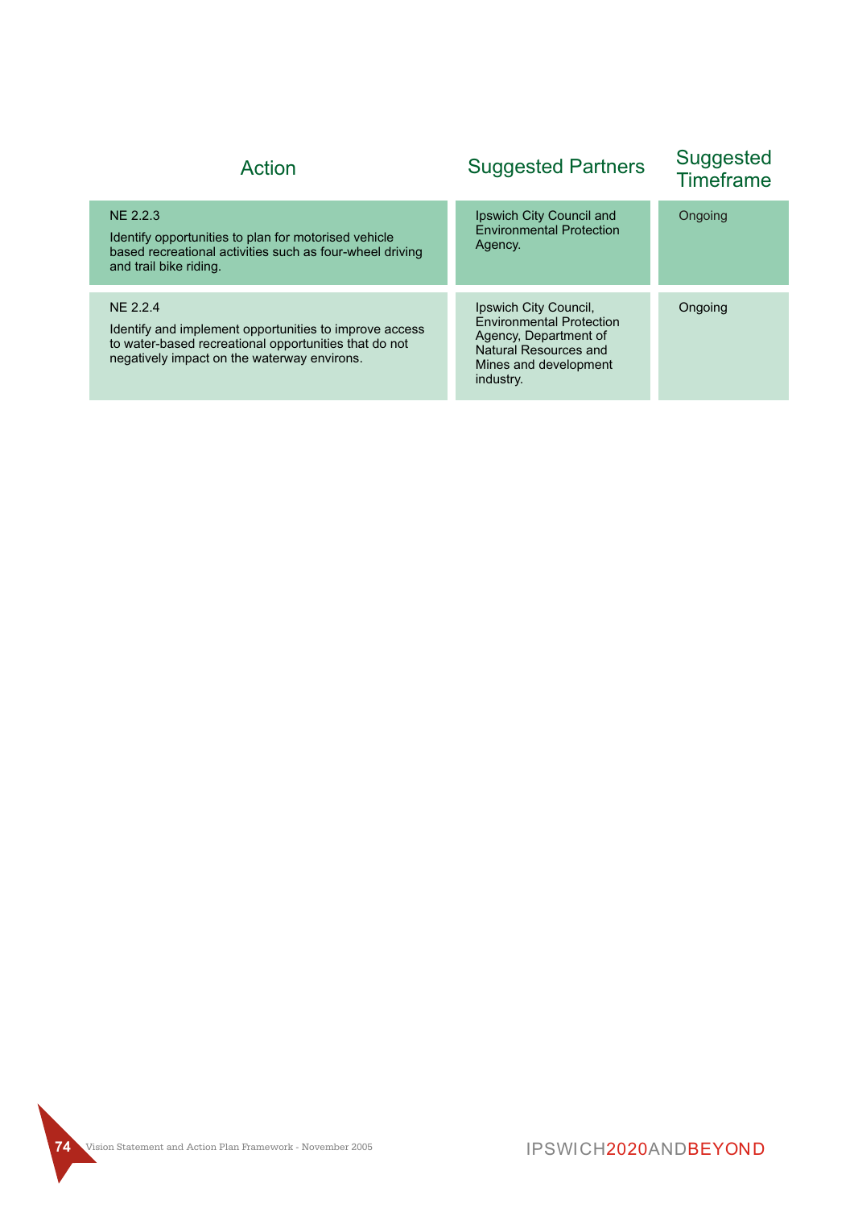| Action | Suggested Partners | Suggested Timeframe |
|---|---|---|
| NE 2.2.3<br>Identify opportunities to plan for motorised vehicle based recreational activities such as four-wheel driving and trail bike riding. | Ipswich City Council and Environmental Protection Agency. | Ongoing |
| NE 2.2.4<br>Identify and implement opportunities to improve access to water-based recreational opportunities that do not negatively impact on the waterway environs. | Ipswich City Council, Environmental Protection Agency, Department of Natural Resources and Mines and development industry. | Ongoing |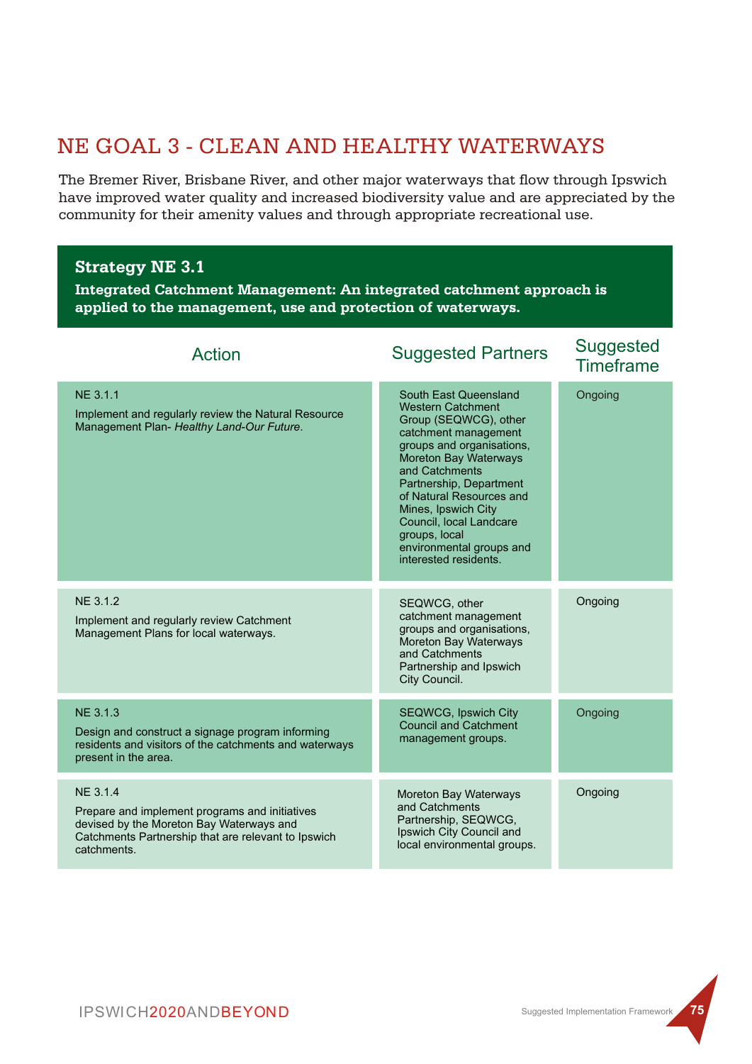## NE GOAL 3 - CLEAN AND HEALTHY WATERWAYS

The Bremer River, Brisbane River, and other major waterways that flow through Ipswich have improved water quality and increased biodiversity value and are appreciated by the community for their amenity values and through appropriate recreational use.

### Strategy NE 3.1

**Integrated Catchment Management: An integrated catchment approach is applied to the management, use and protection of waterways.**

| Action | Suggested Partners | Suggested Timeframe |
|---|---|---|
| NE 3.1.1<br>Implement and regularly review the Natural Resource Management Plan- *Healthy Land-Our Future*. | South East Queensland Western Catchment Group (SEQWCG), other catchment management groups and organisations, Moreton Bay Waterways and Catchments Partnership, Department of Natural Resources and Mines, Ipswich City Council, local Landcare groups, local environmental groups and interested residents. | Ongoing |
| NE 3.1.2<br>Implement and regularly review Catchment Management Plans for local waterways. | SEQWCG, other catchment management groups and organisations, Moreton Bay Waterways and Catchments Partnership and Ipswich City Council. | Ongoing |
| NE 3.1.3<br>Design and construct a signage program informing residents and visitors of the catchments and waterways present in the area. | SEQWCG, Ipswich City Council and Catchment management groups. | Ongoing |
| NE 3.1.4<br>Prepare and implement programs and initiatives devised by the Moreton Bay Waterways and Catchments Partnership that are relevant to Ipswich catchments. | Moreton Bay Waterways and Catchments Partnership, SEQWCG, Ipswich City Council and local environmental groups. | Ongoing |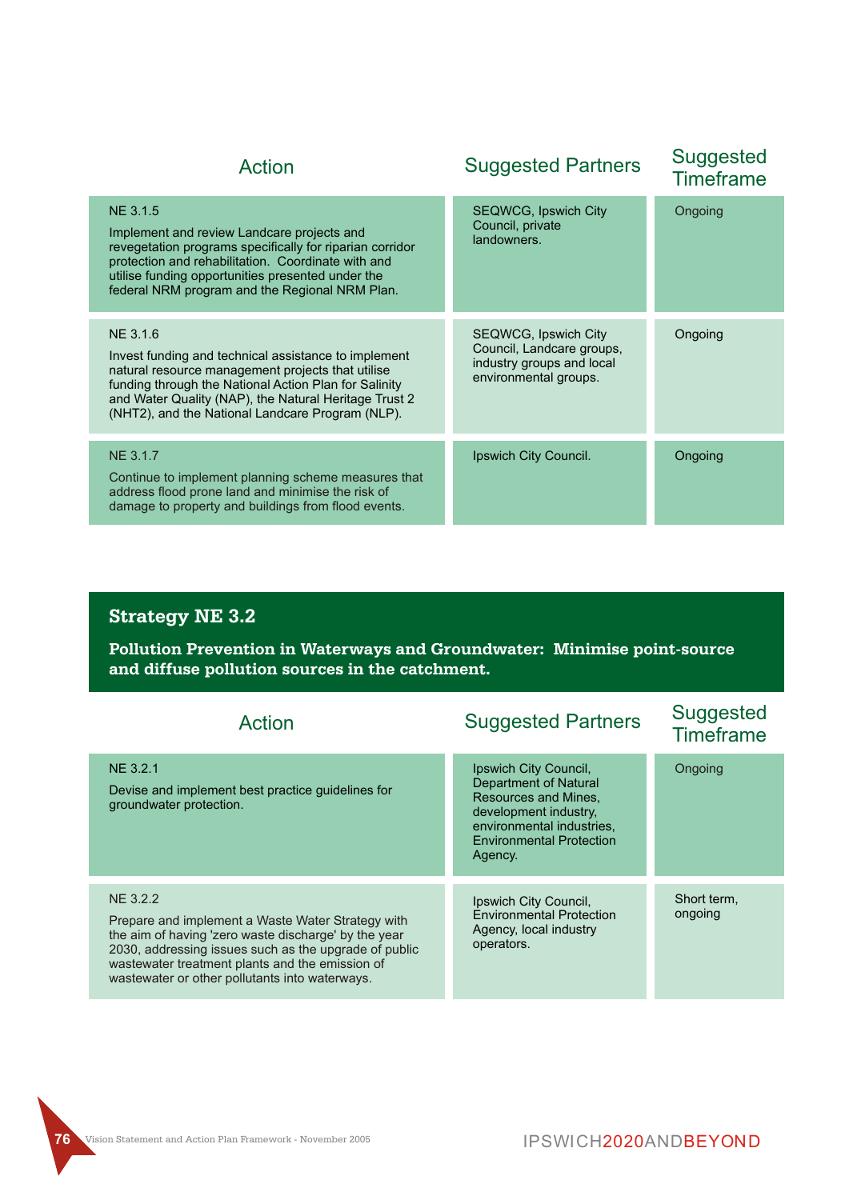| Action | Suggested Partners | Suggested Timeframe |
|---|---|---|
| NE 3.1.5<br>Implement and review Landcare projects and revegetation programs specifically for riparian corridor protection and rehabilitation. Coordinate with and utilise funding opportunities presented under the federal NRM program and the Regional NRM Plan. | SEQWCG, Ipswich City Council, private landowners. | Ongoing |
| NE 3.1.6<br>Invest funding and technical assistance to implement natural resource management projects that utilise funding through the National Action Plan for Salinity and Water Quality (NAP), the Natural Heritage Trust 2 (NHT2), and the National Landcare Program (NLP). | SEQWCG, Ipswich City Council, Landcare groups, industry groups and local environmental groups. | Ongoing |
| NE 3.1.7<br>Continue to implement planning scheme measures that address flood prone land and minimise the risk of damage to property and buildings from flood events. | Ipswich City Council. | Ongoing |

## Strategy NE 3.2

**Pollution Prevention in Waterways and Groundwater: Minimise point-source and diffuse pollution sources in the catchment.**

| Action | Suggested Partners | Suggested Timeframe |
|---|---|---|
| NE 3.2.1<br>Devise and implement best practice guidelines for groundwater protection. | Ipswich City Council, Department of Natural Resources and Mines, development industry, environmental industries, Environmental Protection Agency. | Ongoing |
| NE 3.2.2<br>Prepare and implement a Waste Water Strategy with the aim of having 'zero waste discharge' by the year 2030, addressing issues such as the upgrade of public wastewater treatment plants and the emission of wastewater or other pollutants into waterways. | Ipswich City Council, Environmental Protection Agency, local industry operators. | Short term, ongoing |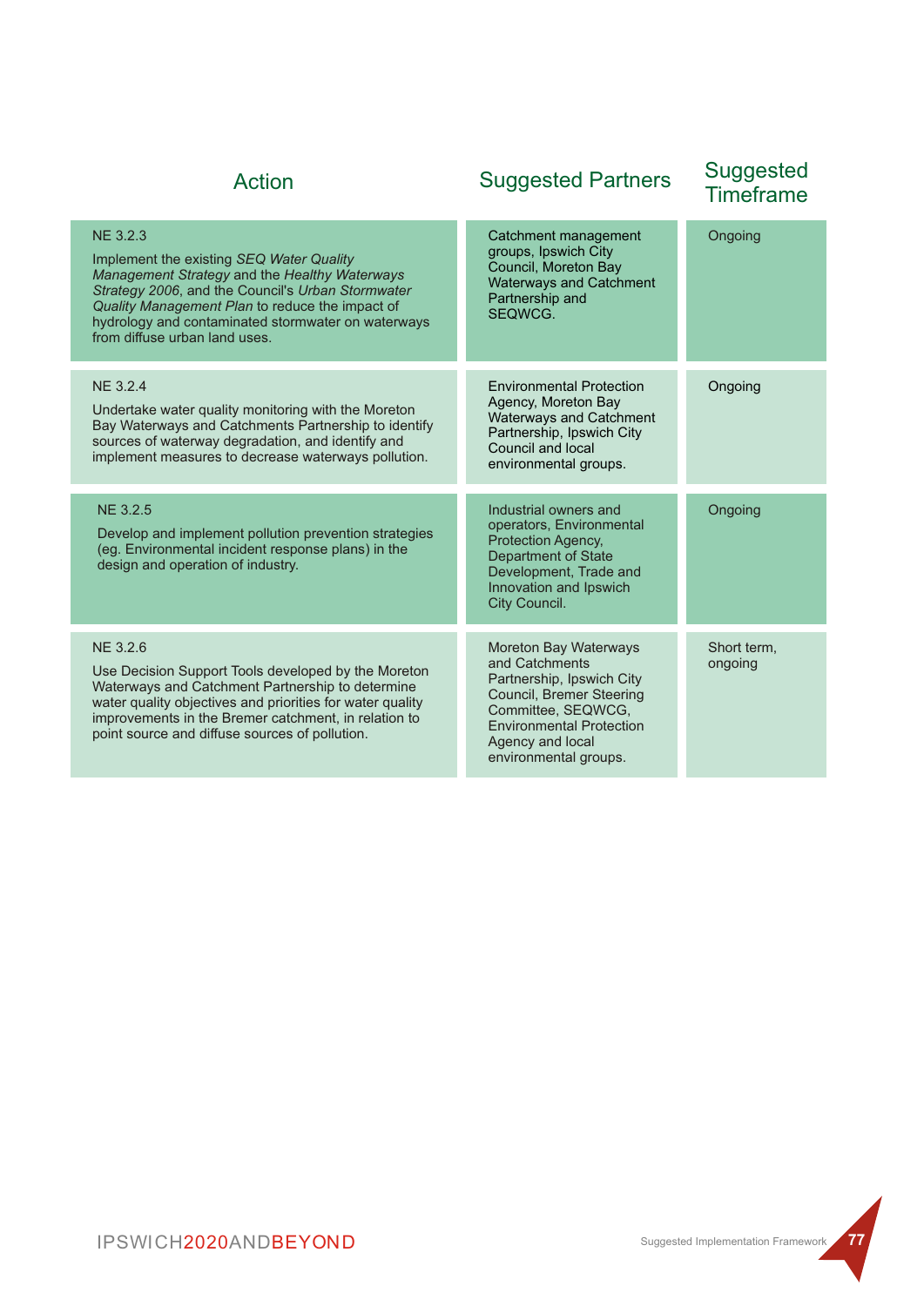| Action | Suggested Partners | Suggested Timeframe |
|---|---|---|
| NE 3.2.3<br><br>Implement the existing *SEQ Water Quality Management Strategy* and the *Healthy Waterways Strategy 2006*, and the Council's *Urban Stormwater Quality Management Plan* to reduce the impact of hydrology and contaminated stormwater on waterways from diffuse urban land uses. | Catchment management groups, Ipswich City Council, Moreton Bay Waterways and Catchment Partnership and SEQWCG. | Ongoing |
| NE 3.2.4<br><br>Undertake water quality monitoring with the Moreton Bay Waterways and Catchments Partnership to identify sources of waterway degradation, and identify and implement measures to decrease waterways pollution. | Environmental Protection Agency, Moreton Bay Waterways and Catchment Partnership, Ipswich City Council and local environmental groups. | Ongoing |
| NE 3.2.5<br><br>Develop and implement pollution prevention strategies (eg. Environmental incident response plans) in the design and operation of industry. | Industrial owners and operators, Environmental Protection Agency, Department of State Development, Trade and Innovation and Ipswich City Council. | Ongoing |
| NE 3.2.6<br><br>Use Decision Support Tools developed by the Moreton Waterways and Catchment Partnership to determine water quality objectives and priorities for water quality improvements in the Bremer catchment, in relation to point source and diffuse sources of pollution. | Moreton Bay Waterways and Catchments Partnership, Ipswich City Council, Bremer Steering Committee, SEQWCG, Environmental Protection Agency and local environmental groups. | Short term, ongoing |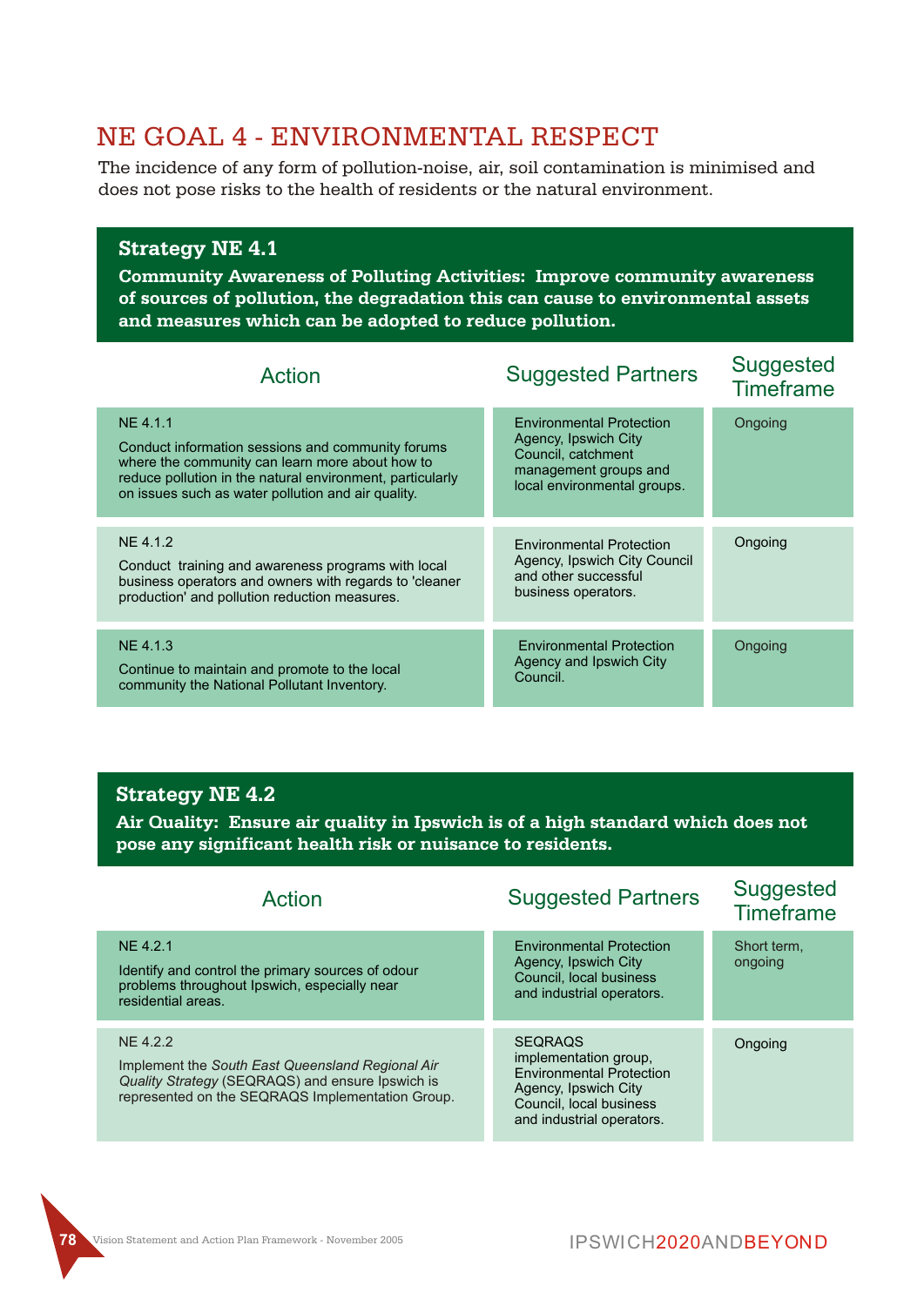## NE GOAL 4 - ENVIRONMENTAL RESPECT

The incidence of any form of pollution-noise, air, soil contamination is minimised and does not pose risks to the health of residents or the natural environment.

### Strategy NE 4.1

**Community Awareness of Polluting Activities: Improve community awareness of sources of pollution, the degradation this can cause to environmental assets and measures which can be adopted to reduce pollution.**

| Action | Suggested Partners | Suggested Timeframe |
|---|---|---|
| NE 4.1.1<br>Conduct information sessions and community forums where the community can learn more about how to reduce pollution in the natural environment, particularly on issues such as water pollution and air quality. | Environmental Protection Agency, Ipswich City Council, catchment management groups and local environmental groups. | Ongoing |
| NE 4.1.2<br>Conduct training and awareness programs with local business operators and owners with regards to 'cleaner production' and pollution reduction measures. | Environmental Protection Agency, Ipswich City Council and other successful business operators. | Ongoing |
| NE 4.1.3<br>Continue to maintain and promote to the local community the National Pollutant Inventory. | Environmental Protection Agency and Ipswich City Council. | Ongoing |

### Strategy NE 4.2

**Air Quality: Ensure air quality in Ipswich is of a high standard which does not pose any significant health risk or nuisance to residents.**

| Action | Suggested Partners | Suggested Timeframe |
|---|---|---|
| NE 4.2.1<br>Identify and control the primary sources of odour problems throughout Ipswich, especially near residential areas. | Environmental Protection Agency, Ipswich City Council, local business and industrial operators. | Short term, ongoing |
| NE 4.2.2<br>Implement the *South East Queensland Regional Air Quality Strategy* (SEQRAQS) and ensure Ipswich is represented on the SEQRAQS Implementation Group. | SEQRAQS implementation group, Environmental Protection Agency, Ipswich City Council, local business and industrial operators. | Ongoing |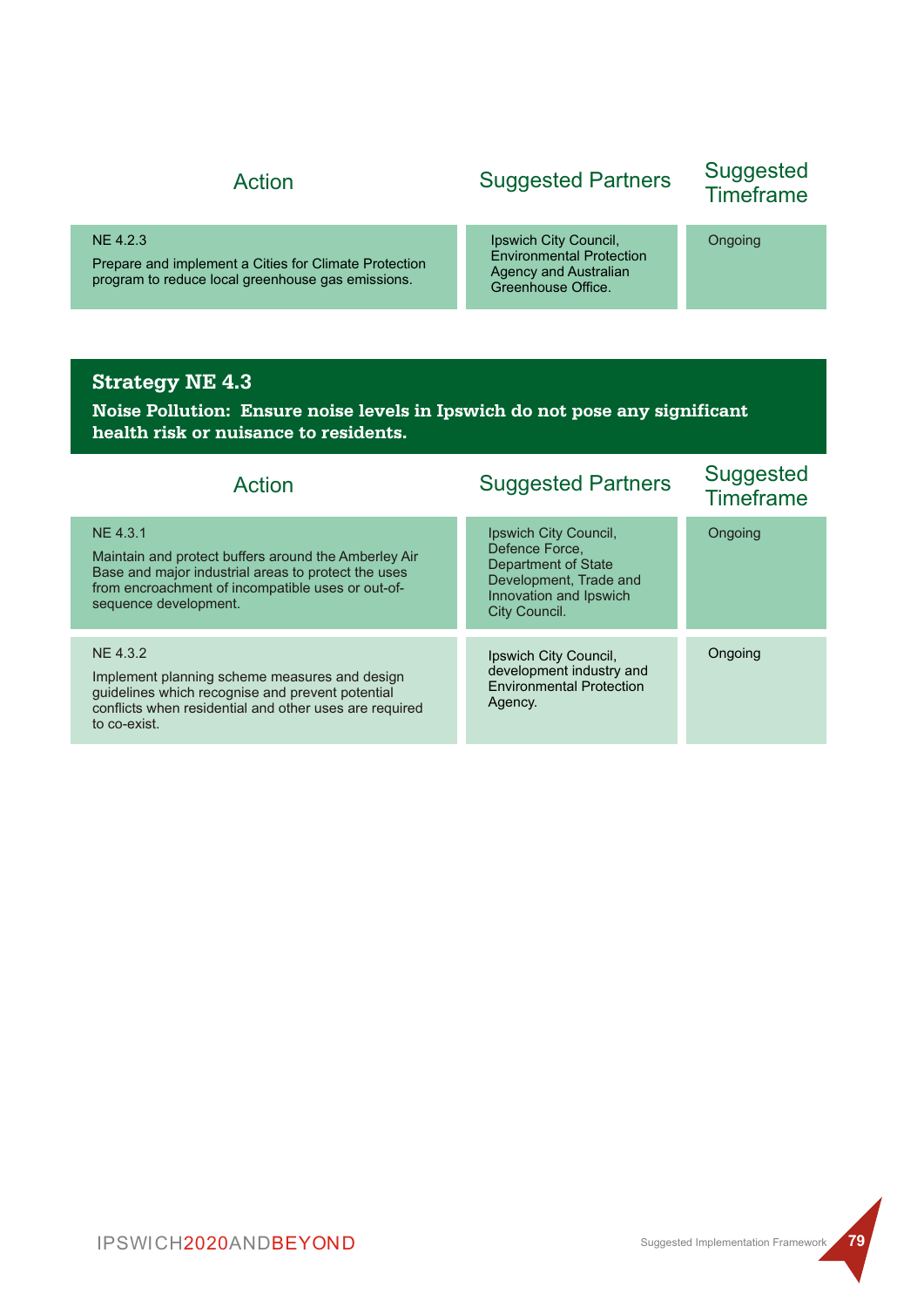| Action | Suggested Partners | Suggested Timeframe |
|---|---|---|
| NE 4.2.3<br>Prepare and implement a Cities for Climate Protection program to reduce local greenhouse gas emissions. | Ipswich City Council, Environmental Protection Agency and Australian Greenhouse Office. | Ongoing |

## Strategy NE 4.3

**Noise Pollution: Ensure noise levels in Ipswich do not pose any significant health risk or nuisance to residents.**

| Action | Suggested Partners | Suggested Timeframe |
|---|---|---|
| NE 4.3.1<br>Maintain and protect buffers around the Amberley Air Base and major industrial areas to protect the uses from encroachment of incompatible uses or out-of-sequence development. | Ipswich City Council, Defence Force, Department of State Development, Trade and Innovation and Ipswich City Council. | Ongoing |
| NE 4.3.2<br>Implement planning scheme measures and design guidelines which recognise and prevent potential conflicts when residential and other uses are required to co-exist. | Ipswich City Council, development industry and Environmental Protection Agency. | Ongoing |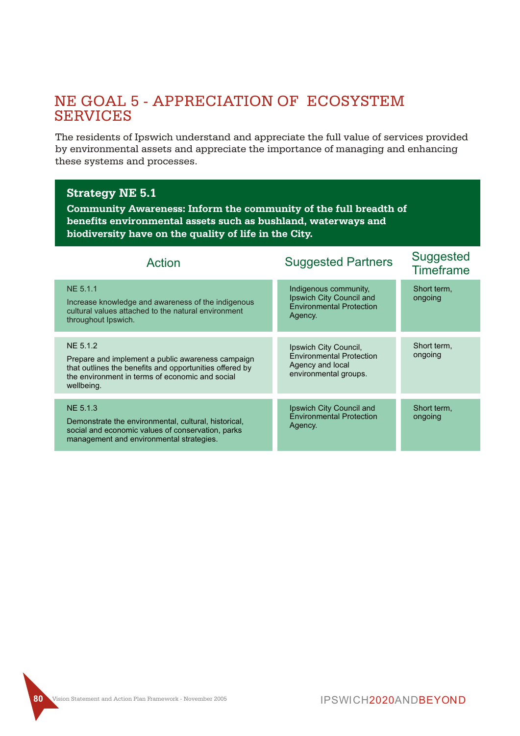# NE GOAL 5 - APPRECIATION OF ECOSYSTEM SERVICES

The residents of Ipswich understand and appreciate the full value of services provided by environmental assets and appreciate the importance of managing and enhancing these systems and processes.

## Strategy NE 5.1

**Community Awareness: Inform the community of the full breadth of benefits environmental assets such as bushland, waterways and biodiversity have on the quality of life in the City.**

| Action | Suggested Partners | Suggested Timeframe |
|---|---|---|
| NE 5.1.1<br>Increase knowledge and awareness of the indigenous cultural values attached to the natural environment throughout Ipswich. | Indigenous community, Ipswich City Council and Environmental Protection Agency. | Short term, ongoing |
| NE 5.1.2<br>Prepare and implement a public awareness campaign that outlines the benefits and opportunities offered by the environment in terms of economic and social wellbeing. | Ipswich City Council, Environmental Protection Agency and local environmental groups. | Short term, ongoing |
| NE 5.1.3<br>Demonstrate the environmental, cultural, historical, social and economic values of conservation, parks management and environmental strategies. | Ipswich City Council and Environmental Protection Agency. | Short term, ongoing |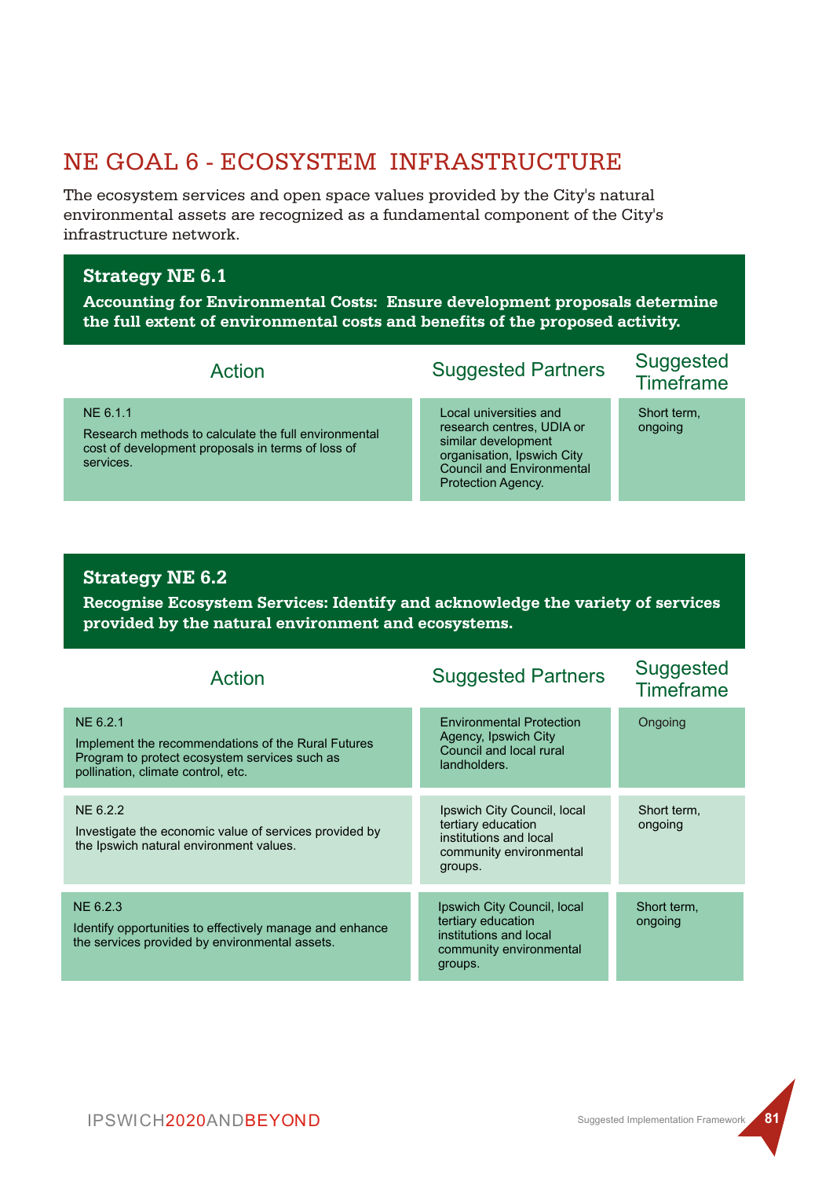# NE GOAL 6 - ECOSYSTEM INFRASTRUCTURE

The ecosystem services and open space values provided by the City's natural environmental assets are recognized as a fundamental component of the City's infrastructure network.

## Strategy NE 6.1

**Accounting for Environmental Costs: Ensure development proposals determine the full extent of environmental costs and benefits of the proposed activity.**

| Action | Suggested Partners | Suggested Timeframe |
|---|---|---|
| NE 6.1.1<br>Research methods to calculate the full environmental cost of development proposals in terms of loss of services. | Local universities and research centres, UDIA or similar development organisation, Ipswich City Council and Environmental Protection Agency. | Short term, ongoing |

## Strategy NE 6.2

**Recognise Ecosystem Services: Identify and acknowledge the variety of services provided by the natural environment and ecosystems.**

| Action | Suggested Partners | Suggested Timeframe |
|---|---|---|
| NE 6.2.1<br>Implement the recommendations of the Rural Futures Program to protect ecosystem services such as pollination, climate control, etc. | Environmental Protection Agency, Ipswich City Council and local rural landholders. | Ongoing |
| NE 6.2.2<br>Investigate the economic value of services provided by the Ipswich natural environment values. | Ipswich City Council, local tertiary education institutions and local community environmental groups. | Short term, ongoing |
| NE 6.2.3<br>Identify opportunities to effectively manage and enhance the services provided by environmental assets. | Ipswich City Council, local tertiary education institutions and local community environmental groups. | Short term, ongoing |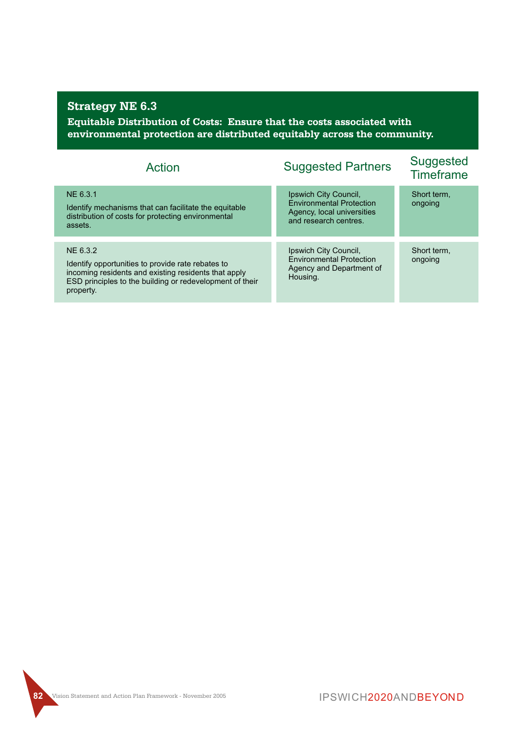## Strategy NE 6.3

**Equitable Distribution of Costs: Ensure that the costs associated with environmental protection are distributed equitably across the community.**

| Action | Suggested Partners | Suggested Timeframe |
|---|---|---|
| NE 6.3.1<br><br>Identify mechanisms that can facilitate the equitable distribution of costs for protecting environmental assets. | Ipswich City Council, Environmental Protection Agency, local universities and research centres. | Short term, ongoing |
| NE 6.3.2<br><br>Identify opportunities to provide rate rebates to incoming residents and existing residents that apply ESD principles to the building or redevelopment of their property. | Ipswich City Council, Environmental Protection Agency and Department of Housing. | Short term, ongoing |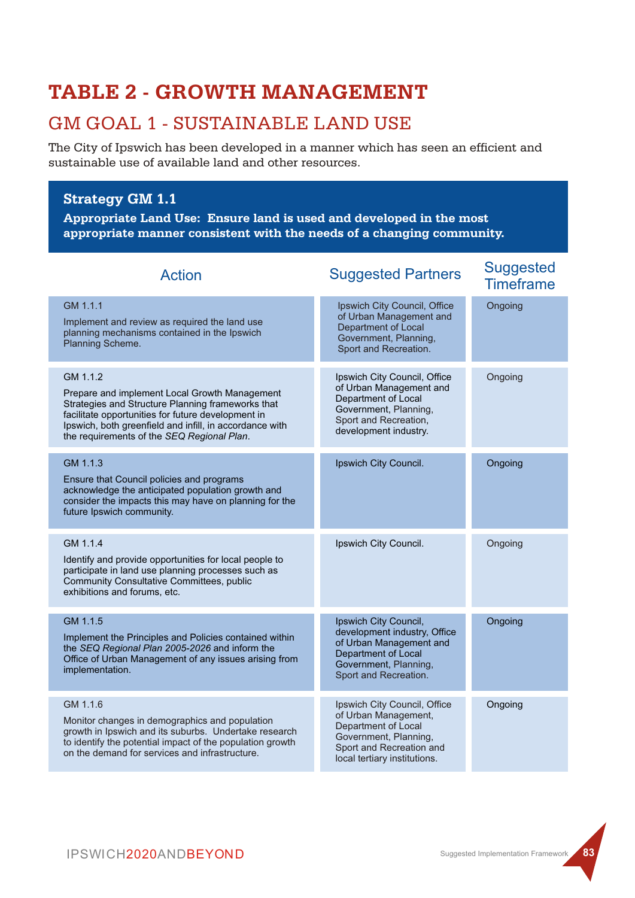# TABLE 2 - GROWTH MANAGEMENT

## GM GOAL 1 - SUSTAINABLE LAND USE

The City of Ipswich has been developed in a manner which has seen an efficient and sustainable use of available land and other resources.

### Strategy GM 1.1

**Appropriate Land Use: Ensure land is used and developed in the most appropriate manner consistent with the needs of a changing community.**

| Action | Suggested Partners | Suggested Timeframe |
|---|---|---|
| GM 1.1.1<br><br>Implement and review as required the land use planning mechanisms contained in the Ipswich Planning Scheme. | Ipswich City Council, Office of Urban Management and Department of Local Government, Planning, Sport and Recreation. | Ongoing |
| GM 1.1.2<br><br>Prepare and implement Local Growth Management Strategies and Structure Planning frameworks that facilitate opportunities for future development in Ipswich, both greenfield and infill, in accordance with the requirements of the *SEQ Regional Plan*. | Ipswich City Council, Office of Urban Management and Department of Local Government, Planning, Sport and Recreation, development industry. | Ongoing |
| GM 1.1.3<br><br>Ensure that Council policies and programs acknowledge the anticipated population growth and consider the impacts this may have on planning for the future Ipswich community. | Ipswich City Council. | Ongoing |
| GM 1.1.4<br><br>Identify and provide opportunities for local people to participate in land use planning processes such as Community Consultative Committees, public exhibitions and forums, etc. | Ipswich City Council. | Ongoing |
| GM 1.1.5<br><br>Implement the Principles and Policies contained within the *SEQ Regional Plan 2005-2026* and inform the Office of Urban Management of any issues arising from implementation. | Ipswich City Council, development industry, Office of Urban Management and Department of Local Government, Planning, Sport and Recreation. | Ongoing |
| GM 1.1.6<br><br>Monitor changes in demographics and population growth in Ipswich and its suburbs. Undertake research to identify the potential impact of the population growth on the demand for services and infrastructure. | Ipswich City Council, Office of Urban Management, Department of Local Government, Planning, Sport and Recreation and local tertiary institutions. | Ongoing |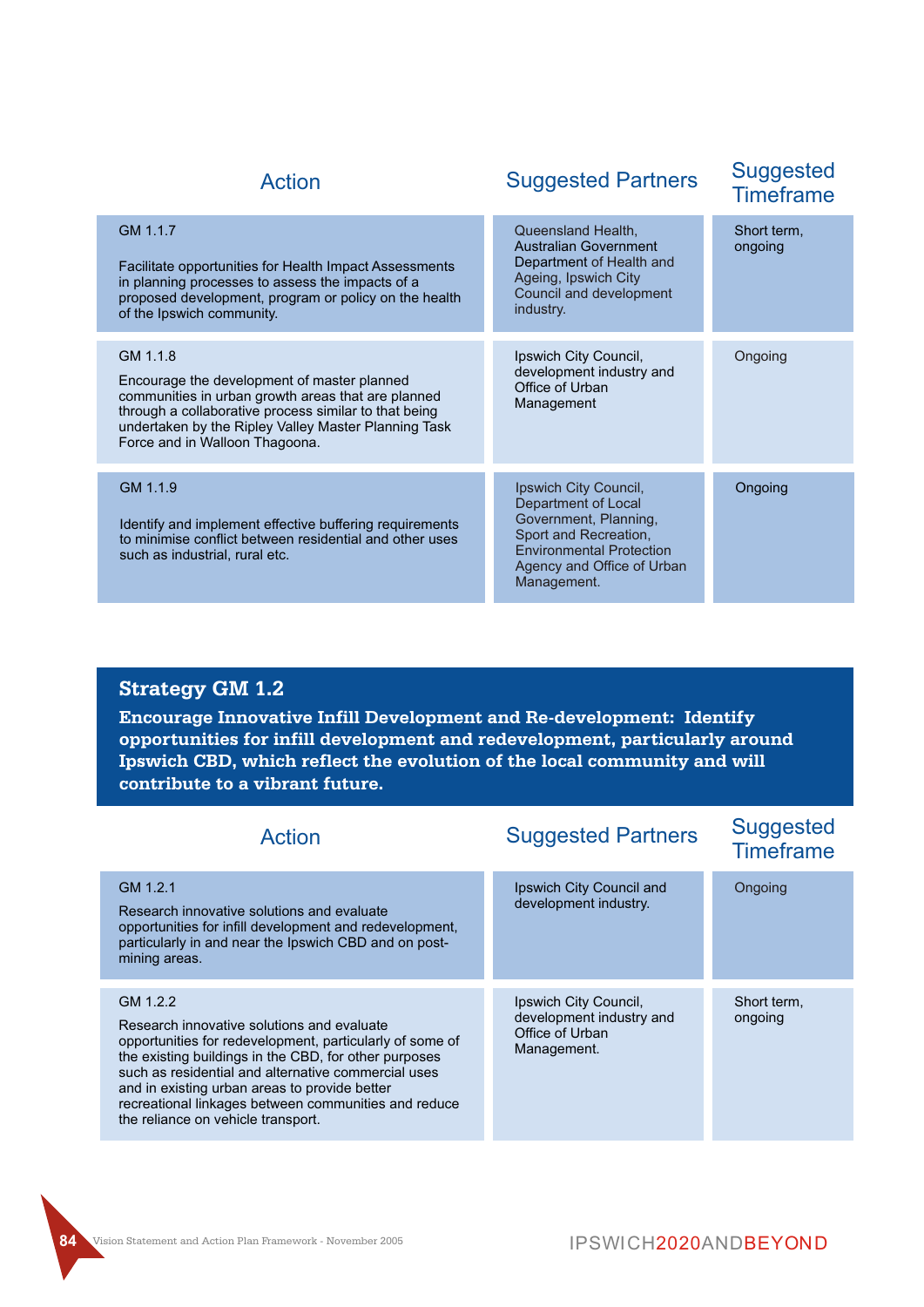| Action | Suggested Partners | Suggested Timeframe |
|---|---|---|
| GM 1.1.7<br><br>Facilitate opportunities for Health Impact Assessments in planning processes to assess the impacts of a proposed development, program or policy on the health of the Ipswich community. | Queensland Health, Australian Government Department of Health and Ageing, Ipswich City Council and development industry. | Short term, ongoing |
| GM 1.1.8<br><br>Encourage the development of master planned communities in urban growth areas that are planned through a collaborative process similar to that being undertaken by the Ripley Valley Master Planning Task Force and in Walloon Thagoona. | Ipswich City Council, development industry and Office of Urban Management | Ongoing |
| GM 1.1.9<br><br>Identify and implement effective buffering requirements to minimise conflict between residential and other uses such as industrial, rural etc. | Ipswich City Council, Department of Local Government, Planning, Sport and Recreation, Environmental Protection Agency and Office of Urban Management. | Ongoing |

## Strategy GM 1.2

**Encourage Innovative Infill Development and Re-development: Identify opportunities for infill development and redevelopment, particularly around Ipswich CBD, which reflect the evolution of the local community and will contribute to a vibrant future.**

| Action | Suggested Partners | Suggested Timeframe |
|---|---|---|
| GM 1.2.1<br>Research innovative solutions and evaluate opportunities for infill development and redevelopment, particularly in and near the Ipswich CBD and on post-mining areas. | Ipswich City Council and development industry. | Ongoing |
| GM 1.2.2<br>Research innovative solutions and evaluate opportunities for redevelopment, particularly of some of the existing buildings in the CBD, for other purposes such as residential and alternative commercial uses and in existing urban areas to provide better recreational linkages between communities and reduce the reliance on vehicle transport. | Ipswich City Council, development industry and Office of Urban Management. | Short term, ongoing |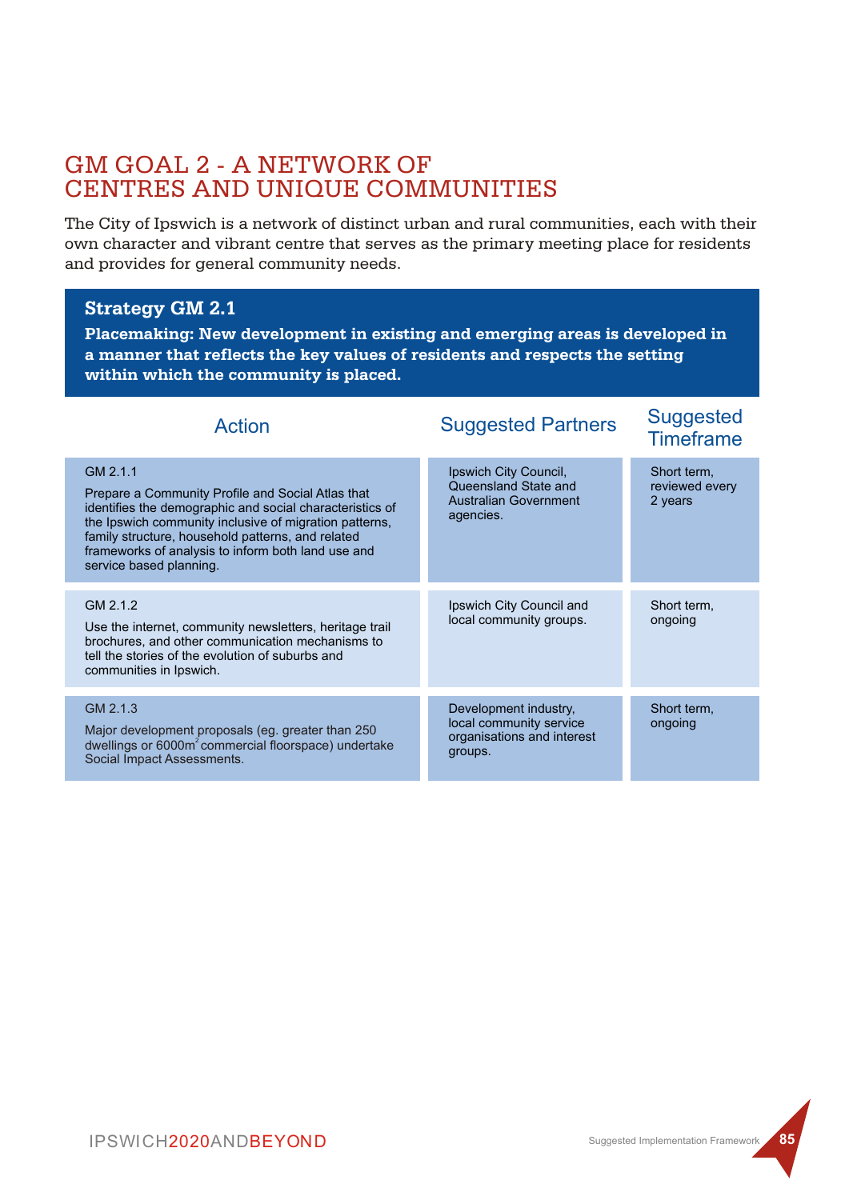# GM GOAL 2 - A NETWORK OF CENTRES AND UNIQUE COMMUNITIES

The City of Ipswich is a network of distinct urban and rural communities, each with their own character and vibrant centre that serves as the primary meeting place for residents and provides for general community needs.

## Strategy GM 2.1

**Placemaking: New development in existing and emerging areas is developed in a manner that reflects the key values of residents and respects the setting within which the community is placed.**

| Action | Suggested Partners | Suggested Timeframe |
|---|---|---|
| GM 2.1.1<br>Prepare a Community Profile and Social Atlas that identifies the demographic and social characteristics of the Ipswich community inclusive of migration patterns, family structure, household patterns, and related frameworks of analysis to inform both land use and service based planning. | Ipswich City Council, Queensland State and Australian Government agencies. | Short term, reviewed every 2 years |
| GM 2.1.2<br>Use the internet, community newsletters, heritage trail brochures, and other communication mechanisms to tell the stories of the evolution of suburbs and communities in Ipswich. | Ipswich City Council and local community groups. | Short term, ongoing |
| GM 2.1.3<br>Major development proposals (eg. greater than 250 dwellings or 6000m$^2$ commercial floorspace) undertake Social Impact Assessments. | Development industry, local community service organisations and interest groups. | Short term, ongoing |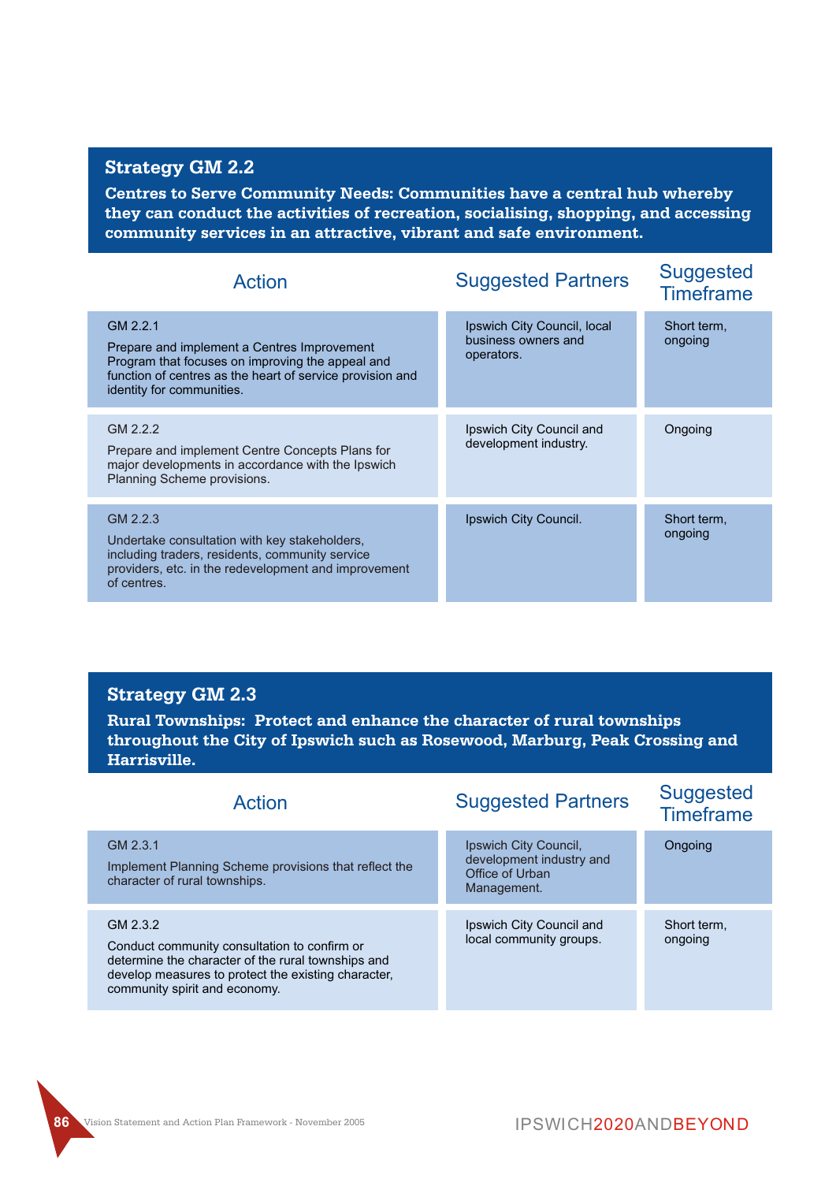## Strategy GM 2.2

**Centres to Serve Community Needs: Communities have a central hub whereby they can conduct the activities of recreation, socialising, shopping, and accessing community services in an attractive, vibrant and safe environment.**

| Action | Suggested Partners | Suggested Timeframe |
|---|---|---|
| GM 2.2.1<br><br>Prepare and implement a Centres Improvement Program that focuses on improving the appeal and function of centres as the heart of service provision and identity for communities. | Ipswich City Council, local business owners and operators. | Short term, ongoing |
| GM 2.2.2<br><br>Prepare and implement Centre Concepts Plans for major developments in accordance with the Ipswich Planning Scheme provisions. | Ipswich City Council and development industry. | Ongoing |
| GM 2.2.3<br><br>Undertake consultation with key stakeholders, including traders, residents, community service providers, etc. in the redevelopment and improvement of centres. | Ipswich City Council. | Short term, ongoing |

## Strategy GM 2.3

**Rural Townships: Protect and enhance the character of rural townships throughout the City of Ipswich such as Rosewood, Marburg, Peak Crossing and Harrisville.**

| Action | Suggested Partners | Suggested Timeframe |
|---|---|---|
| GM 2.3.1<br><br>Implement Planning Scheme provisions that reflect the character of rural townships. | Ipswich City Council, development industry and Office of Urban Management. | Ongoing |
| GM 2.3.2<br><br>Conduct community consultation to confirm or determine the character of the rural townships and develop measures to protect the existing character, community spirit and economy. | Ipswich City Council and local community groups. | Short term, ongoing |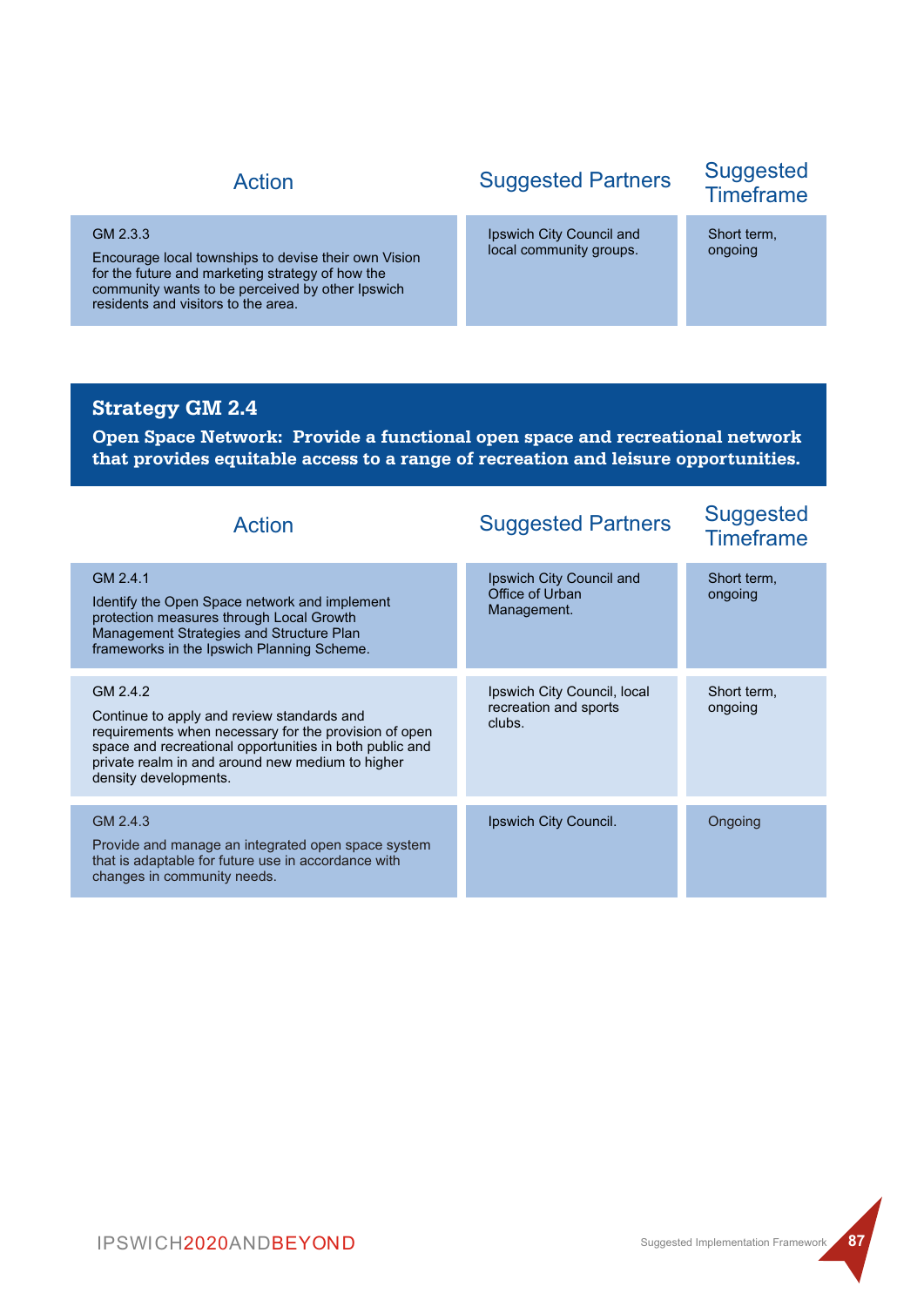| Action | Suggested Partners | Suggested Timeframe |
|---|---|---|
| GM 2.3.3<br>Encourage local townships to devise their own Vision for the future and marketing strategy of how the community wants to be perceived by other Ipswich residents and visitors to the area. | Ipswich City Council and local community groups. | Short term, ongoing |

## Strategy GM 2.4

**Open Space Network: Provide a functional open space and recreational network that provides equitable access to a range of recreation and leisure opportunities.**

| Action | Suggested Partners | Suggested Timeframe |
|---|---|---|
| GM 2.4.1<br>Identify the Open Space network and implement protection measures through Local Growth Management Strategies and Structure Plan frameworks in the Ipswich Planning Scheme. | Ipswich City Council and Office of Urban Management. | Short term, ongoing |
| GM 2.4.2<br>Continue to apply and review standards and requirements when necessary for the provision of open space and recreational opportunities in both public and private realm in and around new medium to higher density developments. | Ipswich City Council, local recreation and sports clubs. | Short term, ongoing |
| GM 2.4.3<br>Provide and manage an integrated open space system that is adaptable for future use in accordance with changes in community needs. | Ipswich City Council. | Ongoing |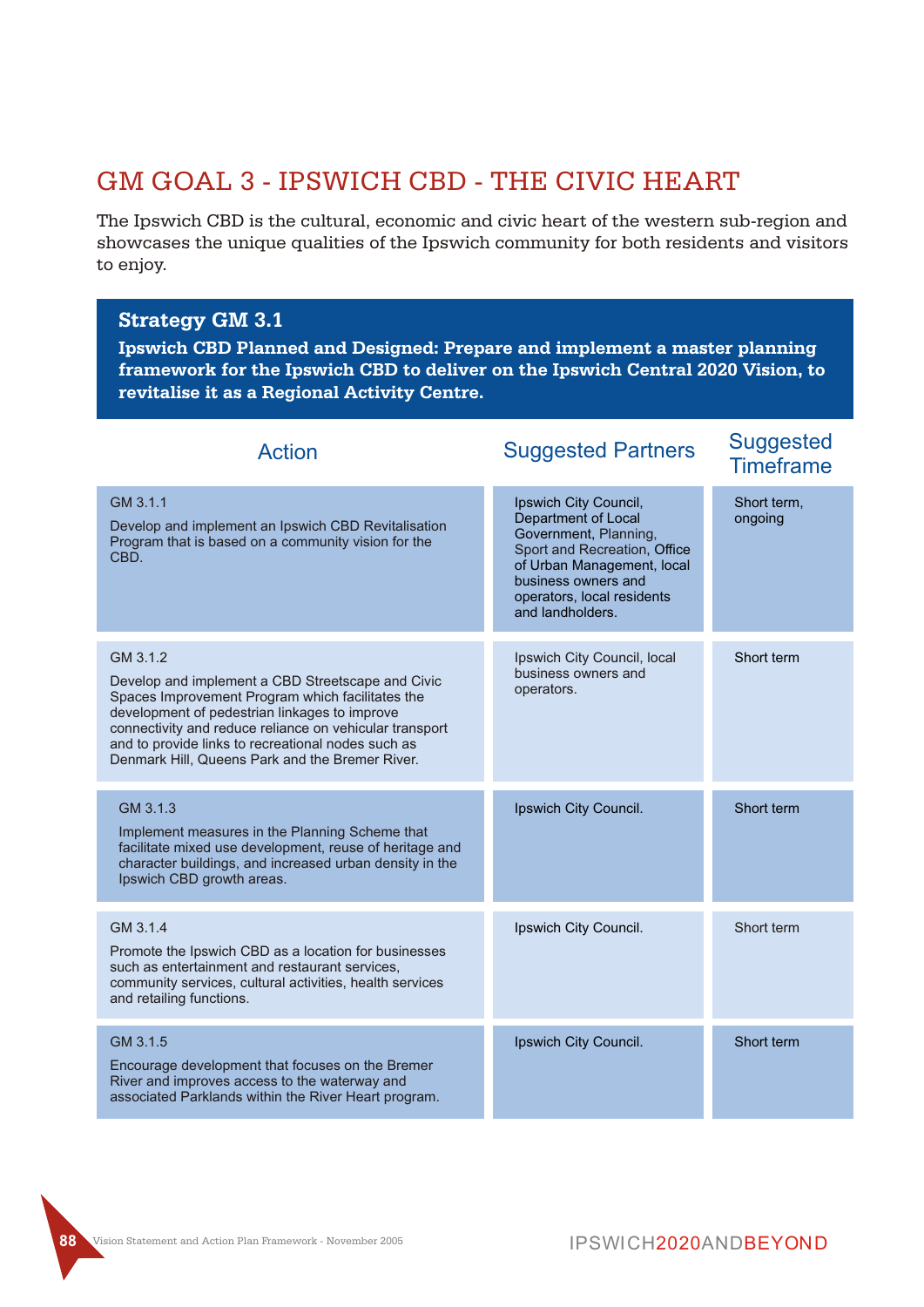# GM GOAL 3 - IPSWICH CBD - THE CIVIC HEART

The Ipswich CBD is the cultural, economic and civic heart of the western sub-region and showcases the unique qualities of the Ipswich community for both residents and visitors to enjoy.

## Strategy GM 3.1

**Ipswich CBD Planned and Designed: Prepare and implement a master planning framework for the Ipswich CBD to deliver on the Ipswich Central 2020 Vision, to revitalise it as a Regional Activity Centre.**

| Action | Suggested Partners | Suggested Timeframe |
|---|---|---|
| GM 3.1.1<br>Develop and implement an Ipswich CBD Revitalisation Program that is based on a community vision for the CBD. | Ipswich City Council, Department of Local Government, Planning, Sport and Recreation, Office of Urban Management, local business owners and operators, local residents and landholders. | Short term, ongoing |
| GM 3.1.2<br>Develop and implement a CBD Streetscape and Civic Spaces Improvement Program which facilitates the development of pedestrian linkages to improve connectivity and reduce reliance on vehicular transport and to provide links to recreational nodes such as Denmark Hill, Queens Park and the Bremer River. | Ipswich City Council, local business owners and operators. | Short term |
| GM 3.1.3<br>Implement measures in the Planning Scheme that facilitate mixed use development, reuse of heritage and character buildings, and increased urban density in the Ipswich CBD growth areas. | Ipswich City Council. | Short term |
| GM 3.1.4<br>Promote the Ipswich CBD as a location for businesses such as entertainment and restaurant services, community services, cultural activities, health services and retailing functions. | Ipswich City Council. | Short term |
| GM 3.1.5<br>Encourage development that focuses on the Bremer River and improves access to the waterway and associated Parklands within the River Heart program. | Ipswich City Council. | Short term |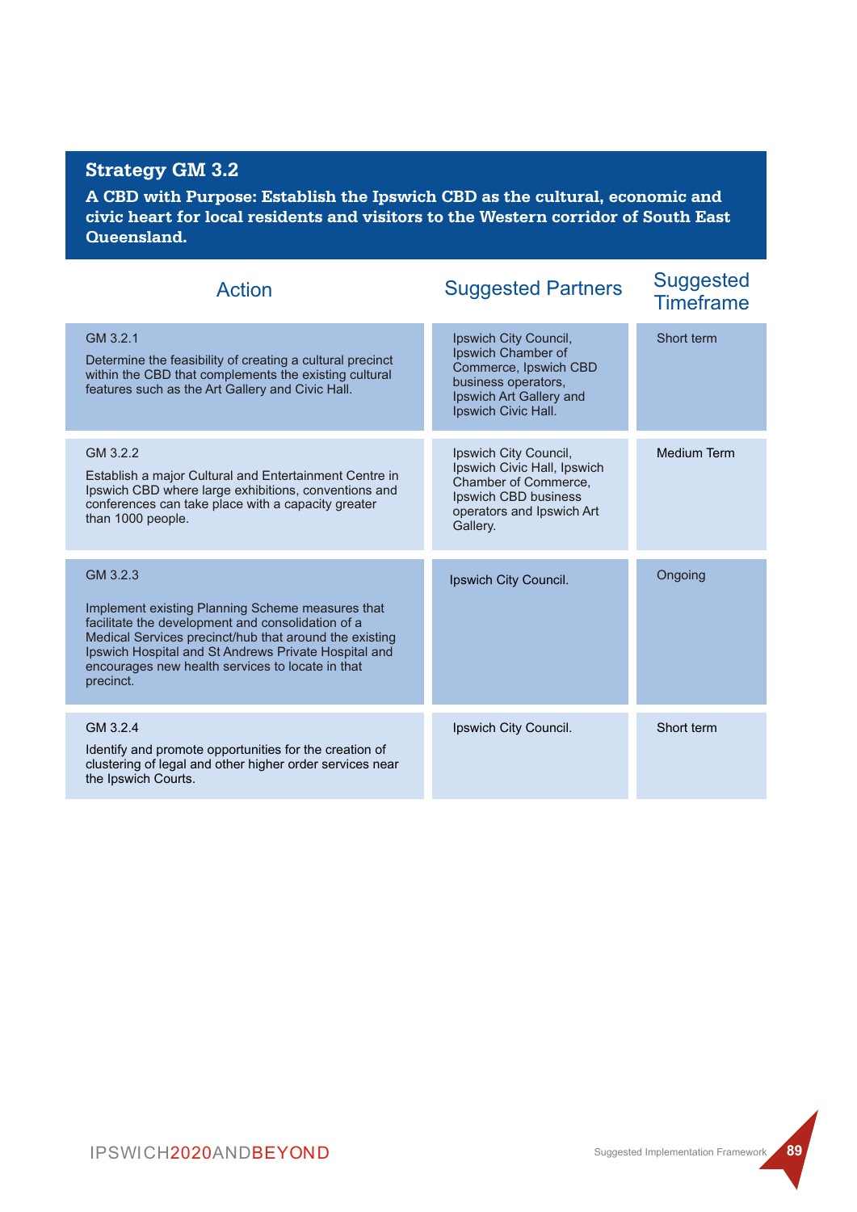## Strategy GM 3.2

**A CBD with Purpose: Establish the Ipswich CBD as the cultural, economic and civic heart for local residents and visitors to the Western corridor of South East Queensland.**

| Action | Suggested Partners | Suggested Timeframe |
|---|---|---|
| GM 3.2.1<br>Determine the feasibility of creating a cultural precinct within the CBD that complements the existing cultural features such as the Art Gallery and Civic Hall. | Ipswich City Council, Ipswich Chamber of Commerce, Ipswich CBD business operators, Ipswich Art Gallery and Ipswich Civic Hall. | Short term |
| GM 3.2.2<br>Establish a major Cultural and Entertainment Centre in Ipswich CBD where large exhibitions, conventions and conferences can take place with a capacity greater than 1000 people. | Ipswich City Council, Ipswich Civic Hall, Ipswich Chamber of Commerce, Ipswich CBD business operators and Ipswich Art Gallery. | Medium Term |
| GM 3.2.3<br>Implement existing Planning Scheme measures that facilitate the development and consolidation of a Medical Services precinct/hub that around the existing Ipswich Hospital and St Andrews Private Hospital and encourages new health services to locate in that precinct. | Ipswich City Council. | Ongoing |
| GM 3.2.4<br>Identify and promote opportunities for the creation of clustering of legal and other higher order services near the Ipswich Courts. | Ipswich City Council. | Short term |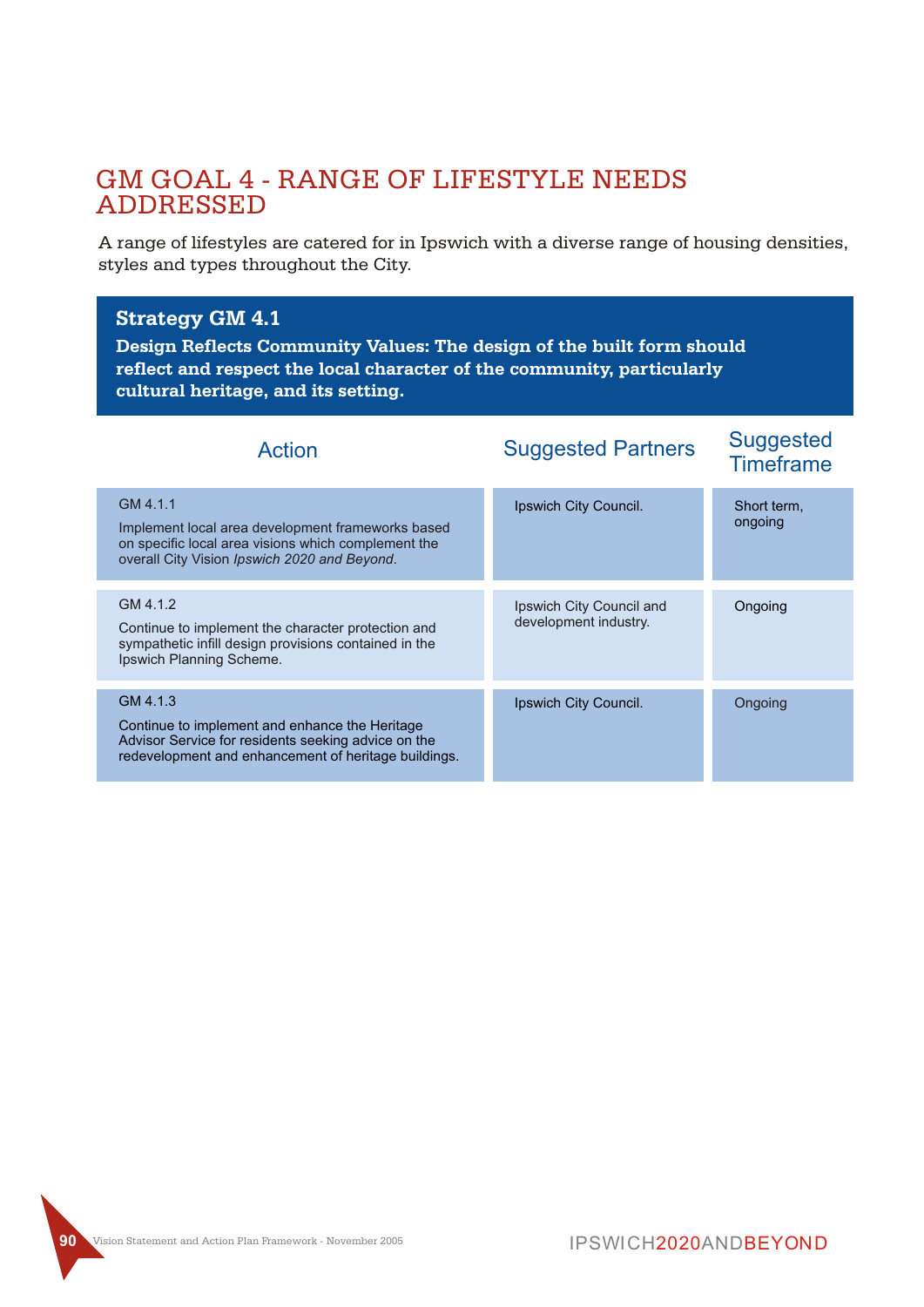# GM GOAL 4 - RANGE OF LIFESTYLE NEEDS ADDRESSED

A range of lifestyles are catered for in Ipswich with a diverse range of housing densities, styles and types throughout the City.

## Strategy GM 4.1

**Design Reflects Community Values: The design of the built form should reflect and respect the local character of the community, particularly cultural heritage, and its setting.**

| Action | Suggested Partners | Suggested Timeframe |
|---|---|---|
| GM 4.1.1<br>Implement local area development frameworks based on specific local area visions which complement the overall City Vision *Ipswich 2020 and Beyond*. | Ipswich City Council. | Short term, ongoing |
| GM 4.1.2<br>Continue to implement the character protection and sympathetic infill design provisions contained in the Ipswich Planning Scheme. | Ipswich City Council and development industry. | Ongoing |
| GM 4.1.3<br>Continue to implement and enhance the Heritage Advisor Service for residents seeking advice on the redevelopment and enhancement of heritage buildings. | Ipswich City Council. | Ongoing |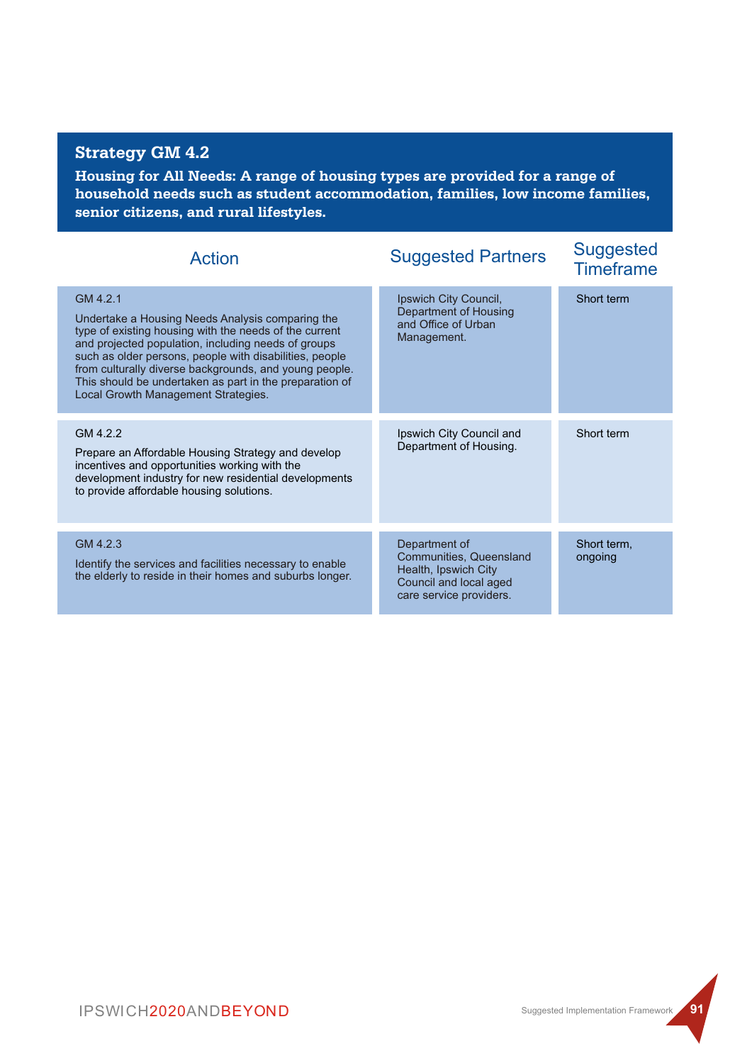## Strategy GM 4.2

**Housing for All Needs: A range of housing types are provided for a range of household needs such as student accommodation, families, low income families, senior citizens, and rural lifestyles.**

| Action | Suggested Partners | Suggested Timeframe |
|---|---|---|
| GM 4.2.1<br><br>Undertake a Housing Needs Analysis comparing the type of existing housing with the needs of the current and projected population, including needs of groups such as older persons, people with disabilities, people from culturally diverse backgrounds, and young people. This should be undertaken as part in the preparation of Local Growth Management Strategies. | Ipswich City Council, Department of Housing and Office of Urban Management. | Short term |
| GM 4.2.2<br><br>Prepare an Affordable Housing Strategy and develop incentives and opportunities working with the development industry for new residential developments to provide affordable housing solutions. | Ipswich City Council and Department of Housing. | Short term |
| GM 4.2.3<br><br>Identify the services and facilities necessary to enable the elderly to reside in their homes and suburbs longer. | Department of Communities, Queensland Health, Ipswich City Council and local aged care service providers. | Short term, ongoing |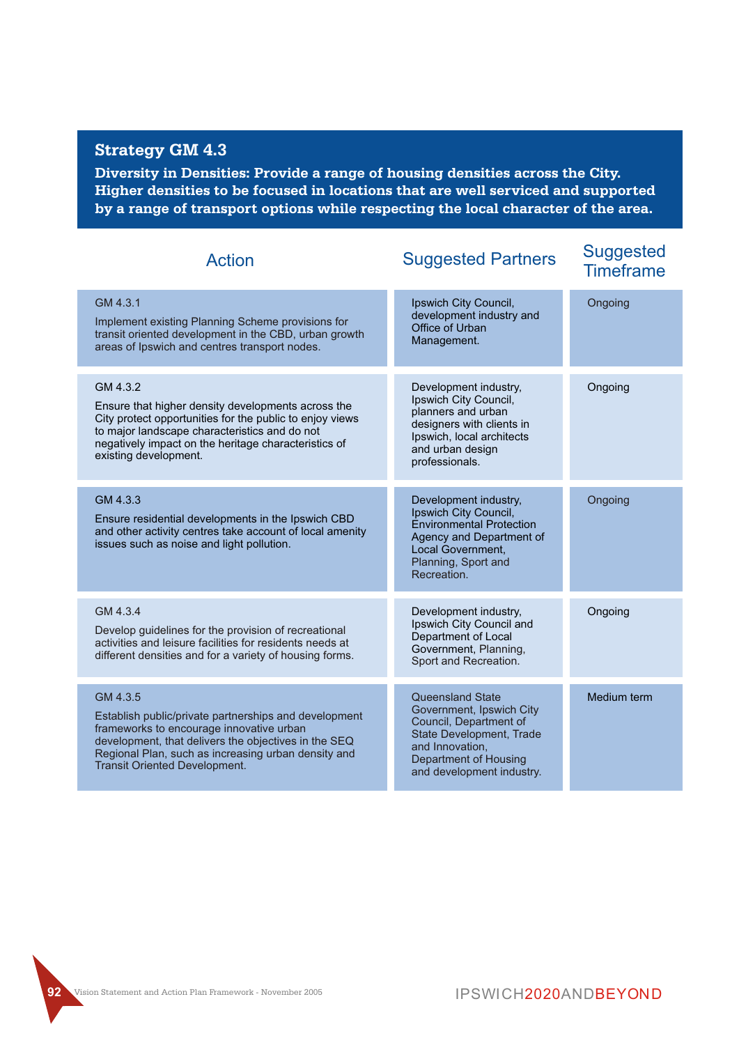## Strategy GM 4.3

**Diversity in Densities: Provide a range of housing densities across the City. Higher densities to be focused in locations that are well serviced and supported by a range of transport options while respecting the local character of the area.**

| Action | Suggested Partners | Suggested Timeframe |
|---|---|---|
| GM 4.3.1<br>Implement existing Planning Scheme provisions for transit oriented development in the CBD, urban growth areas of Ipswich and centres transport nodes. | Ipswich City Council, development industry and Office of Urban Management. | Ongoing |
| GM 4.3.2<br>Ensure that higher density developments across the City protect opportunities for the public to enjoy views to major landscape characteristics and do not negatively impact on the heritage characteristics of existing development. | Development industry, Ipswich City Council, planners and urban designers with clients in Ipswich, local architects and urban design professionals. | Ongoing |
| GM 4.3.3<br>Ensure residential developments in the Ipswich CBD and other activity centres take account of local amenity issues such as noise and light pollution. | Development industry, Ipswich City Council, Environmental Protection Agency and Department of Local Government, Planning, Sport and Recreation. | Ongoing |
| GM 4.3.4<br>Develop guidelines for the provision of recreational activities and leisure facilities for residents needs at different densities and for a variety of housing forms. | Development industry, Ipswich City Council and Department of Local Government, Planning, Sport and Recreation. | Ongoing |
| GM 4.3.5<br>Establish public/private partnerships and development frameworks to encourage innovative urban development, that delivers the objectives in the SEQ Regional Plan, such as increasing urban density and Transit Oriented Development. | Queensland State Government, Ipswich City Council, Department of State Development, Trade and Innovation, Department of Housing and development industry. | Medium term |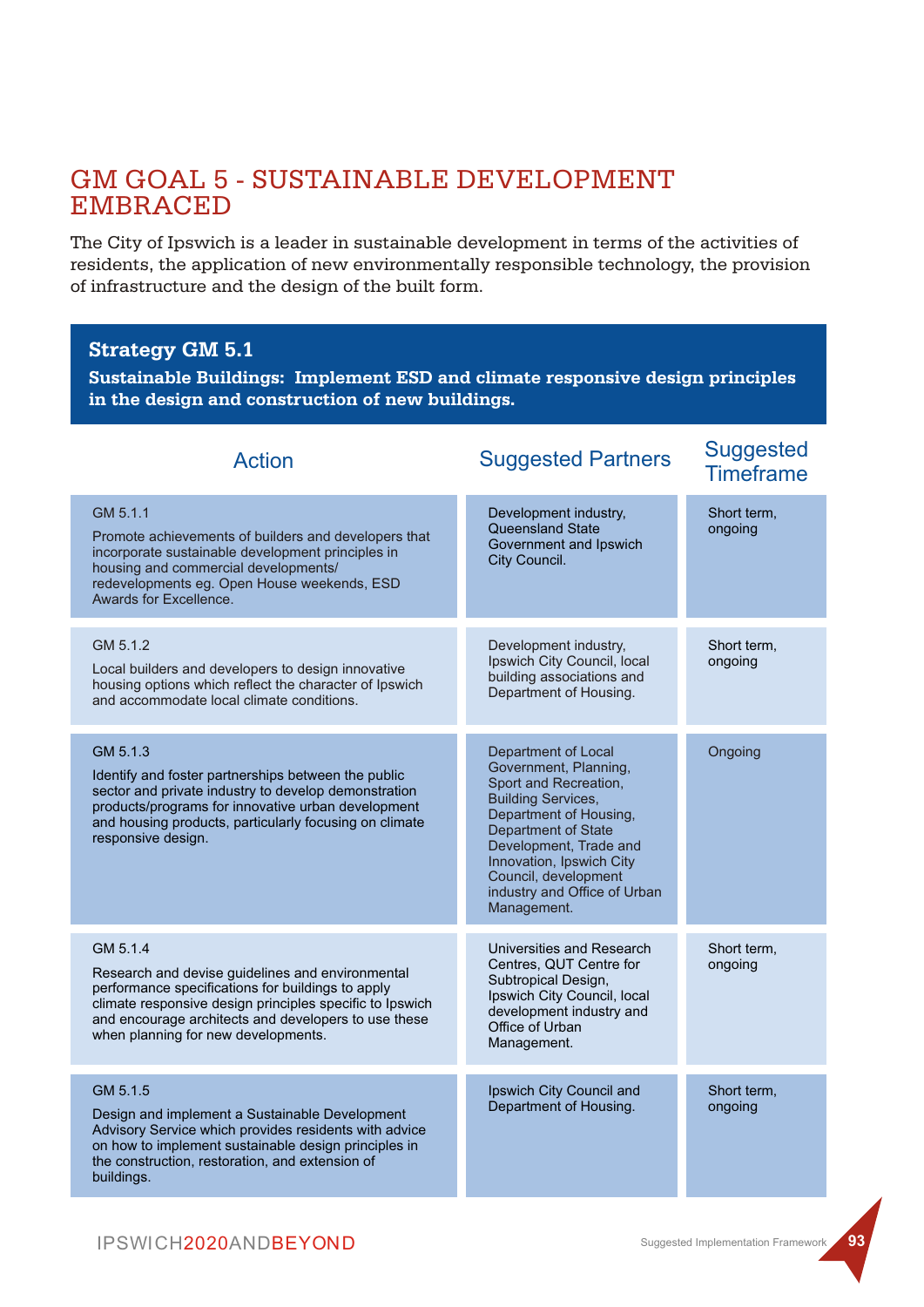# GM GOAL 5 - SUSTAINABLE DEVELOPMENT EMBRACED

The City of Ipswich is a leader in sustainable development in terms of the activities of residents, the application of new environmentally responsible technology, the provision of infrastructure and the design of the built form.

## Strategy GM 5.1

**Sustainable Buildings: Implement ESD and climate responsive design principles in the design and construction of new buildings.**

| Action | Suggested Partners | Suggested Timeframe |
|---|---|---|
| GM 5.1.1<br>Promote achievements of builders and developers that incorporate sustainable development principles in housing and commercial developments/ redevelopments eg. Open House weekends, ESD Awards for Excellence. | Development industry, Queensland State Government and Ipswich City Council. | Short term, ongoing |
| GM 5.1.2<br>Local builders and developers to design innovative housing options which reflect the character of Ipswich and accommodate local climate conditions. | Development industry, Ipswich City Council, local building associations and Department of Housing. | Short term, ongoing |
| GM 5.1.3<br>Identify and foster partnerships between the public sector and private industry to develop demonstration products/programs for innovative urban development and housing products, particularly focusing on climate responsive design. | Department of Local Government, Planning, Sport and Recreation, Building Services, Department of Housing, Department of State Development, Trade and Innovation, Ipswich City Council, development industry and Office of Urban Management. | Ongoing |
| GM 5.1.4<br>Research and devise guidelines and environmental performance specifications for buildings to apply climate responsive design principles specific to Ipswich and encourage architects and developers to use these when planning for new developments. | Universities and Research Centres, QUT Centre for Subtropical Design, Ipswich City Council, local development industry and Office of Urban Management. | Short term, ongoing |
| GM 5.1.5<br>Design and implement a Sustainable Development Advisory Service which provides residents with advice on how to implement sustainable design principles in the construction, restoration, and extension of buildings. | Ipswich City Council and Department of Housing. | Short term, ongoing |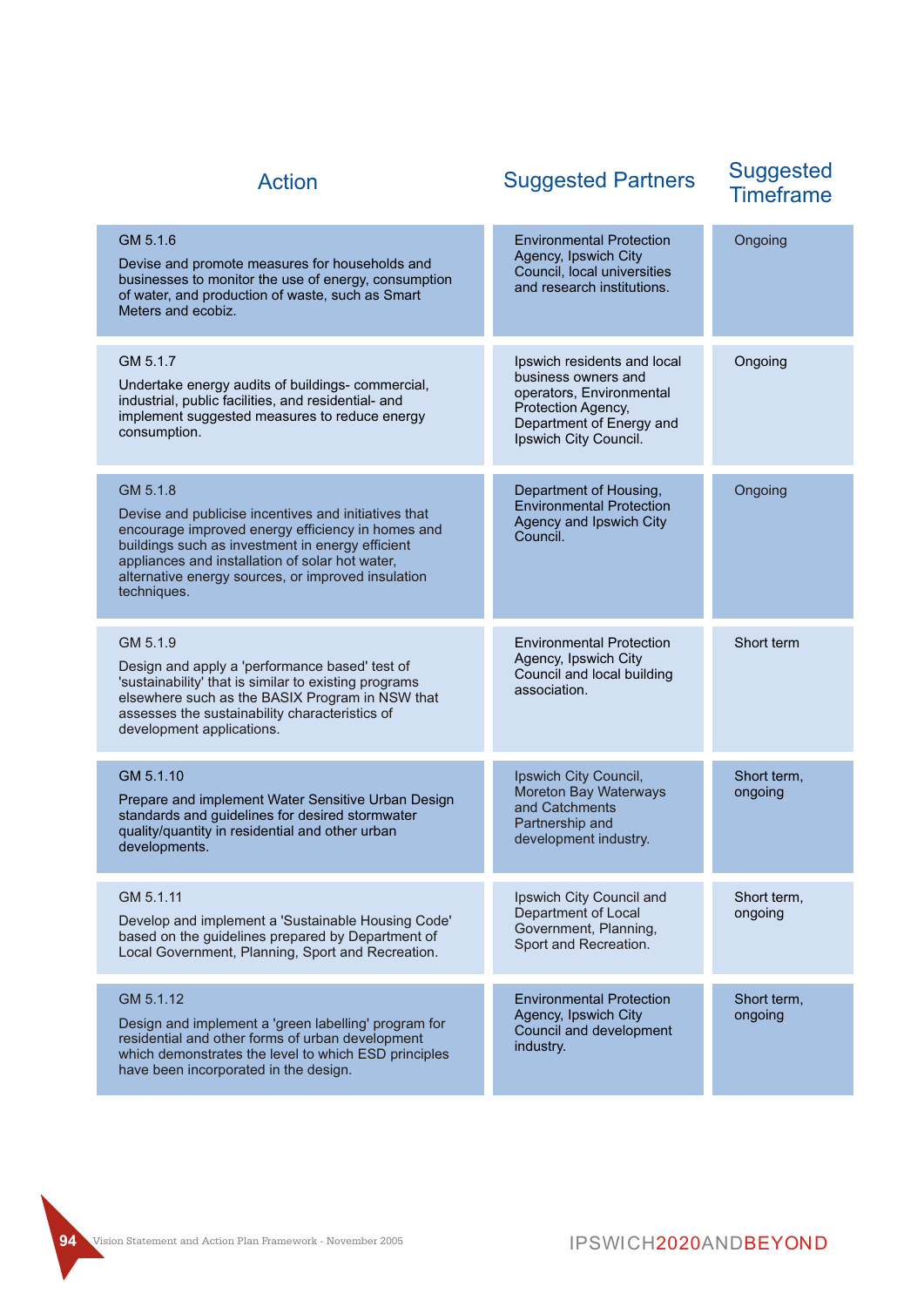| Action | Suggested Partners | Suggested Timeframe |
| --- | --- | --- |
| GM 5.1.6<br>Devise and promote measures for households and businesses to monitor the use of energy, consumption of water, and production of waste, such as Smart Meters and ecobiz. | Environmental Protection Agency, Ipswich City Council, local universities and research institutions. | Ongoing |
| GM 5.1.7<br>Undertake energy audits of buildings- commercial, industrial, public facilities, and residential- and implement suggested measures to reduce energy consumption. | Ipswich residents and local business owners and operators, Environmental Protection Agency, Department of Energy and Ipswich City Council. | Ongoing |
| GM 5.1.8<br>Devise and publicise incentives and initiatives that encourage improved energy efficiency in homes and buildings such as investment in energy efficient appliances and installation of solar hot water, alternative energy sources, or improved insulation techniques. | Department of Housing, Environmental Protection Agency and Ipswich City Council. | Ongoing |
| GM 5.1.9<br>Design and apply a 'performance based' test of 'sustainability' that is similar to existing programs elsewhere such as the BASIX Program in NSW that assesses the sustainability characteristics of development applications. | Environmental Protection Agency, Ipswich City Council and local building association. | Short term |
| GM 5.1.10<br>Prepare and implement Water Sensitive Urban Design standards and guidelines for desired stormwater quality/quantity in residential and other urban developments. | Ipswich City Council, Moreton Bay Waterways and Catchments Partnership and development industry. | Short term, ongoing |
| GM 5.1.11<br>Develop and implement a 'Sustainable Housing Code' based on the guidelines prepared by Department of Local Government, Planning, Sport and Recreation. | Ipswich City Council and Department of Local Government, Planning, Sport and Recreation. | Short term, ongoing |
| GM 5.1.12<br>Design and implement a 'green labelling' program for residential and other forms of urban development which demonstrates the level to which ESD principles have been incorporated in the design. | Environmental Protection Agency, Ipswich City Council and development industry. | Short term, ongoing |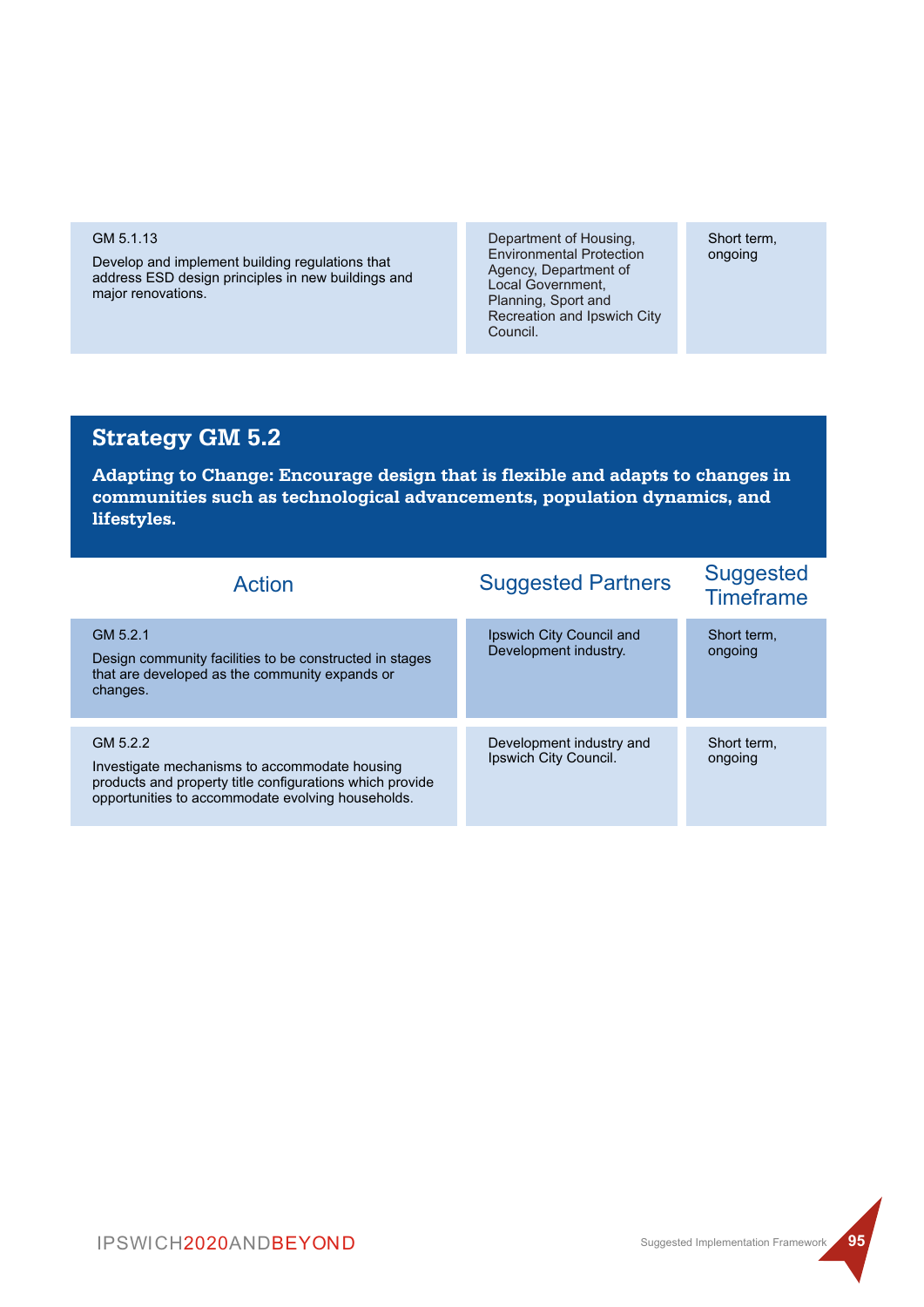| Action | Suggested Partners | Suggested Timeframe |
|---|---|---|
| GM 5.1.13<br>Develop and implement building regulations that address ESD design principles in new buildings and major renovations. | Department of Housing, Environmental Protection Agency, Department of Local Government, Planning, Sport and Recreation and Ipswich City Council. | Short term, ongoing |

## Strategy GM 5.2

**Adapting to Change: Encourage design that is flexible and adapts to changes in communities such as technological advancements, population dynamics, and lifestyles.**

| Action | Suggested Partners | Suggested Timeframe |
|---|---|---|
| GM 5.2.1<br>Design community facilities to be constructed in stages that are developed as the community expands or changes. | Ipswich City Council and Development industry. | Short term, ongoing |
| GM 5.2.2<br>Investigate mechanisms to accommodate housing products and property title configurations which provide opportunities to accommodate evolving households. | Development industry and Ipswich City Council. | Short term, ongoing |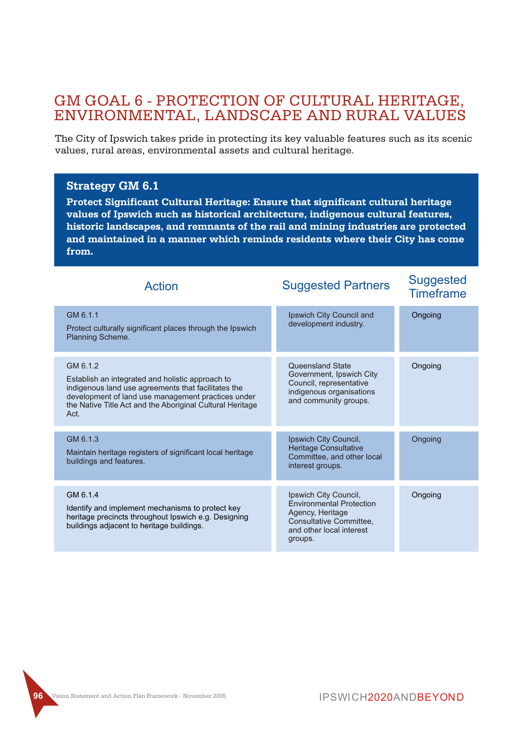# GM GOAL 6 - PROTECTION OF CULTURAL HERITAGE, ENVIRONMENTAL, LANDSCAPE AND RURAL VALUES

The City of Ipswich takes pride in protecting its key valuable features such as its scenic values, rural areas, environmental assets and cultural heritage.

## Strategy GM 6.1

**Protect Significant Cultural Heritage: Ensure that significant cultural heritage values of Ipswich such as historical architecture, indigenous cultural features, historic landscapes, and remnants of the rail and mining industries are protected and maintained in a manner which reminds residents where their City has come from.**

| Action | Suggested Partners | Suggested Timeframe |
|---|---|---|
| GM 6.1.1<br>Protect culturally significant places through the Ipswich Planning Scheme. | Ipswich City Council and development industry. | Ongoing |
| GM 6.1.2<br>Establish an integrated and holistic approach to indigenous land use agreements that facilitates the development of land use management practices under the Native Title Act and the Aboriginal Cultural Heritage Act. | Queensland State Government, Ipswich City Council, representative indigenous organisations and community groups. | Ongoing |
| GM 6.1.3<br>Maintain heritage registers of significant local heritage buildings and features. | Ipswich City Council, Heritage Consultative Committee, and other local interest groups. | Ongoing |
| GM 6.1.4<br>Identify and implement mechanisms to protect key heritage precincts throughout Ipswich e.g. Designing buildings adjacent to heritage buildings. | Ipswich City Council, Environmental Protection Agency, Heritage Consultative Committee, and other local interest groups. | Ongoing |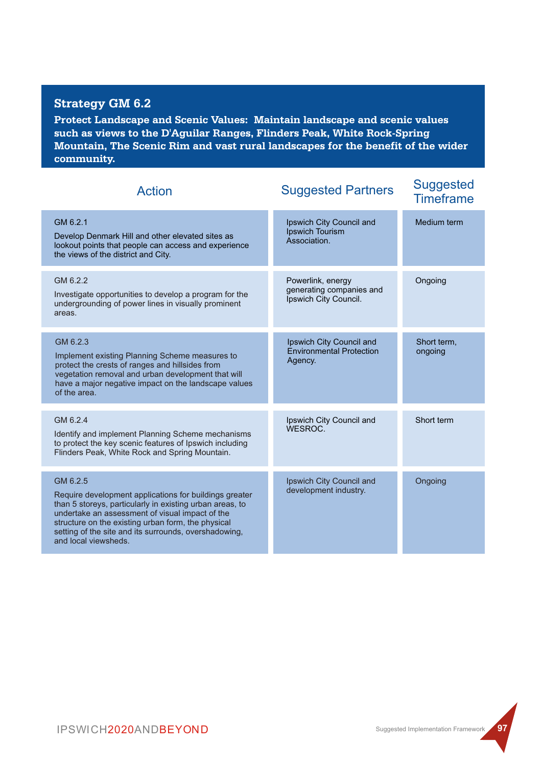## Strategy GM 6.2

**Protect Landscape and Scenic Values: Maintain landscape and scenic values such as views to the D'Aguilar Ranges, Flinders Peak, White Rock-Spring Mountain, The Scenic Rim and vast rural landscapes for the benefit of the wider community.**

| Action | Suggested Partners | Suggested Timeframe |
|---|---|---|
| GM 6.2.1<br><br>Develop Denmark Hill and other elevated sites as lookout points that people can access and experience the views of the district and City. | Ipswich City Council and Ipswich Tourism Association. | Medium term |
| GM 6.2.2<br><br>Investigate opportunities to develop a program for the undergrounding of power lines in visually prominent areas. | Powerlink, energy generating companies and Ipswich City Council. | Ongoing |
| GM 6.2.3<br><br>Implement existing Planning Scheme measures to protect the crests of ranges and hillsides from vegetation removal and urban development that will have a major negative impact on the landscape values of the area. | Ipswich City Council and Environmental Protection Agency. | Short term, ongoing |
| GM 6.2.4<br><br>Identify and implement Planning Scheme mechanisms to protect the key scenic features of Ipswich including Flinders Peak, White Rock and Spring Mountain. | Ipswich City Council and WESROC. | Short term |
| GM 6.2.5<br><br>Require development applications for buildings greater than 5 storeys, particularly in existing urban areas, to undertake an assessment of visual impact of the structure on the existing urban form, the physical setting of the site and its surrounds, overshadowing, and local viewsheds. | Ipswich City Council and development industry. | Ongoing |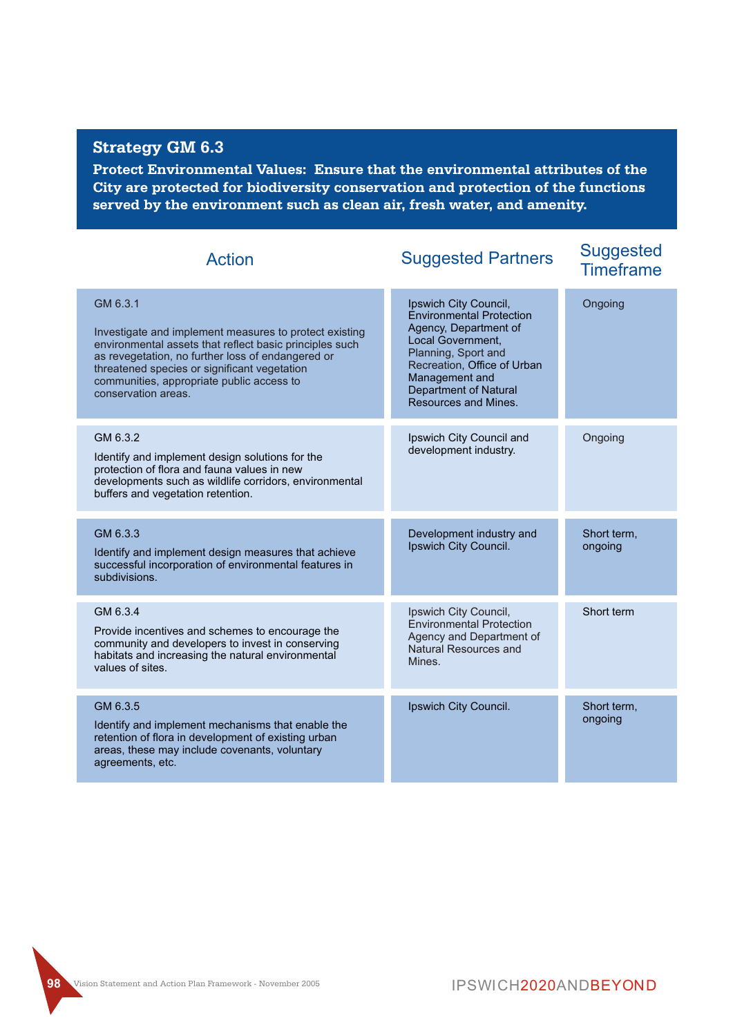## Strategy GM 6.3

**Protect Environmental Values: Ensure that the environmental attributes of the City are protected for biodiversity conservation and protection of the functions served by the environment such as clean air, fresh water, and amenity.**

| Action | Suggested Partners | Suggested Timeframe |
|---|---|---|
| GM 6.3.1<br><br>Investigate and implement measures to protect existing environmental assets that reflect basic principles such as revegetation, no further loss of endangered or threatened species or significant vegetation communities, appropriate public access to conservation areas. | Ipswich City Council, Environmental Protection Agency, Department of Local Government, Planning, Sport and Recreation, Office of Urban Management and Department of Natural Resources and Mines. | Ongoing |
| GM 6.3.2<br><br>Identify and implement design solutions for the protection of flora and fauna values in new developments such as wildlife corridors, environmental buffers and vegetation retention. | Ipswich City Council and development industry. | Ongoing |
| GM 6.3.3<br><br>Identify and implement design measures that achieve successful incorporation of environmental features in subdivisions. | Development industry and Ipswich City Council. | Short term, ongoing |
| GM 6.3.4<br><br>Provide incentives and schemes to encourage the community and developers to invest in conserving habitats and increasing the natural environmental values of sites. | Ipswich City Council, Environmental Protection Agency and Department of Natural Resources and Mines. | Short term |
| GM 6.3.5<br><br>Identify and implement mechanisms that enable the retention of flora in development of existing urban areas, these may include covenants, voluntary agreements, etc. | Ipswich City Council. | Short term, ongoing |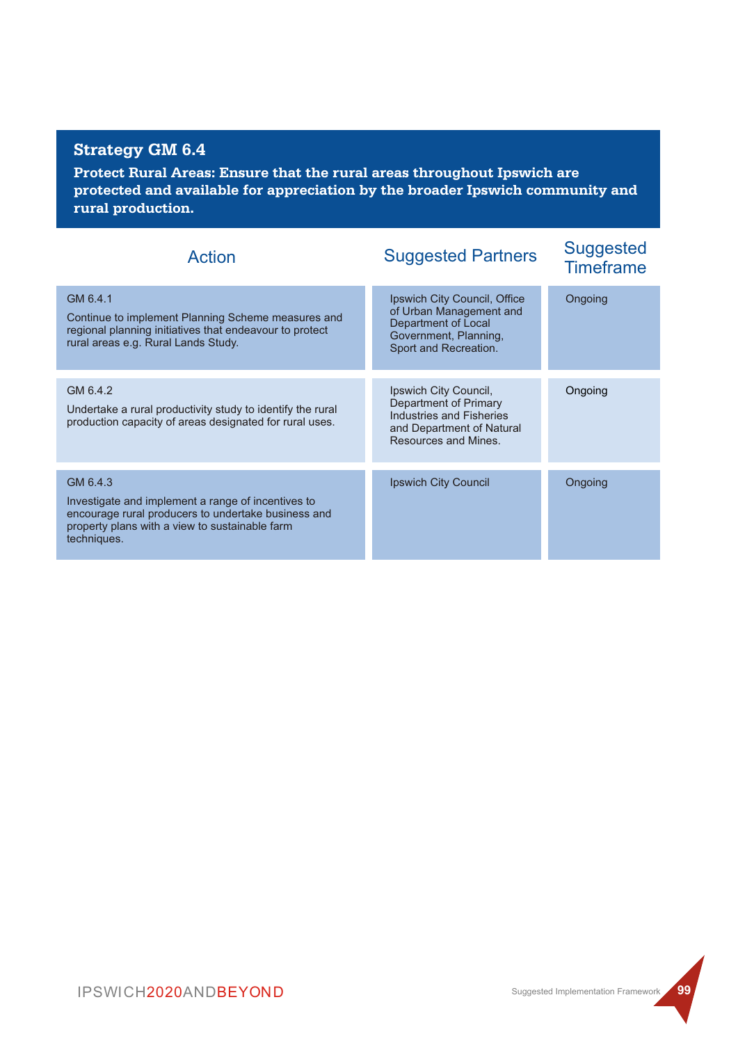## Strategy GM 6.4

**Protect Rural Areas: Ensure that the rural areas throughout Ipswich are protected and available for appreciation by the broader Ipswich community and rural production.**

| Action | Suggested Partners | Suggested Timeframe |
|---|---|---|
| GM 6.4.1<br>Continue to implement Planning Scheme measures and regional planning initiatives that endeavour to protect rural areas e.g. Rural Lands Study. | Ipswich City Council, Office of Urban Management and Department of Local Government, Planning, Sport and Recreation. | Ongoing |
| GM 6.4.2<br>Undertake a rural productivity study to identify the rural production capacity of areas designated for rural uses. | Ipswich City Council, Department of Primary Industries and Fisheries and Department of Natural Resources and Mines. | Ongoing |
| GM 6.4.3<br>Investigate and implement a range of incentives to encourage rural producers to undertake business and property plans with a view to sustainable farm techniques. | Ipswich City Council | Ongoing |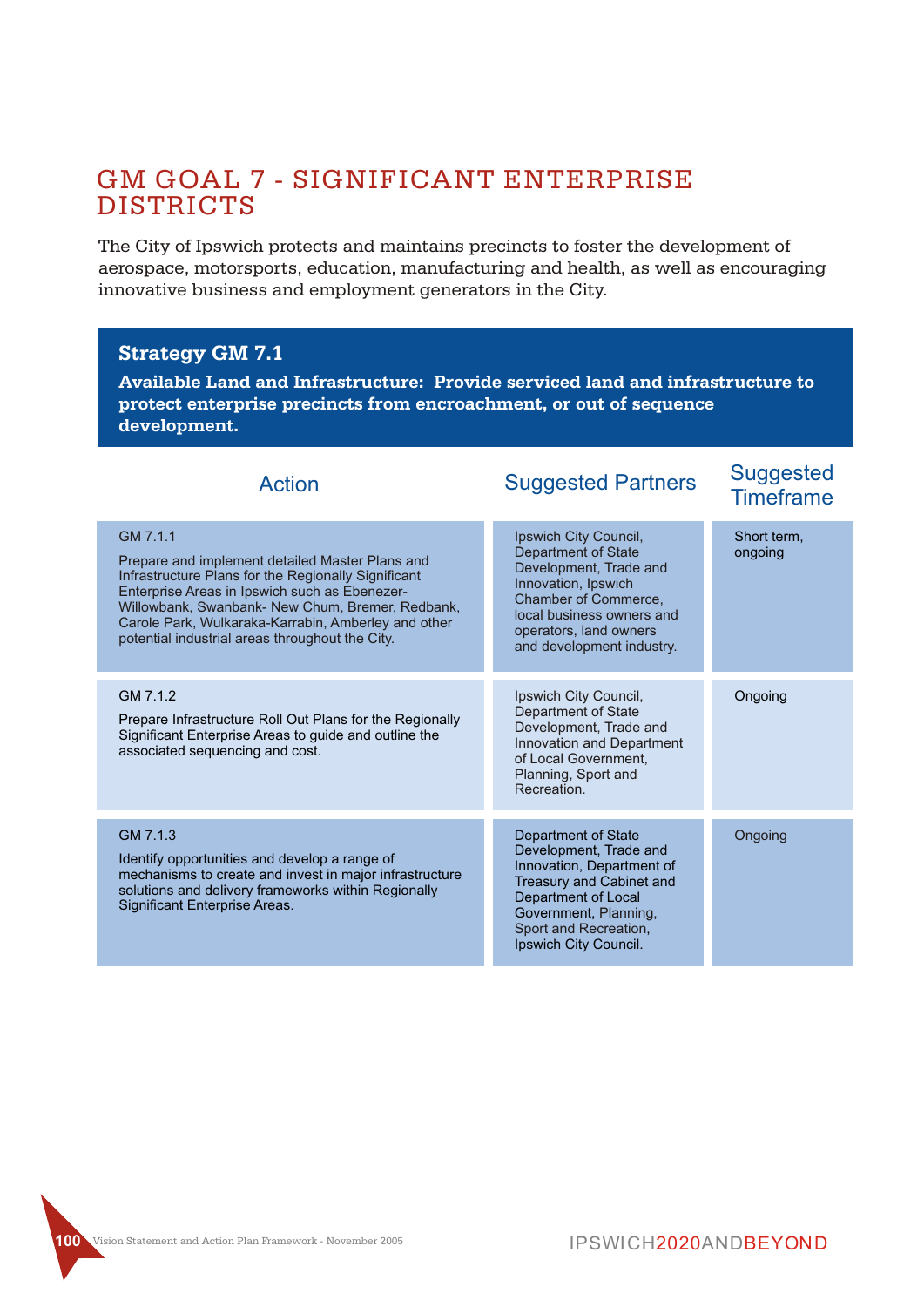# GM GOAL 7 - SIGNIFICANT ENTERPRISE DISTRICTS

The City of Ipswich protects and maintains precincts to foster the development of aerospace, motorsports, education, manufacturing and health, as well as encouraging innovative business and employment generators in the City.

## Strategy GM 7.1

**Available Land and Infrastructure: Provide serviced land and infrastructure to protect enterprise precincts from encroachment, or out of sequence development.**

| Action | Suggested Partners | Suggested Timeframe |
|---|---|---|
| GM 7.1.1<br><br>Prepare and implement detailed Master Plans and Infrastructure Plans for the Regionally Significant Enterprise Areas in Ipswich such as Ebenezer-Willowbank, Swanbank- New Chum, Bremer, Redbank, Carole Park, Wulkaraka-Karrabin, Amberley and other potential industrial areas throughout the City. | Ipswich City Council, Department of State Development, Trade and Innovation, Ipswich Chamber of Commerce, local business owners and operators, land owners and development industry. | Short term, ongoing |
| GM 7.1.2<br><br>Prepare Infrastructure Roll Out Plans for the Regionally Significant Enterprise Areas to guide and outline the associated sequencing and cost. | Ipswich City Council, Department of State Development, Trade and Innovation and Department of Local Government, Planning, Sport and Recreation. | Ongoing |
| GM 7.1.3<br><br>Identify opportunities and develop a range of mechanisms to create and invest in major infrastructure solutions and delivery frameworks within Regionally Significant Enterprise Areas. | Department of State Development, Trade and Innovation, Department of Treasury and Cabinet and Department of Local Government, Planning, Sport and Recreation, Ipswich City Council. | Ongoing |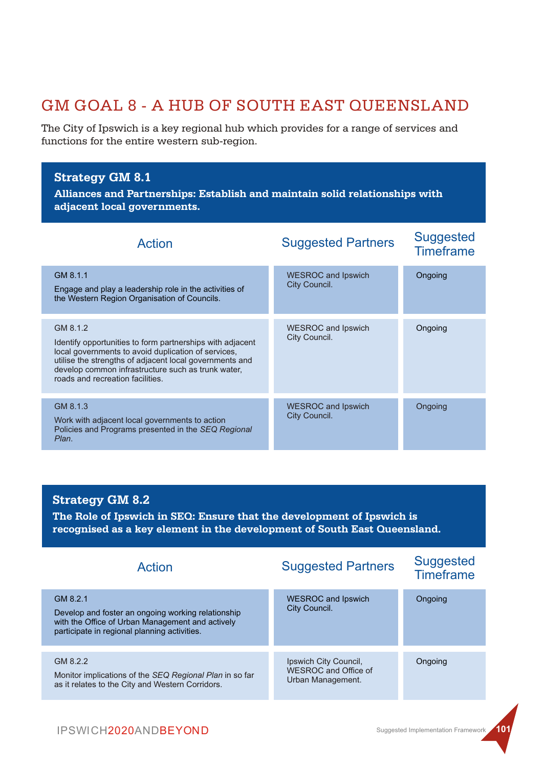## GM GOAL 8 - A HUB OF SOUTH EAST QUEENSLAND

The City of Ipswich is a key regional hub which provides for a range of services and functions for the entire western sub-region.

### Strategy GM 8.1

**Alliances and Partnerships: Establish and maintain solid relationships with adjacent local governments.**

| Action | Suggested Partners | Suggested Timeframe |
|---|---|---|
| GM 8.1.1<br>Engage and play a leadership role in the activities of the Western Region Organisation of Councils. | WESROC and Ipswich City Council. | Ongoing |
| GM 8.1.2<br>Identify opportunities to form partnerships with adjacent local governments to avoid duplication of services, utilise the strengths of adjacent local governments and develop common infrastructure such as trunk water, roads and recreation facilities. | WESROC and Ipswich City Council. | Ongoing |
| GM 8.1.3<br>Work with adjacent local governments to action Policies and Programs presented in the *SEQ Regional Plan*. | WESROC and Ipswich City Council. | Ongoing |

### Strategy GM 8.2

**The Role of Ipswich in SEQ: Ensure that the development of Ipswich is recognised as a key element in the development of South East Queensland.**

| Action | Suggested Partners | Suggested Timeframe |
|---|---|---|
| GM 8.2.1<br>Develop and foster an ongoing working relationship with the Office of Urban Management and actively participate in regional planning activities. | WESROC and Ipswich City Council. | Ongoing |
| GM 8.2.2<br>Monitor implications of the *SEQ Regional Plan* in so far as it relates to the City and Western Corridors. | Ipswich City Council, WESROC and Office of Urban Management. | Ongoing |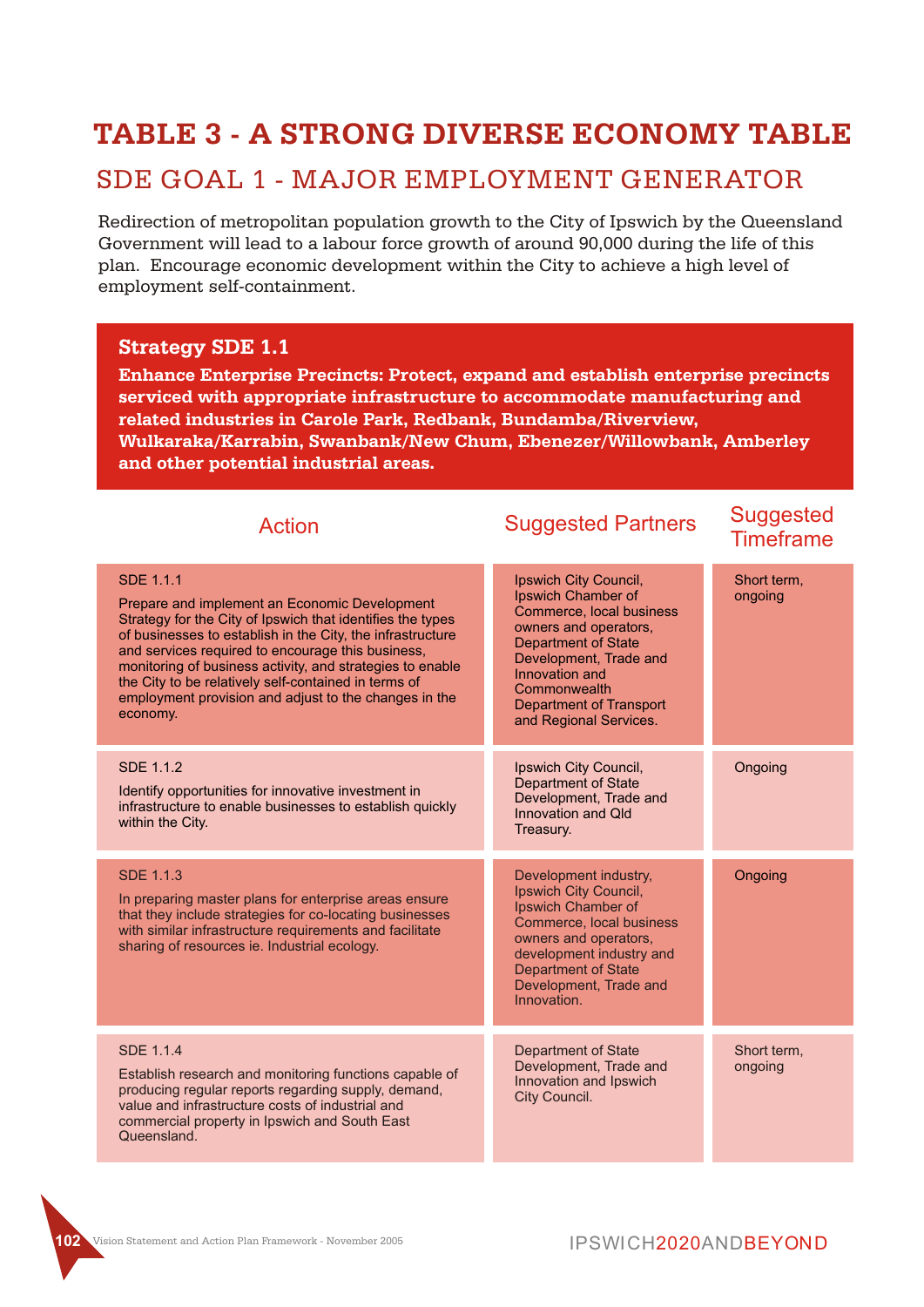# TABLE 3 - A STRONG DIVERSE ECONOMY TABLE

## SDE GOAL 1 - MAJOR EMPLOYMENT GENERATOR

Redirection of metropolitan population growth to the City of Ipswich by the Queensland Government will lead to a labour force growth of around 90,000 during the life of this plan. Encourage economic development within the City to achieve a high level of employment self-containment.

### Strategy SDE 1.1

**Enhance Enterprise Precincts: Protect, expand and establish enterprise precincts serviced with appropriate infrastructure to accommodate manufacturing and related industries in Carole Park, Redbank, Bundamba/Riverview, Wulkaraka/Karrabin, Swanbank/New Chum, Ebenezer/Willowbank, Amberley and other potential industrial areas.**

| Action | Suggested Partners | Suggested Timeframe |
|---|---|---|
| SDE 1.1.1<br>Prepare and implement an Economic Development Strategy for the City of Ipswich that identifies the types of businesses to establish in the City, the infrastructure and services required to encourage this business, monitoring of business activity, and strategies to enable the City to be relatively self-contained in terms of employment provision and adjust to the changes in the economy. | Ipswich City Council, Ipswich Chamber of Commerce, local business owners and operators, Department of State Development, Trade and Innovation and Commonwealth Department of Transport and Regional Services. | Short term, ongoing |
| SDE 1.1.2<br>Identify opportunities for innovative investment in infrastructure to enable businesses to establish quickly within the City. | Ipswich City Council, Department of State Development, Trade and Innovation and Qld Treasury. | Ongoing |
| SDE 1.1.3<br>In preparing master plans for enterprise areas ensure that they include strategies for co-locating businesses with similar infrastructure requirements and facilitate sharing of resources ie. Industrial ecology. | Development industry, Ipswich City Council, Ipswich Chamber of Commerce, local business owners and operators, development industry and Department of State Development, Trade and Innovation. | Ongoing |
| SDE 1.1.4<br>Establish research and monitoring functions capable of producing regular reports regarding supply, demand, value and infrastructure costs of industrial and commercial property in Ipswich and South East Queensland. | Department of State Development, Trade and Innovation and Ipswich City Council. | Short term, ongoing |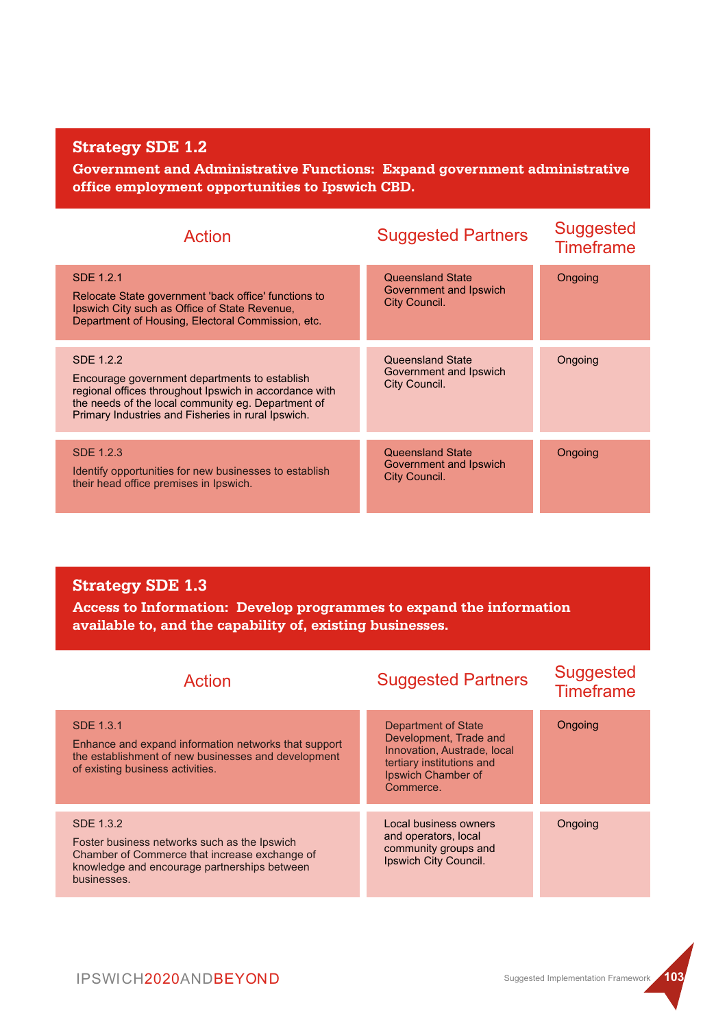## Strategy SDE 1.2

**Government and Administrative Functions: Expand government administrative office employment opportunities to Ipswich CBD.**

| Action | Suggested Partners | Suggested Timeframe |
|---|---|---|
| SDE 1.2.1<br>Relocate State government 'back office' functions to Ipswich City such as Office of State Revenue, Department of Housing, Electoral Commission, etc. | Queensland State Government and Ipswich City Council. | Ongoing |
| SDE 1.2.2<br>Encourage government departments to establish regional offices throughout Ipswich in accordance with the needs of the local community eg. Department of Primary Industries and Fisheries in rural Ipswich. | Queensland State Government and Ipswich City Council. | Ongoing |
| SDE 1.2.3<br>Identify opportunities for new businesses to establish their head office premises in Ipswich. | Queensland State Government and Ipswich City Council. | Ongoing |

## Strategy SDE 1.3

**Access to Information: Develop programmes to expand the information available to, and the capability of, existing businesses.**

| Action | Suggested Partners | Suggested Timeframe |
|---|---|---|
| SDE 1.3.1<br>Enhance and expand information networks that support the establishment of new businesses and development of existing business activities. | Department of State Development, Trade and Innovation, Austrade, local tertiary institutions and Ipswich Chamber of Commerce. | Ongoing |
| SDE 1.3.2<br>Foster business networks such as the Ipswich Chamber of Commerce that increase exchange of knowledge and encourage partnerships between businesses. | Local business owners and operators, local community groups and Ipswich City Council. | Ongoing |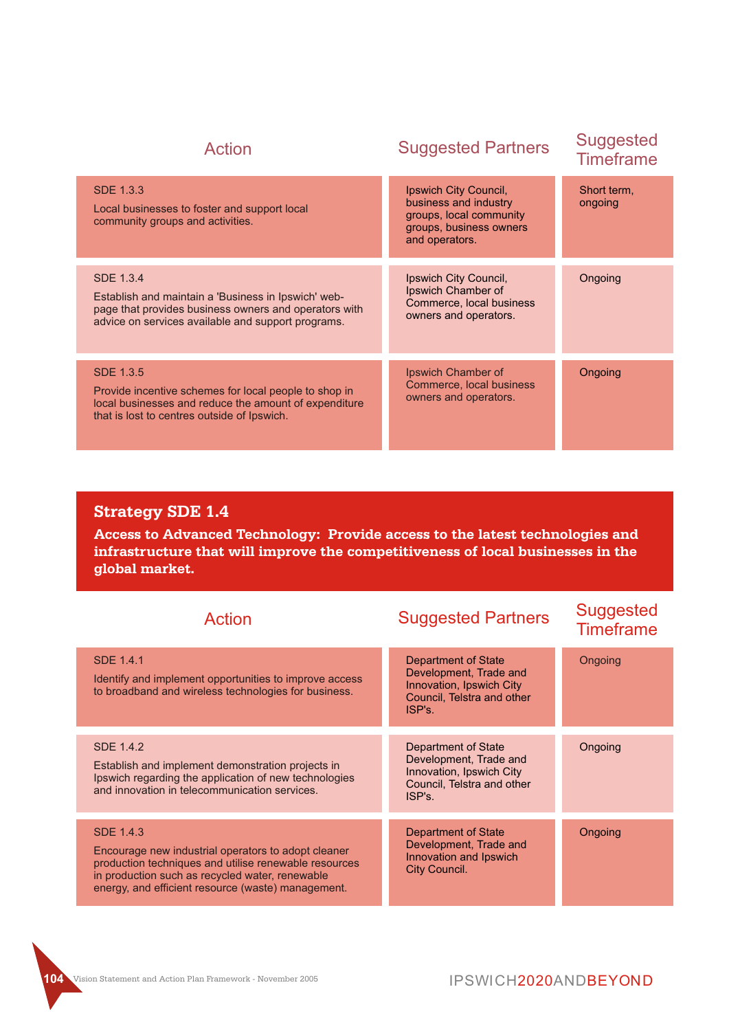| Action | Suggested Partners | Suggested Timeframe |
|---|---|---|
| SDE 1.3.3<br>Local businesses to foster and support local community groups and activities. | Ipswich City Council, business and industry groups, local community groups, business owners and operators. | Short term, ongoing |
| SDE 1.3.4<br>Establish and maintain a 'Business in Ipswich' web-page that provides business owners and operators with advice on services available and support programs. | Ipswich City Council, Ipswich Chamber of Commerce, local business owners and operators. | Ongoing |
| SDE 1.3.5<br>Provide incentive schemes for local people to shop in local businesses and reduce the amount of expenditure that is lost to centres outside of Ipswich. | Ipswich Chamber of Commerce, local business owners and operators. | Ongoing |

## Strategy SDE 1.4

**Access to Advanced Technology: Provide access to the latest technologies and infrastructure that will improve the competitiveness of local businesses in the global market.**

| Action | Suggested Partners | Suggested Timeframe |
|---|---|---|
| SDE 1.4.1<br>Identify and implement opportunities to improve access to broadband and wireless technologies for business. | Department of State Development, Trade and Innovation, Ipswich City Council, Telstra and other ISP's. | Ongoing |
| SDE 1.4.2<br>Establish and implement demonstration projects in Ipswich regarding the application of new technologies and innovation in telecommunication services. | Department of State Development, Trade and Innovation, Ipswich City Council, Telstra and other ISP's. | Ongoing |
| SDE 1.4.3<br>Encourage new industrial operators to adopt cleaner production techniques and utilise renewable resources in production such as recycled water, renewable energy, and efficient resource (waste) management. | Department of State Development, Trade and Innovation and Ipswich City Council. | Ongoing |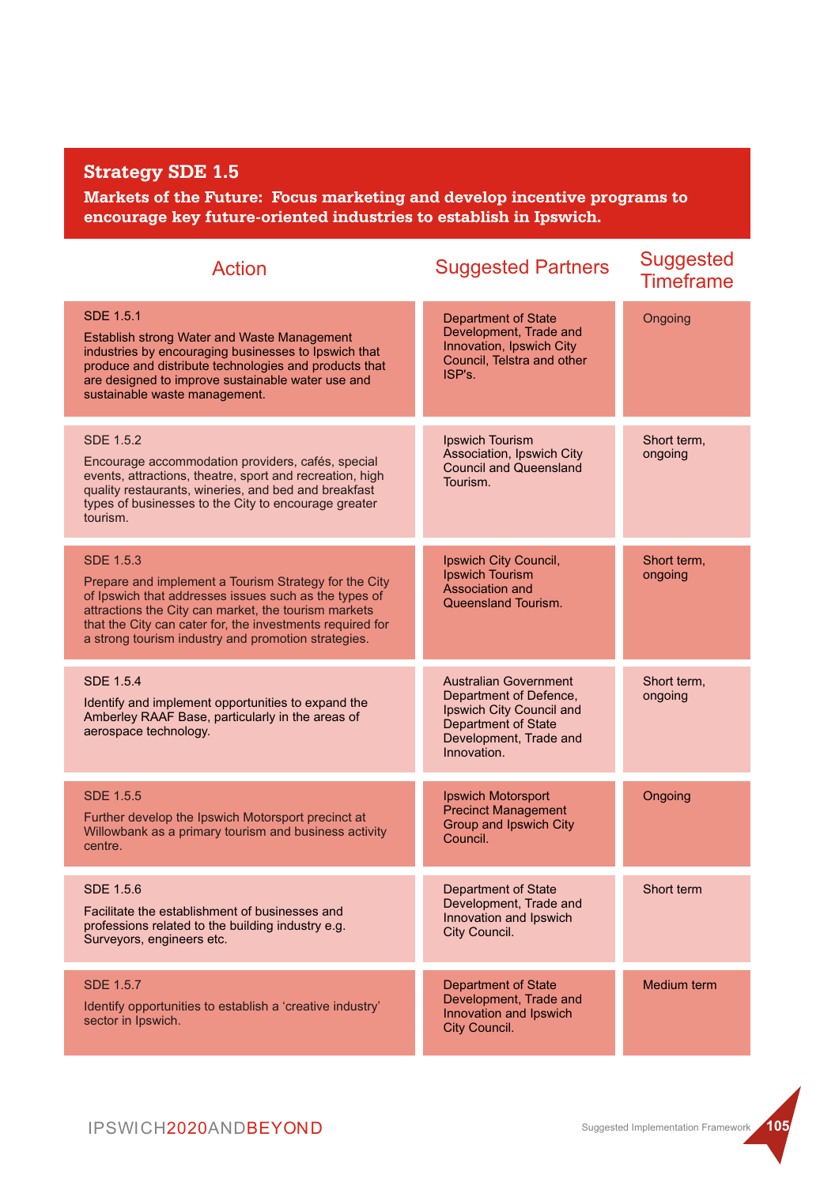## Strategy SDE 1.5

**Markets of the Future: Focus marketing and develop incentive programs to encourage key future-oriented industries to establish in Ipswich.**

| Action | Suggested Partners | Suggested Timeframe |
|---|---|---|
| SDE 1.5.1<br>Establish strong Water and Waste Management industries by encouraging businesses to Ipswich that produce and distribute technologies and products that are designed to improve sustainable water use and sustainable waste management. | Department of State Development, Trade and Innovation, Ipswich City Council, Telstra and other ISP's. | Ongoing |
| SDE 1.5.2<br>Encourage accommodation providers, cafés, special events, attractions, theatre, sport and recreation, high quality restaurants, wineries, and bed and breakfast types of businesses to the City to encourage greater tourism. | Ipswich Tourism Association, Ipswich City Council and Queensland Tourism. | Short term, ongoing |
| SDE 1.5.3<br>Prepare and implement a Tourism Strategy for the City of Ipswich that addresses issues such as the types of attractions the City can market, the tourism markets that the City can cater for, the investments required for a strong tourism industry and promotion strategies. | Ipswich City Council, Ipswich Tourism Association and Queensland Tourism. | Short term, ongoing |
| SDE 1.5.4<br>Identify and implement opportunities to expand the Amberley RAAF Base, particularly in the areas of aerospace technology. | Australian Government Department of Defence, Ipswich City Council and Department of State Development, Trade and Innovation. | Short term, ongoing |
| SDE 1.5.5<br>Further develop the Ipswich Motorsport precinct at Willowbank as a primary tourism and business activity centre. | Ipswich Motorsport Precinct Management Group and Ipswich City Council. | Ongoing |
| SDE 1.5.6<br>Facilitate the establishment of businesses and professions related to the building industry e.g. Surveyors, engineers etc. | Department of State Development, Trade and Innovation and Ipswich City Council. | Short term |
| SDE 1.5.7<br>Identify opportunities to establish a 'creative industry' sector in Ipswich. | Department of State Development, Trade and Innovation and Ipswich City Council. | Medium term |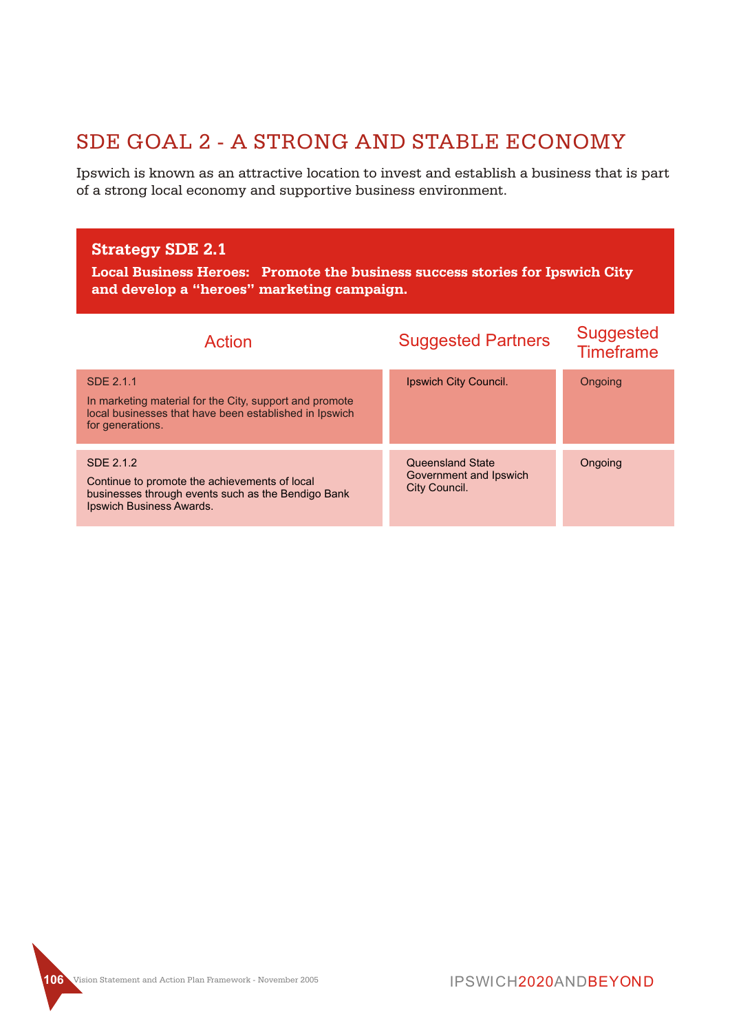## SDE GOAL 2 - A STRONG AND STABLE ECONOMY

Ipswich is known as an attractive location to invest and establish a business that is part of a strong local economy and supportive business environment.

### Strategy SDE 2.1

**Local Business Heroes: Promote the business success stories for Ipswich City and develop a "heroes" marketing campaign.**

| Action | Suggested Partners | Suggested Timeframe |
|---|---|---|
| SDE 2.1.1<br>In marketing material for the City, support and promote local businesses that have been established in Ipswich for generations. | Ipswich City Council. | Ongoing |
| SDE 2.1.2<br>Continue to promote the achievements of local businesses through events such as the Bendigo Bank Ipswich Business Awards. | Queensland State Government and Ipswich City Council. | Ongoing |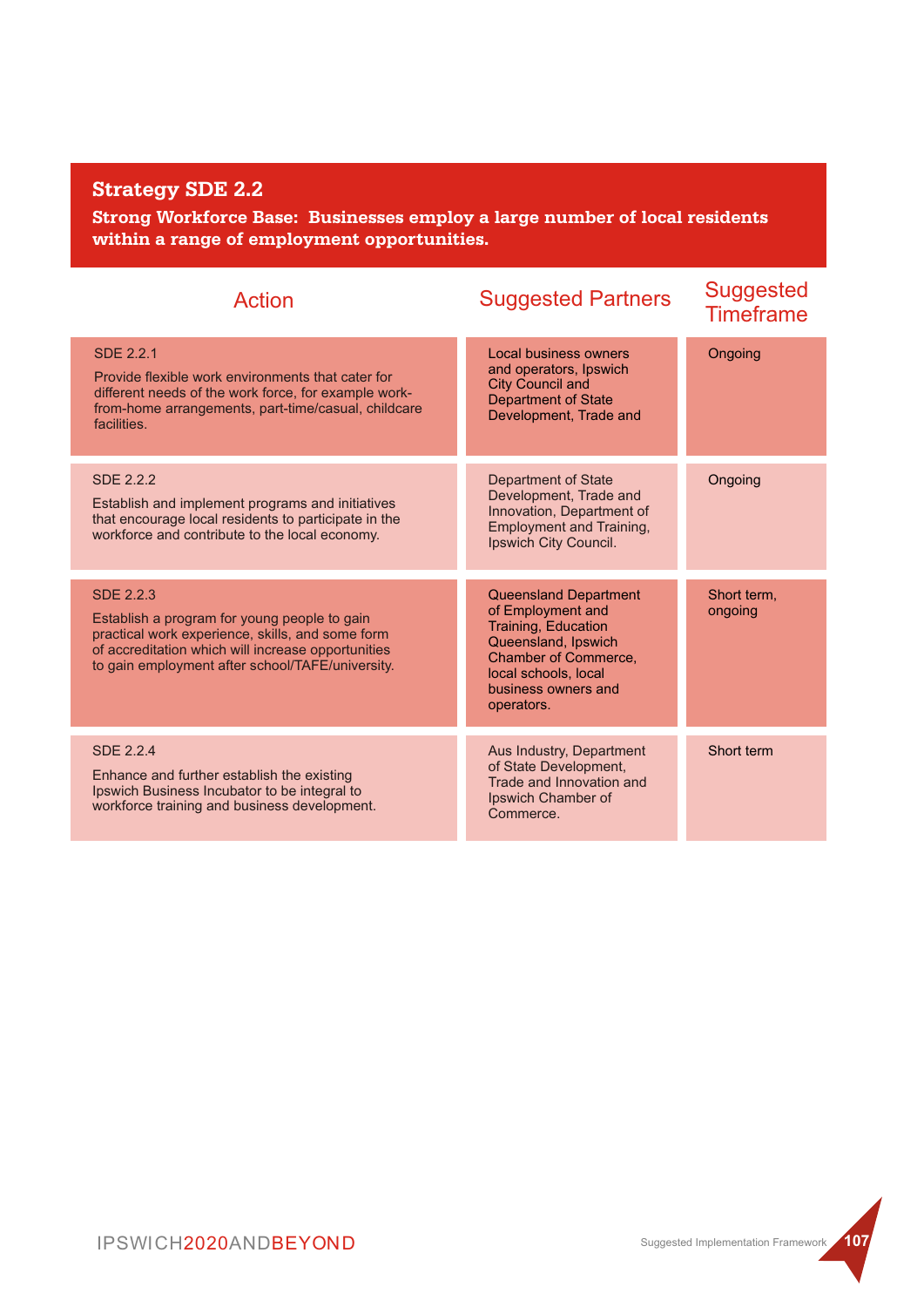## Strategy SDE 2.2

**Strong Workforce Base: Businesses employ a large number of local residents within a range of employment opportunities.**

| Action | Suggested Partners | Suggested Timeframe |
|---|---|---|
| SDE 2.2.1<br>Provide flexible work environments that cater for different needs of the work force, for example work-from-home arrangements, part-time/casual, childcare facilities. | Local business owners and operators, Ipswich City Council and Department of State Development, Trade and | Ongoing |
| SDE 2.2.2<br>Establish and implement programs and initiatives that encourage local residents to participate in the workforce and contribute to the local economy. | Department of State Development, Trade and Innovation, Department of Employment and Training, Ipswich City Council. | Ongoing |
| SDE 2.2.3<br>Establish a program for young people to gain practical work experience, skills, and some form of accreditation which will increase opportunities to gain employment after school/TAFE/university. | Queensland Department of Employment and Training, Education Queensland, Ipswich Chamber of Commerce, local schools, local business owners and operators. | Short term, ongoing |
| SDE 2.2.4<br>Enhance and further establish the existing Ipswich Business Incubator to be integral to workforce training and business development. | Aus Industry, Department of State Development, Trade and Innovation and Ipswich Chamber of Commerce. | Short term |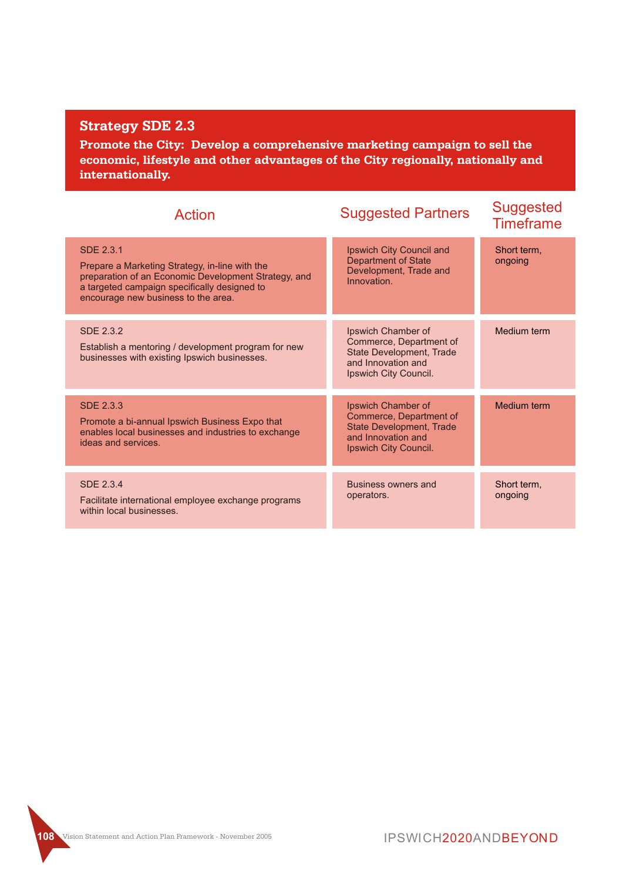## Strategy SDE 2.3

**Promote the City: Develop a comprehensive marketing campaign to sell the economic, lifestyle and other advantages of the City regionally, nationally and internationally.**

| Action | Suggested Partners | Suggested Timeframe |
|---|---|---|
| SDE 2.3.1<br>Prepare a Marketing Strategy, in-line with the preparation of an Economic Development Strategy, and a targeted campaign specifically designed to encourage new business to the area. | Ipswich City Council and Department of State Development, Trade and Innovation. | Short term, ongoing |
| SDE 2.3.2<br>Establish a mentoring / development program for new businesses with existing Ipswich businesses. | Ipswich Chamber of Commerce, Department of State Development, Trade and Innovation and Ipswich City Council. | Medium term |
| SDE 2.3.3<br>Promote a bi-annual Ipswich Business Expo that enables local businesses and industries to exchange ideas and services. | Ipswich Chamber of Commerce, Department of State Development, Trade and Innovation and Ipswich City Council. | Medium term |
| SDE 2.3.4<br>Facilitate international employee exchange programs within local businesses. | Business owners and operators. | Short term, ongoing |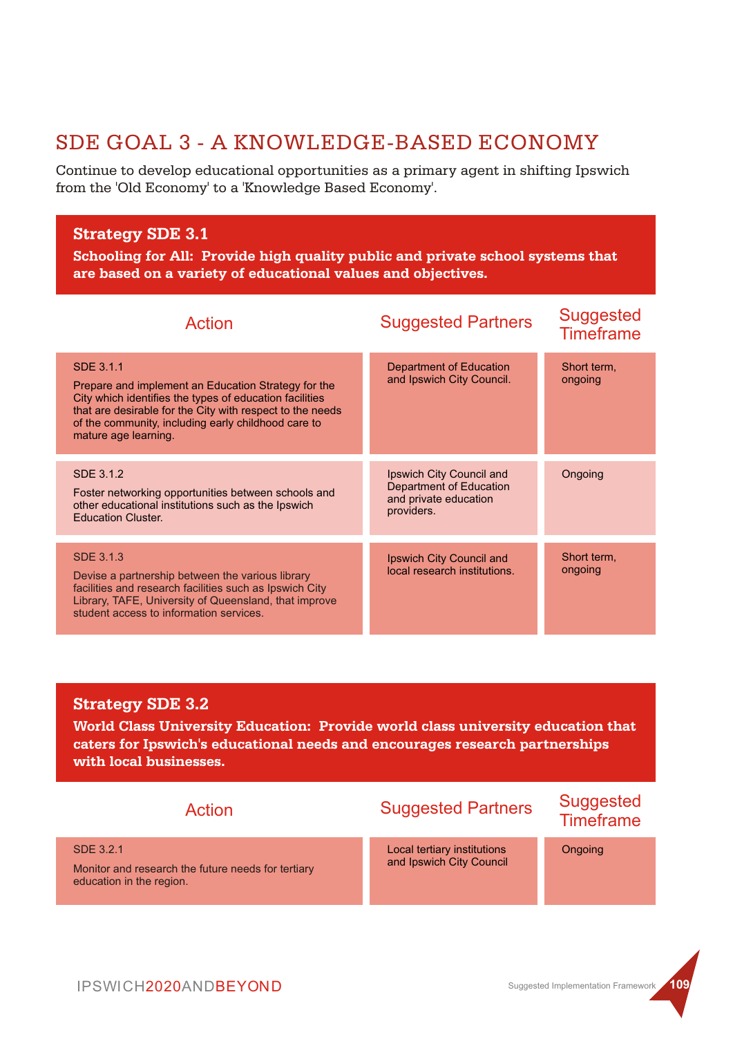## SDE GOAL 3 - A KNOWLEDGE-BASED ECONOMY

Continue to develop educational opportunities as a primary agent in shifting Ipswich from the 'Old Economy' to a 'Knowledge Based Economy'.

### Strategy SDE 3.1

**Schooling for All: Provide high quality public and private school systems that are based on a variety of educational values and objectives.**

| Action | Suggested Partners | Suggested Timeframe |
|---|---|---|
| SDE 3.1.1<br>Prepare and implement an Education Strategy for the City which identifies the types of education facilities that are desirable for the City with respect to the needs of the community, including early childhood care to mature age learning. | Department of Education and Ipswich City Council. | Short term, ongoing |
| SDE 3.1.2<br>Foster networking opportunities between schools and other educational institutions such as the Ipswich Education Cluster. | Ipswich City Council and Department of Education and private education providers. | Ongoing |
| SDE 3.1.3<br>Devise a partnership between the various library facilities and research facilities such as Ipswich City Library, TAFE, University of Queensland, that improve student access to information services. | Ipswich City Council and local research institutions. | Short term, ongoing |

### Strategy SDE 3.2

**World Class University Education: Provide world class university education that caters for Ipswich's educational needs and encourages research partnerships with local businesses.**

| Action | Suggested Partners | Suggested Timeframe |
|---|---|---|
| SDE 3.2.1<br>Monitor and research the future needs for tertiary education in the region. | Local tertiary institutions and Ipswich City Council | Ongoing |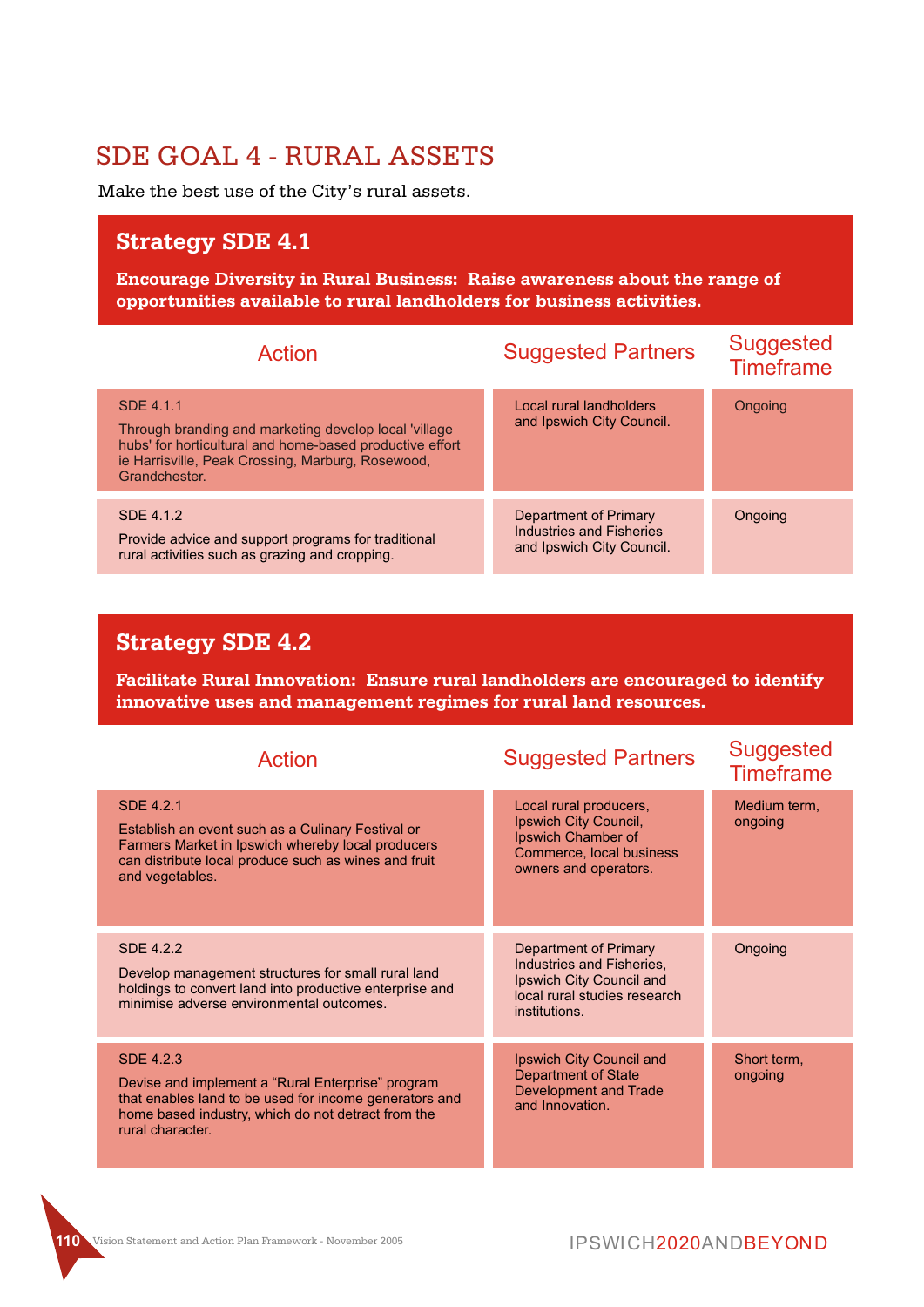## SDE GOAL 4 - RURAL ASSETS

Make the best use of the City's rural assets.

### Strategy SDE 4.1

**Encourage Diversity in Rural Business: Raise awareness about the range of opportunities available to rural landholders for business activities.**

| Action | Suggested Partners | Suggested Timeframe |
|---|---|---|
| SDE 4.1.1<br>Through branding and marketing develop local 'village hubs' for horticultural and home-based productive effort ie Harrisville, Peak Crossing, Marburg, Rosewood, Grandchester. | Local rural landholders and Ipswich City Council. | Ongoing |
| SDE 4.1.2<br>Provide advice and support programs for traditional rural activities such as grazing and cropping. | Department of Primary Industries and Fisheries and Ipswich City Council. | Ongoing |

### Strategy SDE 4.2

**Facilitate Rural Innovation: Ensure rural landholders are encouraged to identify innovative uses and management regimes for rural land resources.**

| Action | Suggested Partners | Suggested Timeframe |
|---|---|---|
| SDE 4.2.1<br>Establish an event such as a Culinary Festival or Farmers Market in Ipswich whereby local producers can distribute local produce such as wines and fruit and vegetables. | Local rural producers, Ipswich City Council, Ipswich Chamber of Commerce, local business owners and operators. | Medium term, ongoing |
| SDE 4.2.2<br>Develop management structures for small rural land holdings to convert land into productive enterprise and minimise adverse environmental outcomes. | Department of Primary Industries and Fisheries, Ipswich City Council and local rural studies research institutions. | Ongoing |
| SDE 4.2.3<br>Devise and implement a "Rural Enterprise" program that enables land to be used for income generators and home based industry, which do not detract from the rural character. | Ipswich City Council and Department of State Development and Trade and Innovation. | Short term, ongoing |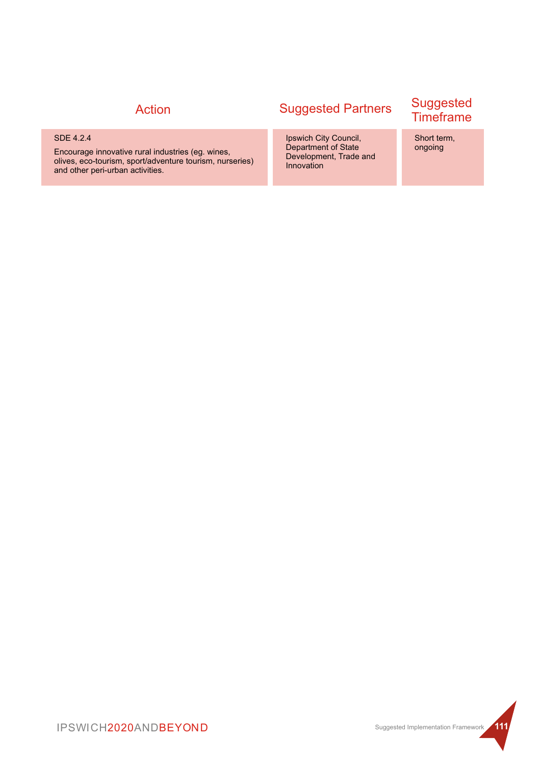| Action | Suggested Partners | Suggested Timeframe |
| --- | --- | --- |
| SDE 4.2.4<br><br>Encourage innovative rural industries (eg. wines, olives, eco-tourism, sport/adventure tourism, nurseries) and other peri-urban activities. | Ipswich City Council, Department of State Development, Trade and Innovation | Short term, ongoing |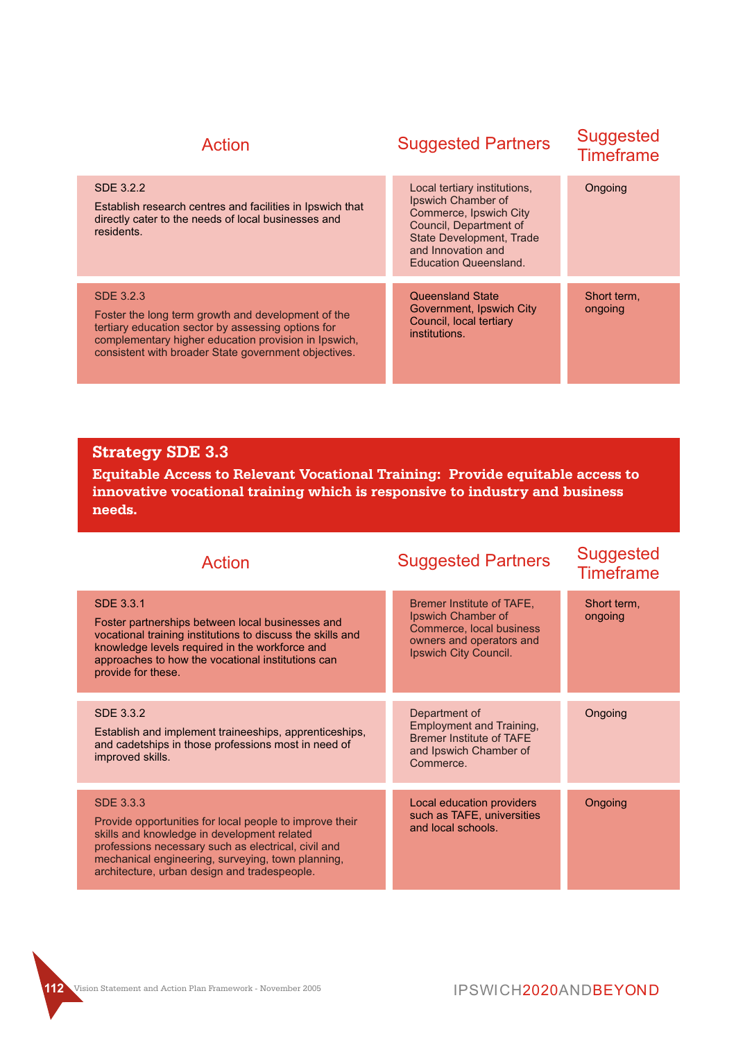| Action | Suggested Partners | Suggested Timeframe |
|---|---|---|
| SDE 3.2.2<br>Establish research centres and facilities in Ipswich that directly cater to the needs of local businesses and residents. | Local tertiary institutions, Ipswich Chamber of Commerce, Ipswich City Council, Department of State Development, Trade and Innovation and Education Queensland. | Ongoing |
| SDE 3.2.3<br>Foster the long term growth and development of the tertiary education sector by assessing options for complementary higher education provision in Ipswich, consistent with broader State government objectives. | Queensland State Government, Ipswich City Council, local tertiary institutions. | Short term, ongoing |

## Strategy SDE 3.3

**Equitable Access to Relevant Vocational Training: Provide equitable access to innovative vocational training which is responsive to industry and business needs.**

| Action | Suggested Partners | Suggested Timeframe |
|---|---|---|
| SDE 3.3.1<br>Foster partnerships between local businesses and vocational training institutions to discuss the skills and knowledge levels required in the workforce and approaches to how the vocational institutions can provide for these. | Bremer Institute of TAFE, Ipswich Chamber of Commerce, local business owners and operators and Ipswich City Council. | Short term, ongoing |
| SDE 3.3.2<br>Establish and implement traineeships, apprenticeships, and cadetships in those professions most in need of improved skills. | Department of Employment and Training, Bremer Institute of TAFE and Ipswich Chamber of Commerce. | Ongoing |
| SDE 3.3.3<br>Provide opportunities for local people to improve their skills and knowledge in development related professions necessary such as electrical, civil and mechanical engineering, surveying, town planning, architecture, urban design and tradespeople. | Local education providers such as TAFE, universities and local schools. | Ongoing |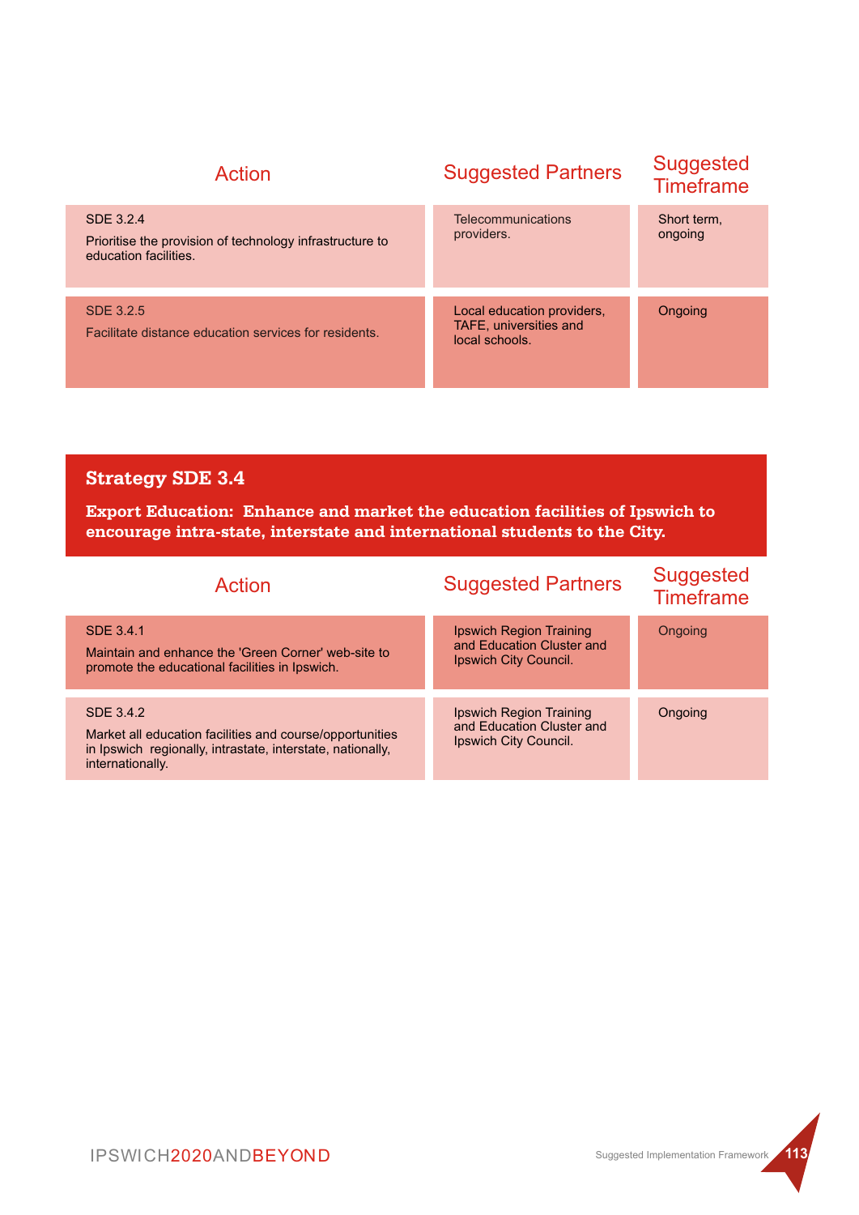| Action | Suggested Partners | Suggested Timeframe |
|---|---|---|
| SDE 3.2.4<br>Prioritise the provision of technology infrastructure to education facilities. | Telecommunications providers. | Short term, ongoing |
| SDE 3.2.5<br>Facilitate distance education services for residents. | Local education providers, TAFE, universities and local schools. | Ongoing |

## Strategy SDE 3.4

**Export Education: Enhance and market the education facilities of Ipswich to encourage intra-state, interstate and international students to the City.**

| Action | Suggested Partners | Suggested Timeframe |
|---|---|---|
| SDE 3.4.1<br>Maintain and enhance the 'Green Corner' web-site to promote the educational facilities in Ipswich. | Ipswich Region Training and Education Cluster and Ipswich City Council. | Ongoing |
| SDE 3.4.2<br>Market all education facilities and course/opportunities in Ipswich regionally, intrastate, interstate, nationally, internationally. | Ipswich Region Training and Education Cluster and Ipswich City Council. | Ongoing |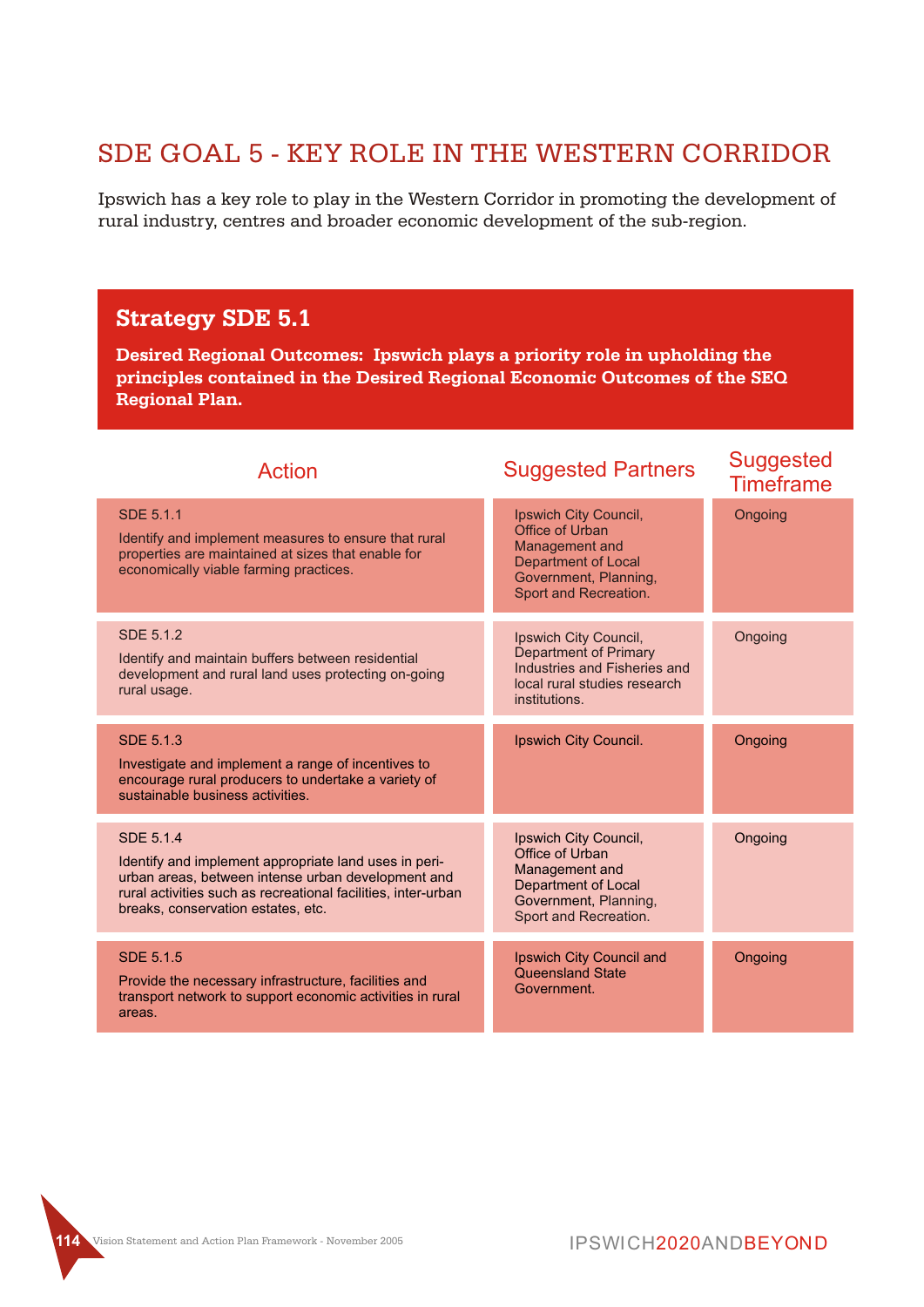## SDE GOAL 5 - KEY ROLE IN THE WESTERN CORRIDOR

Ipswich has a key role to play in the Western Corridor in promoting the development of rural industry, centres and broader economic development of the sub-region.

### Strategy SDE 5.1

**Desired Regional Outcomes: Ipswich plays a priority role in upholding the principles contained in the Desired Regional Economic Outcomes of the SEQ Regional Plan.**

| Action | Suggested Partners | Suggested Timeframe |
|---|---|---|
| SDE 5.1.1<br>Identify and implement measures to ensure that rural properties are maintained at sizes that enable for economically viable farming practices. | Ipswich City Council, Office of Urban Management and Department of Local Government, Planning, Sport and Recreation. | Ongoing |
| SDE 5.1.2<br>Identify and maintain buffers between residential development and rural land uses protecting on-going rural usage. | Ipswich City Council, Department of Primary Industries and Fisheries and local rural studies research institutions. | Ongoing |
| SDE 5.1.3<br>Investigate and implement a range of incentives to encourage rural producers to undertake a variety of sustainable business activities. | Ipswich City Council. | Ongoing |
| SDE 5.1.4<br>Identify and implement appropriate land uses in peri-urban areas, between intense urban development and rural activities such as recreational facilities, inter-urban breaks, conservation estates, etc. | Ipswich City Council, Office of Urban Management and Department of Local Government, Planning, Sport and Recreation. | Ongoing |
| SDE 5.1.5<br>Provide the necessary infrastructure, facilities and transport network to support economic activities in rural areas. | Ipswich City Council and Queensland State Government. | Ongoing |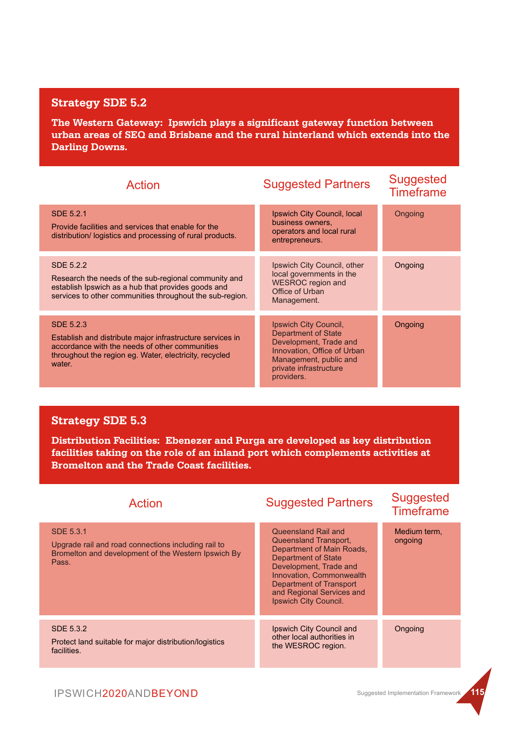## Strategy SDE 5.2

**The Western Gateway: Ipswich plays a significant gateway function between urban areas of SEQ and Brisbane and the rural hinterland which extends into the Darling Downs.**

| Action | Suggested Partners | Suggested Timeframe |
|---|---|---|
| SDE 5.2.1<br>Provide facilities and services that enable for the distribution/ logistics and processing of rural products. | Ipswich City Council, local business owners, operators and local rural entrepreneurs. | Ongoing |
| SDE 5.2.2<br>Research the needs of the sub-regional community and establish Ipswich as a hub that provides goods and services to other communities throughout the sub-region. | Ipswich City Council, other local governments in the WESROC region and Office of Urban Management. | Ongoing |
| SDE 5.2.3<br>Establish and distribute major infrastructure services in accordance with the needs of other communities throughout the region eg. Water, electricity, recycled water. | Ipswich City Council, Department of State Development, Trade and Innovation, Office of Urban Management, public and private infrastructure providers. | Ongoing |

## Strategy SDE 5.3

**Distribution Facilities: Ebenezer and Purga are developed as key distribution facilities taking on the role of an inland port which complements activities at Bromelton and the Trade Coast facilities.**

| Action | Suggested Partners | Suggested Timeframe |
|---|---|---|
| SDE 5.3.1<br>Upgrade rail and road connections including rail to Bromelton and development of the Western Ipswich By Pass. | Queensland Rail and Queensland Transport, Department of Main Roads, Department of State Development, Trade and Innovation, Commonwealth Department of Transport and Regional Services and Ipswich City Council. | Medium term, ongoing |
| SDE 5.3.2<br>Protect land suitable for major distribution/logistics facilities. | Ipswich City Council and other local authorities in the WESROC region. | Ongoing |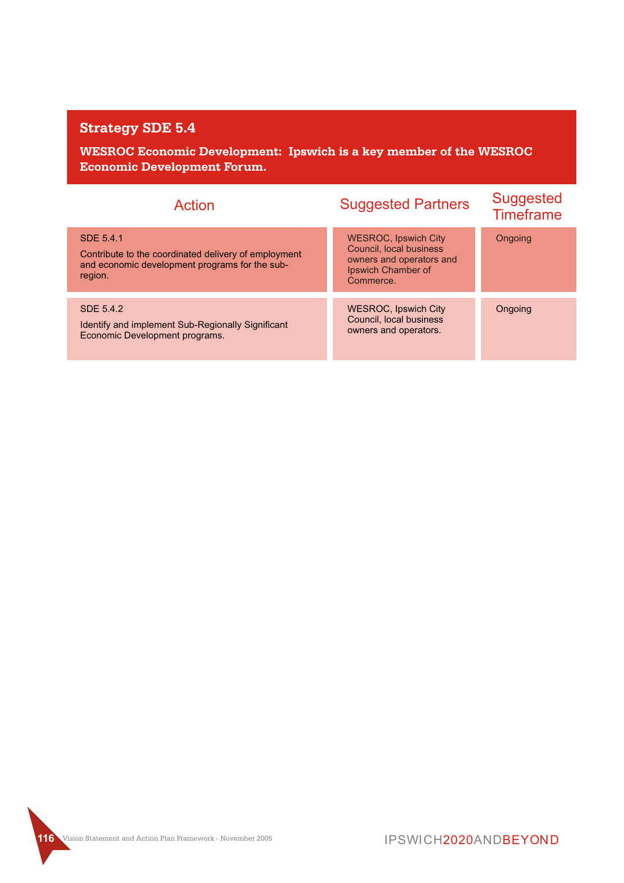## Strategy SDE 5.4

**WESROC Economic Development: Ipswich is a key member of the WESROC Economic Development Forum.**

| Action | Suggested Partners | Suggested Timeframe |
|---|---|---|
| SDE 5.4.1<br>Contribute to the coordinated delivery of employment and economic development programs for the sub-region. | WESROC, Ipswich City Council, local business owners and operators and Ipswich Chamber of Commerce. | Ongoing |
| SDE 5.4.2<br>Identify and implement Sub-Regionally Significant Economic Development programs. | WESROC, Ipswich City Council, local business owners and operators. | Ongoing |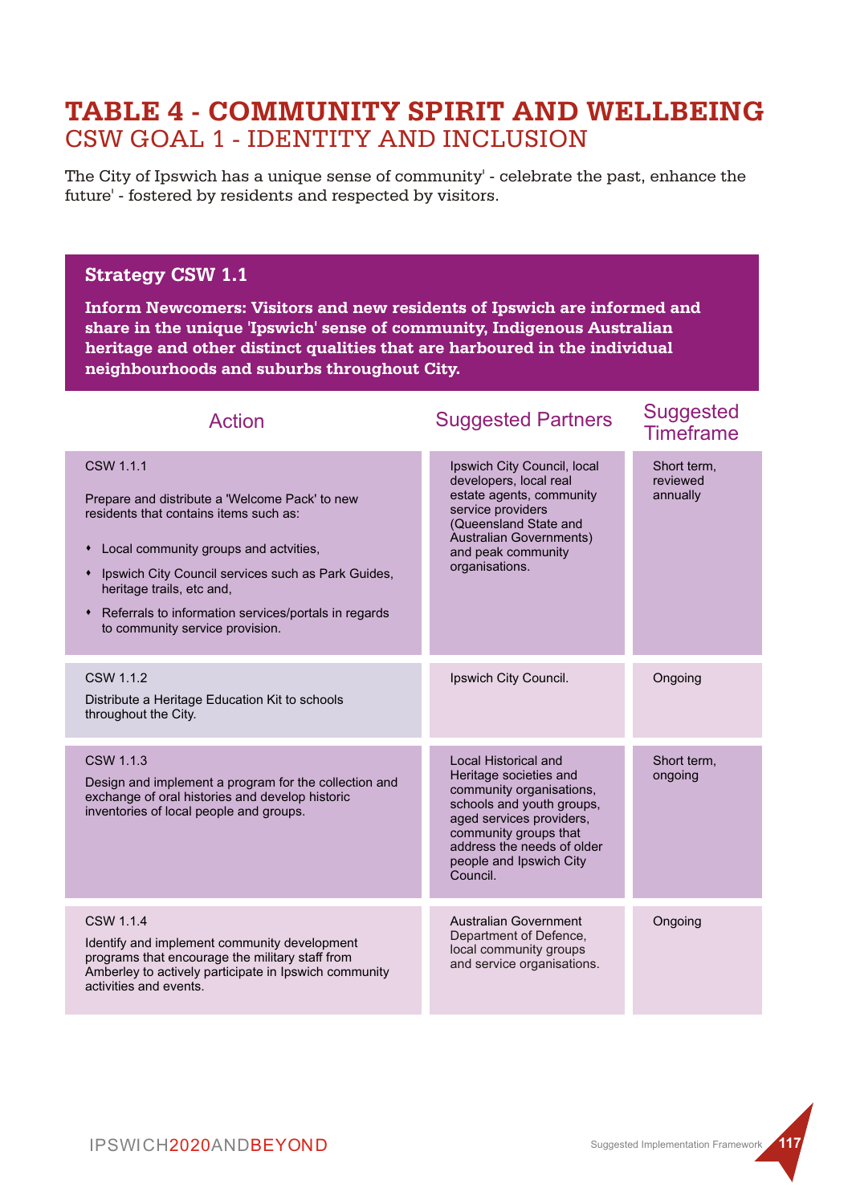# TABLE 4 - COMMUNITY SPIRIT AND WELLBEING
## CSW GOAL 1 - IDENTITY AND INCLUSION

The City of Ipswich has a unique sense of community' - celebrate the past, enhance the future' - fostered by residents and respected by visitors.

### Strategy CSW 1.1

**Inform Newcomers: Visitors and new residents of Ipswich are informed and share in the unique 'Ipswich' sense of community, Indigenous Australian heritage and other distinct qualities that are harboured in the individual neighbourhoods and suburbs throughout City.**

| Action | Suggested Partners | Suggested Timeframe |
|---|---|---|
| CSW 1.1.1<br><br>Prepare and distribute a 'Welcome Pack' to new residents that contains items such as:<br>• Local community groups and actvities,<br>• Ipswich City Council services such as Park Guides, heritage trails, etc and,<br>• Referrals to information services/portals in regards to community service provision. | Ipswich City Council, local developers, local real estate agents, community service providers (Queensland State and Australian Governments) and peak community organisations. | Short term, reviewed annually |
| CSW 1.1.2<br>Distribute a Heritage Education Kit to schools throughout the City. | Ipswich City Council. | Ongoing |
| CSW 1.1.3<br>Design and implement a program for the collection and exchange of oral histories and develop historic inventories of local people and groups. | Local Historical and Heritage societies and community organisations, schools and youth groups, aged services providers, community groups that address the needs of older people and Ipswich City Council. | Short term, ongoing |
| CSW 1.1.4<br>Identify and implement community development programs that encourage the military staff from Amberley to actively participate in Ipswich community activities and events. | Australian Government Department of Defence, local community groups and service organisations. | Ongoing |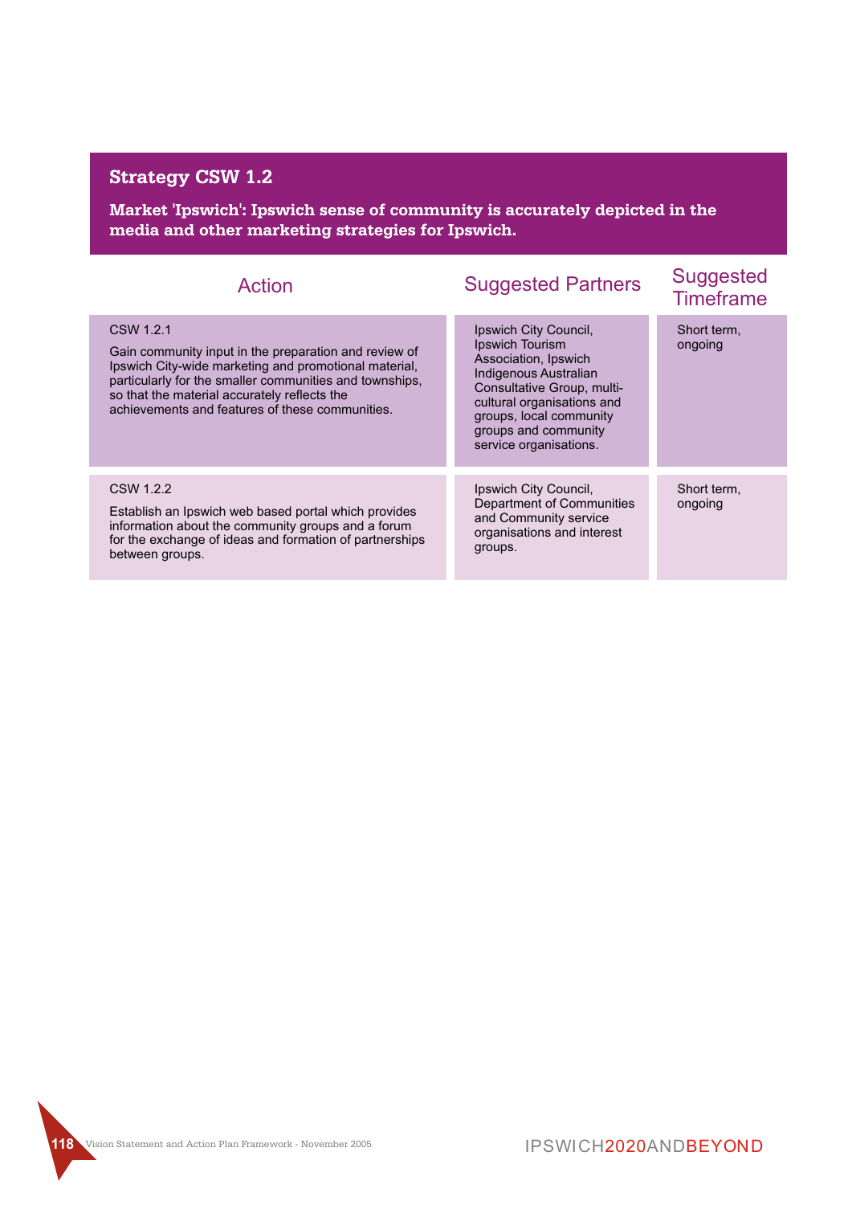## Strategy CSW 1.2

**Market 'Ipswich': Ipswich sense of community is accurately depicted in the media and other marketing strategies for Ipswich.**

| Action | Suggested Partners | Suggested Timeframe |
|---|---|---|
| CSW 1.2.1<br><br>Gain community input in the preparation and review of Ipswich City-wide marketing and promotional material, particularly for the smaller communities and townships, so that the material accurately reflects the achievements and features of these communities. | Ipswich City Council, Ipswich Tourism Association, Ipswich Indigenous Australian Consultative Group, multi-cultural organisations and groups, local community groups and community service organisations. | Short term, ongoing |
| CSW 1.2.2<br><br>Establish an Ipswich web based portal which provides information about the community groups and a forum for the exchange of ideas and formation of partnerships between groups. | Ipswich City Council, Department of Communities and Community service organisations and interest groups. | Short term, ongoing |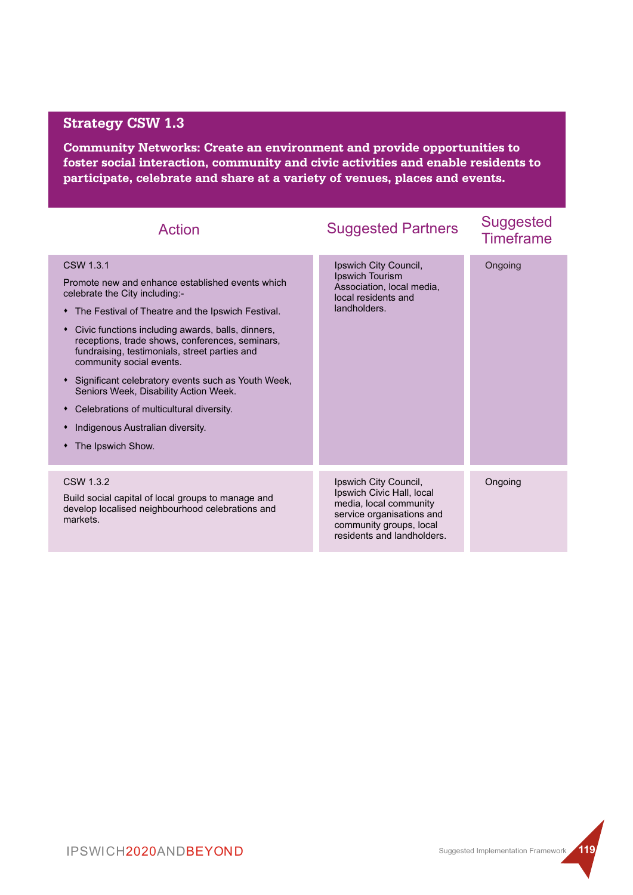## Strategy CSW 1.3

**Community Networks: Create an environment and provide opportunities to foster social interaction, community and civic activities and enable residents to participate, celebrate and share at a variety of venues, places and events.**

| Action | Suggested Partners | Suggested Timeframe |
|---|---|---|
| CSW 1.3.1<br>Promote new and enhance established events which celebrate the City including:-<br>• The Festival of Theatre and the Ipswich Festival.<br>• Civic functions including awards, balls, dinners, receptions, trade shows, conferences, seminars, fundraising, testimonials, street parties and community social events.<br>• Significant celebratory events such as Youth Week, Seniors Week, Disability Action Week.<br>• Celebrations of multicultural diversity.<br>• Indigenous Australian diversity.<br>• The Ipswich Show. | Ipswich City Council, Ipswich Tourism Association, local media, local residents and landholders. | Ongoing |
| CSW 1.3.2<br>Build social capital of local groups to manage and develop localised neighbourhood celebrations and markets. | Ipswich City Council, Ipswich Civic Hall, local media, local community service organisations and community groups, local residents and landholders. | Ongoing |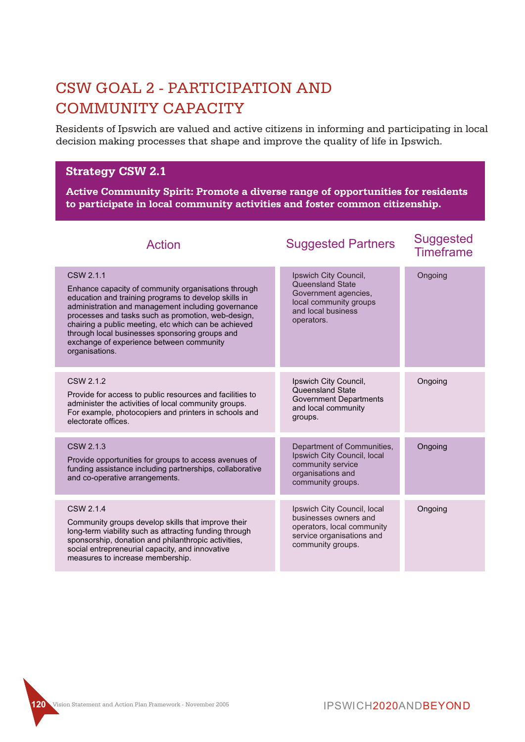# CSW GOAL 2 - PARTICIPATION AND COMMUNITY CAPACITY

Residents of Ipswich are valued and active citizens in informing and participating in local decision making processes that shape and improve the quality of life in Ipswich.

## Strategy CSW 2.1

**Active Community Spirit: Promote a diverse range of opportunities for residents to participate in local community activities and foster common citizenship.**

| Action | Suggested Partners | Suggested Timeframe |
|---|---|---|
| CSW 2.1.1<br>Enhance capacity of community organisations through education and training programs to develop skills in administration and management including governance processes and tasks such as promotion, web-design, chairing a public meeting, etc which can be achieved through local businesses sponsoring groups and exchange of experience between community organisations. | Ipswich City Council, Queensland State Government agencies, local community groups and local business operators. | Ongoing |
| CSW 2.1.2<br>Provide for access to public resources and facilities to administer the activities of local community groups. For example, photocopiers and printers in schools and electorate offices. | Ipswich City Council, Queensland State Government Departments and local community groups. | Ongoing |
| CSW 2.1.3<br>Provide opportunities for groups to access avenues of funding assistance including partnerships, collaborative and co-operative arrangements. | Department of Communities, Ipswich City Council, local community service organisations and community groups. | Ongoing |
| CSW 2.1.4<br>Community groups develop skills that improve their long-term viability such as attracting funding through sponsorship, donation and philanthropic activities, social entrepreneurial capacity, and innovative measures to increase membership. | Ipswich City Council, local businesses owners and operators, local community service organisations and community groups. | Ongoing |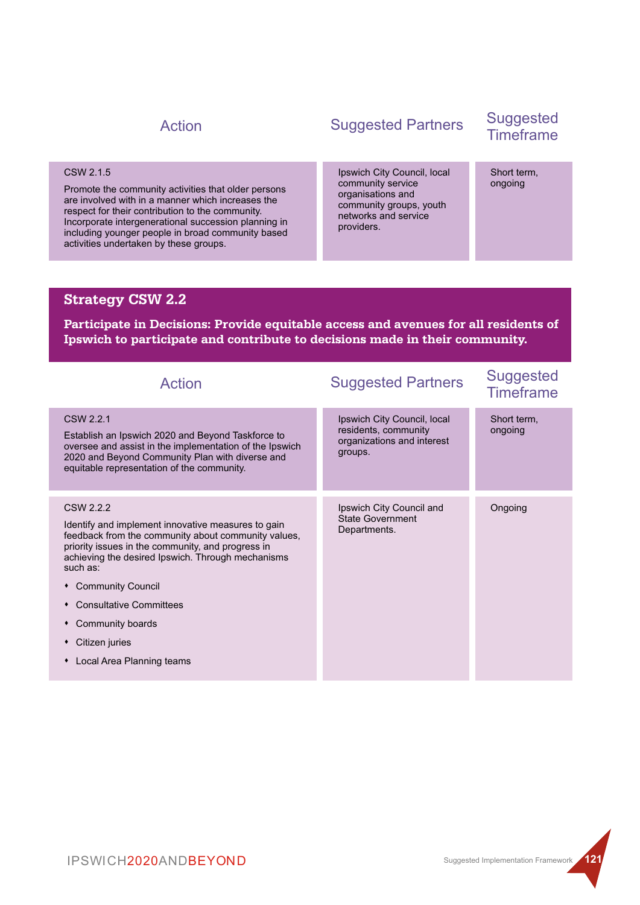| Action | Suggested Partners | Suggested Timeframe |
| --- | --- | --- |
| CSW 2.1.5<br><br>Promote the community activities that older persons are involved with in a manner which increases the respect for their contribution to the community. Incorporate intergenerational succession planning in including younger people in broad community based activities undertaken by these groups. | Ipswich City Council, local community service organisations and community groups, youth networks and service providers. | Short term, ongoing |

## Strategy CSW 2.2

**Participate in Decisions: Provide equitable access and avenues for all residents of Ipswich to participate and contribute to decisions made in their community.**

| Action | Suggested Partners | Suggested Timeframe |
| --- | --- | --- |
| CSW 2.2.1<br><br>Establish an Ipswich 2020 and Beyond Taskforce to oversee and assist in the implementation of the Ipswich 2020 and Beyond Community Plan with diverse and equitable representation of the community. | Ipswich City Council, local residents, community organizations and interest groups. | Short term, ongoing |
| CSW 2.2.2<br><br>Identify and implement innovative measures to gain feedback from the community about community values, priority issues in the community, and progress in achieving the desired Ipswich. Through mechanisms such as:<br>• Community Council<br>• Consultative Committees<br>• Community boards<br>• Citizen juries<br>• Local Area Planning teams | Ipswich City Council and State Government Departments. | Ongoing |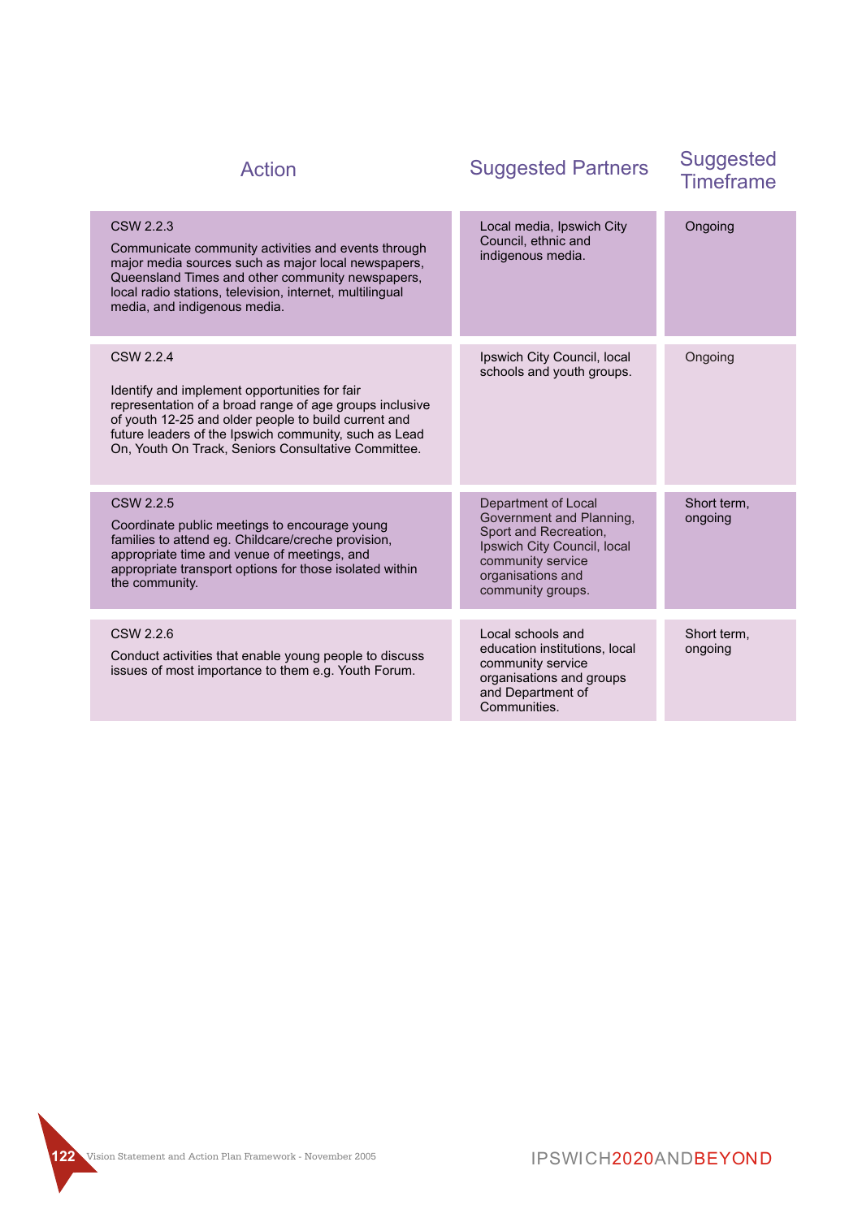| Action | Suggested Partners | Suggested Timeframe |
|---|---|---|
| CSW 2.2.3<br>Communicate community activities and events through major media sources such as major local newspapers, Queensland Times and other community newspapers, local radio stations, television, internet, multilingual media, and indigenous media. | Local media, Ipswich City Council, ethnic and indigenous media. | Ongoing |
| CSW 2.2.4<br>Identify and implement opportunities for fair representation of a broad range of age groups inclusive of youth 12-25 and older people to build current and future leaders of the Ipswich community, such as Lead On, Youth On Track, Seniors Consultative Committee. | Ipswich City Council, local schools and youth groups. | Ongoing |
| CSW 2.2.5<br>Coordinate public meetings to encourage young families to attend eg. Childcare/creche provision, appropriate time and venue of meetings, and appropriate transport options for those isolated within the community. | Department of Local Government and Planning, Sport and Recreation, Ipswich City Council, local community service organisations and community groups. | Short term, ongoing |
| CSW 2.2.6<br>Conduct activities that enable young people to discuss issues of most importance to them e.g. Youth Forum. | Local schools and education institutions, local community service organisations and groups and Department of Communities. | Short term, ongoing |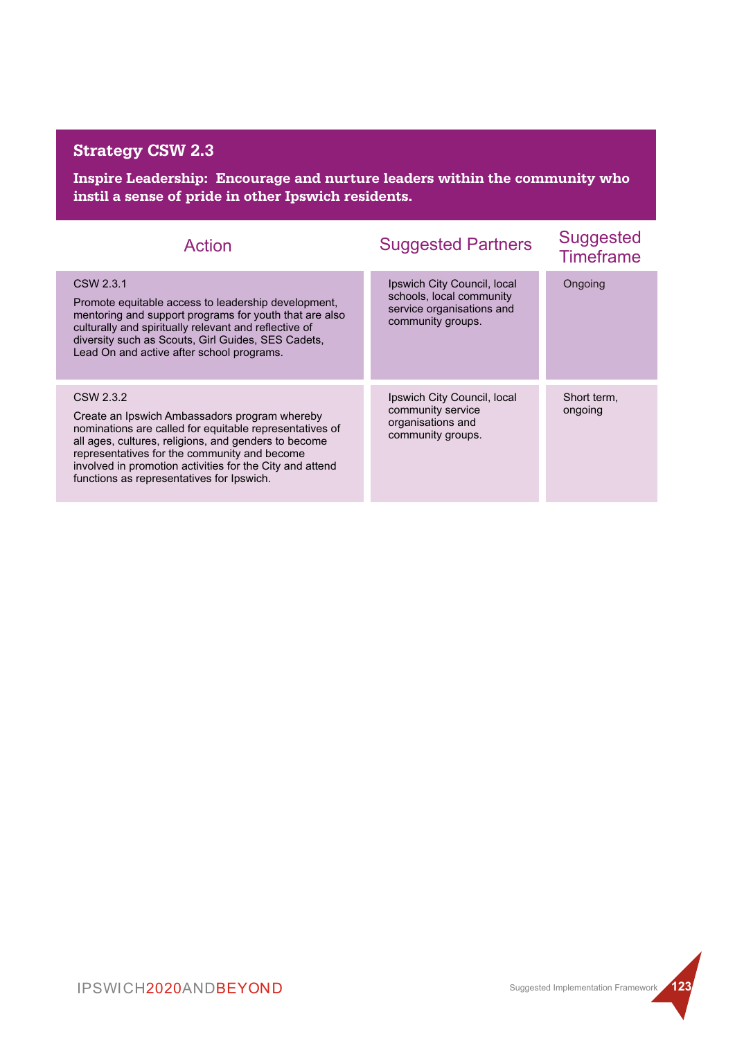## Strategy CSW 2.3

**Inspire Leadership: Encourage and nurture leaders within the community who instil a sense of pride in other Ipswich residents.**

| Action | Suggested Partners | Suggested Timeframe |
|---|---|---|
| CSW 2.3.1<br><br>Promote equitable access to leadership development, mentoring and support programs for youth that are also culturally and spiritually relevant and reflective of diversity such as Scouts, Girl Guides, SES Cadets, Lead On and active after school programs. | Ipswich City Council, local schools, local community service organisations and community groups. | Ongoing |
| CSW 2.3.2<br><br>Create an Ipswich Ambassadors program whereby nominations are called for equitable representatives of all ages, cultures, religions, and genders to become representatives for the community and become involved in promotion activities for the City and attend functions as representatives for Ipswich. | Ipswich City Council, local community service organisations and community groups. | Short term, ongoing |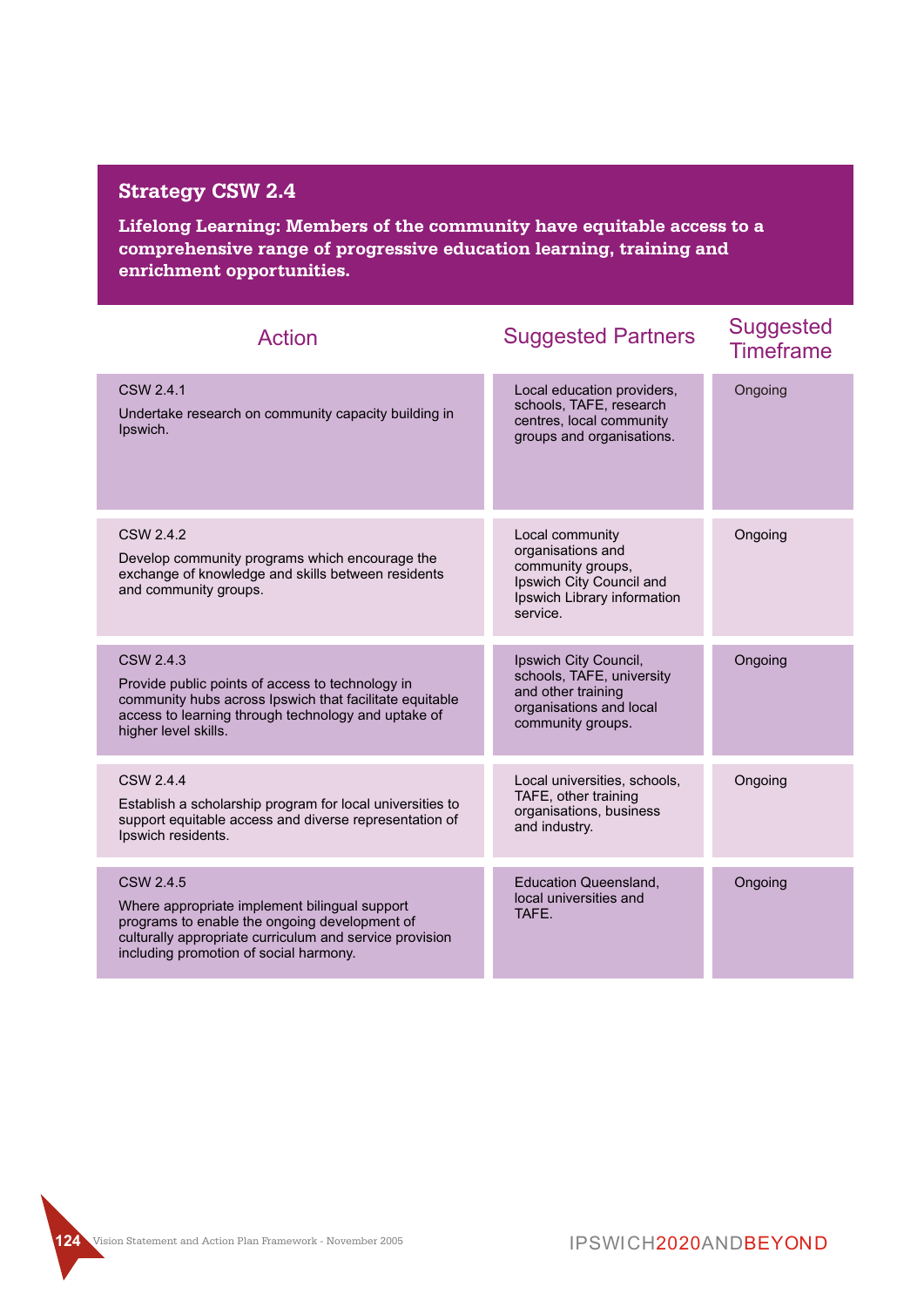## Strategy CSW 2.4

**Lifelong Learning: Members of the community have equitable access to a comprehensive range of progressive education learning, training and enrichment opportunities.**

| Action | Suggested Partners | Suggested Timeframe |
|---|---|---|
| CSW 2.4.1<br>Undertake research on community capacity building in Ipswich. | Local education providers, schools, TAFE, research centres, local community groups and organisations. | Ongoing |
| CSW 2.4.2<br>Develop community programs which encourage the exchange of knowledge and skills between residents and community groups. | Local community organisations and community groups, Ipswich City Council and Ipswich Library information service. | Ongoing |
| CSW 2.4.3<br>Provide public points of access to technology in community hubs across Ipswich that facilitate equitable access to learning through technology and uptake of higher level skills. | Ipswich City Council, schools, TAFE, university and other training organisations and local community groups. | Ongoing |
| CSW 2.4.4<br>Establish a scholarship program for local universities to support equitable access and diverse representation of Ipswich residents. | Local universities, schools, TAFE, other training organisations, business and industry. | Ongoing |
| CSW 2.4.5<br>Where appropriate implement bilingual support programs to enable the ongoing development of culturally appropriate curriculum and service provision including promotion of social harmony. | Education Queensland, local universities and TAFE. | Ongoing |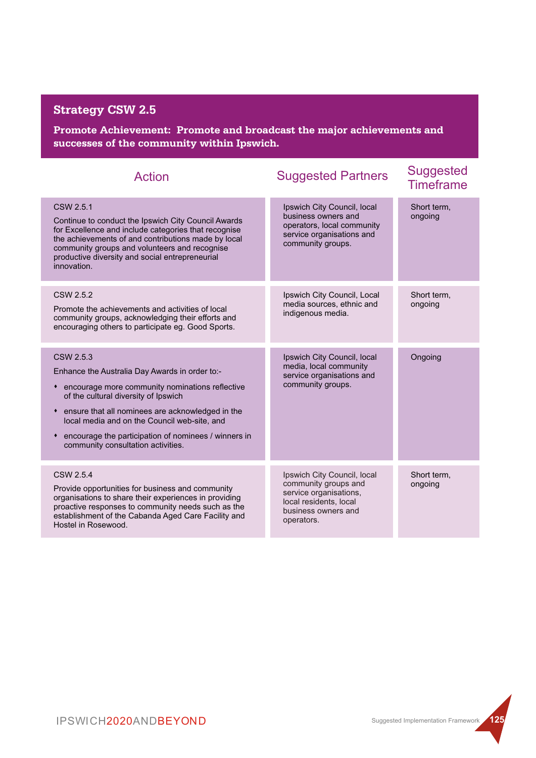## Strategy CSW 2.5

**Promote Achievement: Promote and broadcast the major achievements and successes of the community within Ipswich.**

| Action | Suggested Partners | Suggested Timeframe |
|---|---|---|
| CSW 2.5.1<br>Continue to conduct the Ipswich City Council Awards for Excellence and include categories that recognise the achievements of and contributions made by local community groups and volunteers and recognise productive diversity and social entrepreneurial innovation. | Ipswich City Council, local business owners and operators, local community service organisations and community groups. | Short term, ongoing |
| CSW 2.5.2<br>Promote the achievements and activities of local community groups, acknowledging their efforts and encouraging others to participate eg. Good Sports. | Ipswich City Council, Local media sources, ethnic and indigenous media. | Short term, ongoing |
| CSW 2.5.3<br>Enhance the Australia Day Awards in order to:-<br>• encourage more community nominations reflective of the cultural diversity of Ipswich<br>• ensure that all nominees are acknowledged in the local media and on the Council web-site, and<br>• encourage the participation of nominees / winners in community consultation activities. | Ipswich City Council, local media, local community service organisations and community groups. | Ongoing |
| CSW 2.5.4<br>Provide opportunities for business and community organisations to share their experiences in providing proactive responses to community needs such as the establishment of the Cabanda Aged Care Facility and Hostel in Rosewood. | Ipswich City Council, local community groups and service organisations, local residents, local business owners and operators. | Short term, ongoing |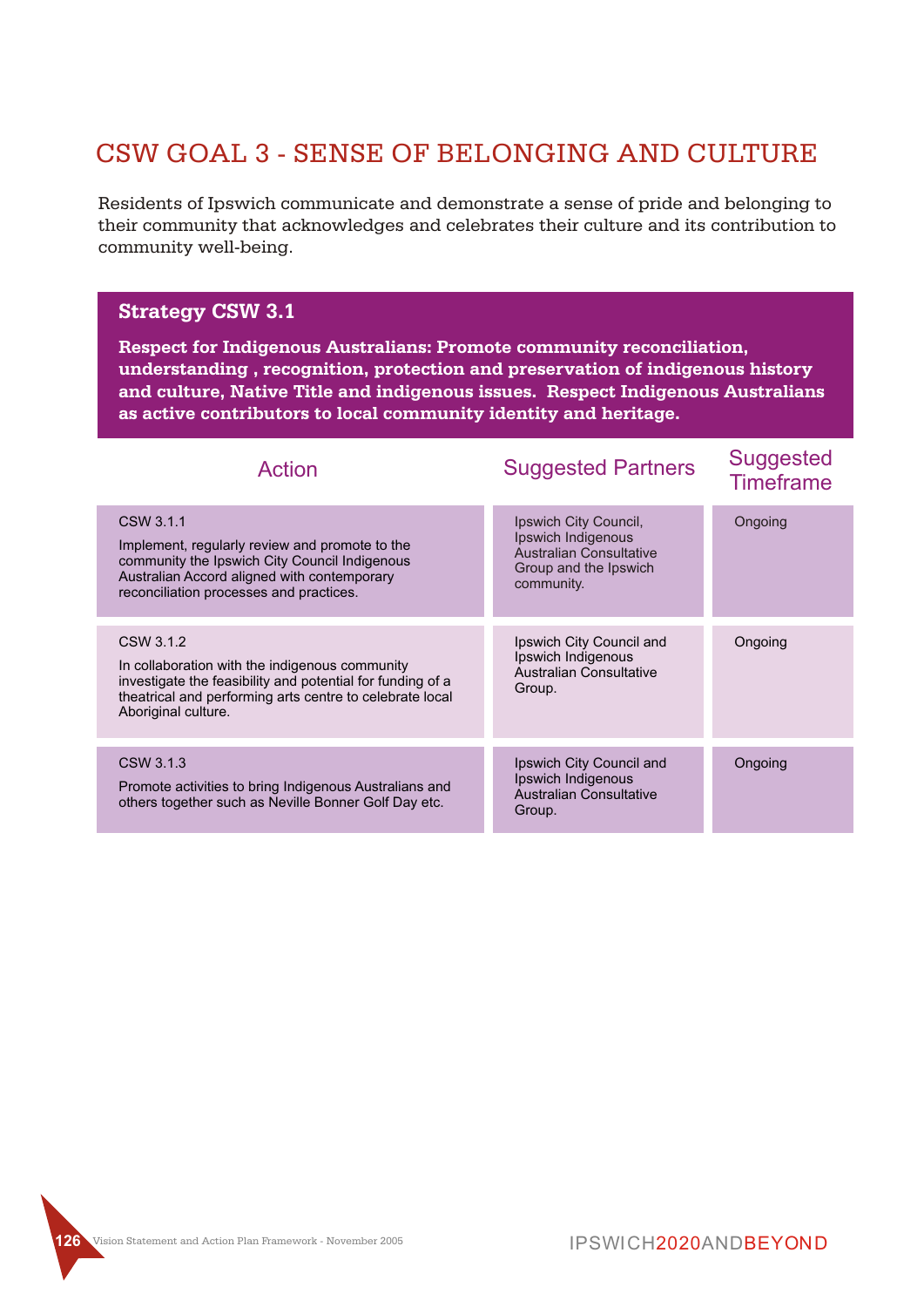# CSW GOAL 3 - SENSE OF BELONGING AND CULTURE

Residents of Ipswich communicate and demonstrate a sense of pride and belonging to their community that acknowledges and celebrates their culture and its contribution to community well-being.

## Strategy CSW 3.1

**Respect for Indigenous Australians: Promote community reconciliation, understanding , recognition, protection and preservation of indigenous history and culture, Native Title and indigenous issues. Respect Indigenous Australians as active contributors to local community identity and heritage.**

| Action | Suggested Partners | Suggested Timeframe |
|---|---|---|
| CSW 3.1.1<br>Implement, regularly review and promote to the community the Ipswich City Council Indigenous Australian Accord aligned with contemporary reconciliation processes and practices. | Ipswich City Council, Ipswich Indigenous Australian Consultative Group and the Ipswich community. | Ongoing |
| CSW 3.1.2<br>In collaboration with the indigenous community investigate the feasibility and potential for funding of a theatrical and performing arts centre to celebrate local Aboriginal culture. | Ipswich City Council and Ipswich Indigenous Australian Consultative Group. | Ongoing |
| CSW 3.1.3<br>Promote activities to bring Indigenous Australians and others together such as Neville Bonner Golf Day etc. | Ipswich City Council and Ipswich Indigenous Australian Consultative Group. | Ongoing |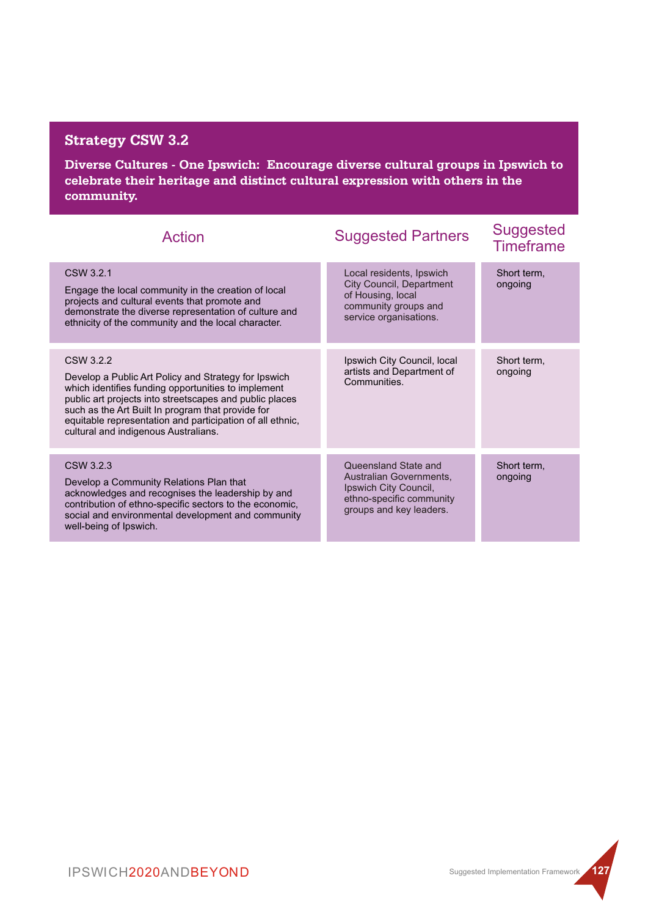## Strategy CSW 3.2

**Diverse Cultures - One Ipswich: Encourage diverse cultural groups in Ipswich to celebrate their heritage and distinct cultural expression with others in the community.**

| Action | Suggested Partners | Suggested Timeframe |
|---|---|---|
| CSW 3.2.1<br><br>Engage the local community in the creation of local projects and cultural events that promote and demonstrate the diverse representation of culture and ethnicity of the community and the local character. | Local residents, Ipswich City Council, Department of Housing, local community groups and service organisations. | Short term, ongoing |
| CSW 3.2.2<br><br>Develop a Public Art Policy and Strategy for Ipswich which identifies funding opportunities to implement public art projects into streetscapes and public places such as the Art Built In program that provide for equitable representation and participation of all ethnic, cultural and indigenous Australians. | Ipswich City Council, local artists and Department of Communities. | Short term, ongoing |
| CSW 3.2.3<br><br>Develop a Community Relations Plan that acknowledges and recognises the leadership by and contribution of ethno-specific sectors to the economic, social and environmental development and community well-being of Ipswich. | Queensland State and Australian Governments, Ipswich City Council, ethno-specific community groups and key leaders. | Short term, ongoing |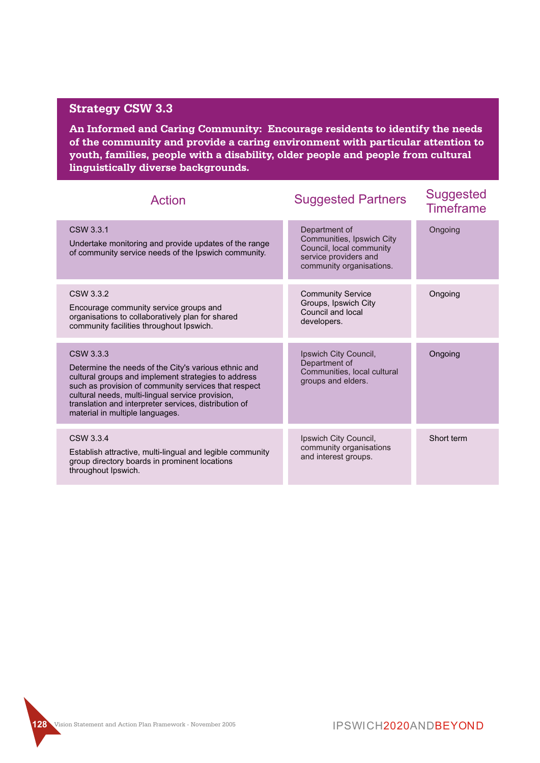## Strategy CSW 3.3

**An Informed and Caring Community: Encourage residents to identify the needs of the community and provide a caring environment with particular attention to youth, families, people with a disability, older people and people from cultural linguistically diverse backgrounds.**

| Action | Suggested Partners | Suggested Timeframe |
|---|---|---|
| CSW 3.3.1<br>Undertake monitoring and provide updates of the range of community service needs of the Ipswich community. | Department of Communities, Ipswich City Council, local community service providers and community organisations. | Ongoing |
| CSW 3.3.2<br>Encourage community service groups and organisations to collaboratively plan for shared community facilities throughout Ipswich. | Community Service Groups, Ipswich City Council and local developers. | Ongoing |
| CSW 3.3.3<br>Determine the needs of the City's various ethnic and cultural groups and implement strategies to address such as provision of community services that respect cultural needs, multi-lingual service provision, translation and interpreter services, distribution of material in multiple languages. | Ipswich City Council, Department of Communities, local cultural groups and elders. | Ongoing |
| CSW 3.3.4<br>Establish attractive, multi-lingual and legible community group directory boards in prominent locations throughout Ipswich. | Ipswich City Council, community organisations and interest groups. | Short term |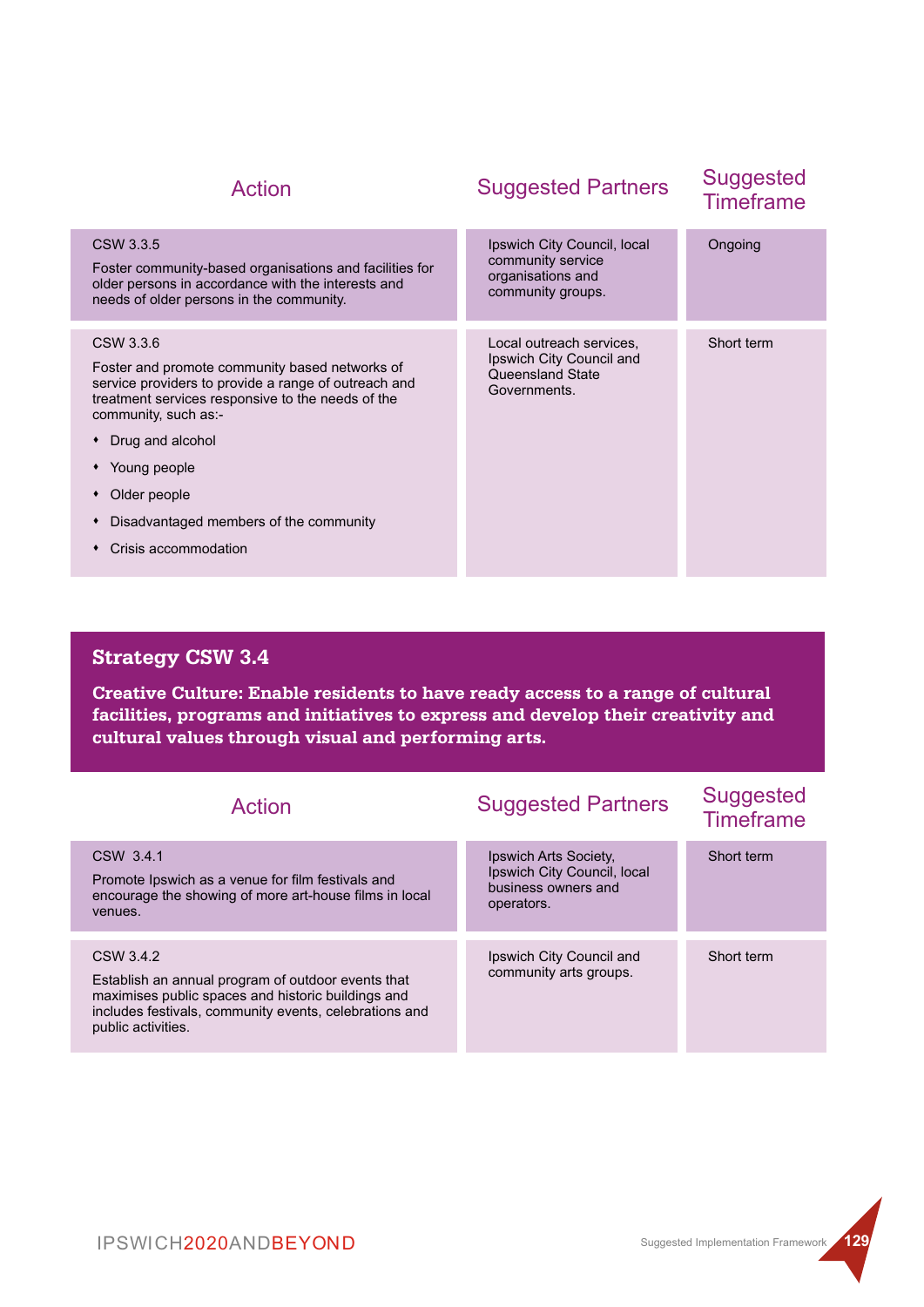| Action | Suggested Partners | Suggested Timeframe |
|---|---|---|
| CSW 3.3.5<br><br>Foster community-based organisations and facilities for older persons in accordance with the interests and needs of older persons in the community. | Ipswich City Council, local community service organisations and community groups. | Ongoing |
| CSW 3.3.6<br><br>Foster and promote community based networks of service providers to provide a range of outreach and treatment services responsive to the needs of the community, such as:-<br>• Drug and alcohol<br>• Young people<br>• Older people<br>• Disadvantaged members of the community<br>• Crisis accommodation | Local outreach services, Ipswich City Council and Queensland State Governments. | Short term |

## Strategy CSW 3.4

**Creative Culture: Enable residents to have ready access to a range of cultural facilities, programs and initiatives to express and develop their creativity and cultural values through visual and performing arts.**

| Action | Suggested Partners | Suggested Timeframe |
|---|---|---|
| CSW 3.4.1<br><br>Promote Ipswich as a venue for film festivals and encourage the showing of more art-house films in local venues. | Ipswich Arts Society, Ipswich City Council, local business owners and operators. | Short term |
| CSW 3.4.2<br><br>Establish an annual program of outdoor events that maximises public spaces and historic buildings and includes festivals, community events, celebrations and public activities. | Ipswich City Council and community arts groups. | Short term |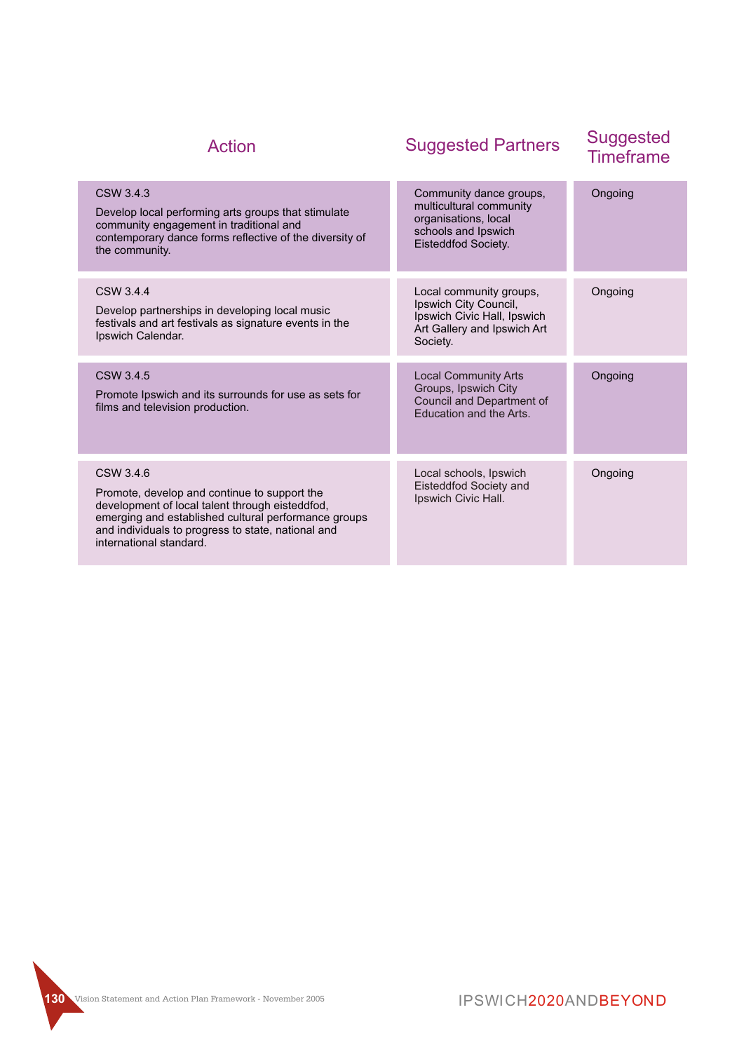| Action | Suggested Partners | Suggested Timeframe |
| --- | --- | --- |
| CSW 3.4.3<br>Develop local performing arts groups that stimulate community engagement in traditional and contemporary dance forms reflective of the diversity of the community. | Community dance groups, multicultural community organisations, local schools and Ipswich Eisteddfod Society. | Ongoing |
| CSW 3.4.4<br>Develop partnerships in developing local music festivals and art festivals as signature events in the Ipswich Calendar. | Local community groups, Ipswich City Council, Ipswich Civic Hall, Ipswich Art Gallery and Ipswich Art Society. | Ongoing |
| CSW 3.4.5<br>Promote Ipswich and its surrounds for use as sets for films and television production. | Local Community Arts Groups, Ipswich City Council and Department of Education and the Arts. | Ongoing |
| CSW 3.4.6<br>Promote, develop and continue to support the development of local talent through eisteddfod, emerging and established cultural performance groups and individuals to progress to state, national and international standard. | Local schools, Ipswich Eisteddfod Society and Ipswich Civic Hall. | Ongoing |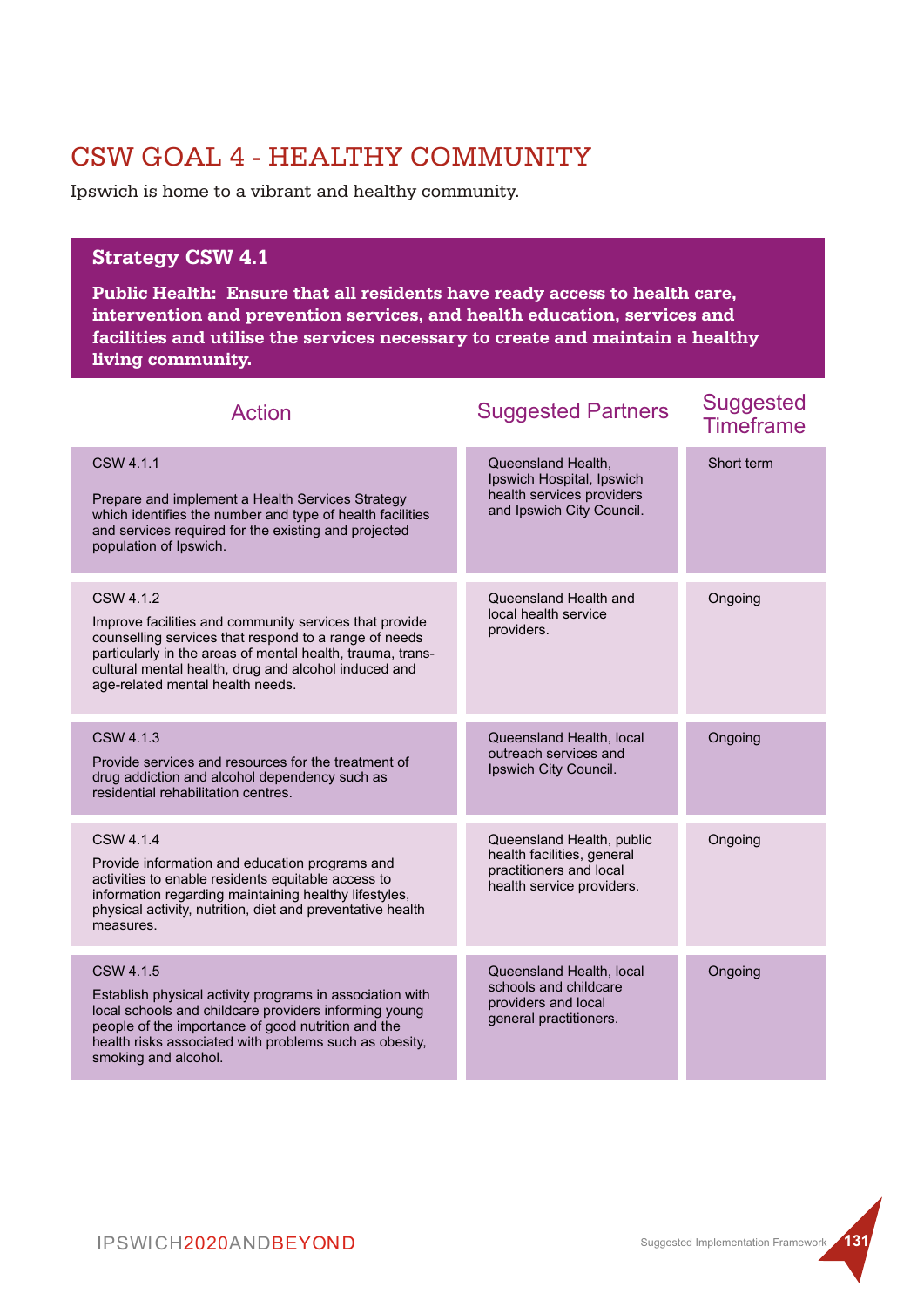# CSW GOAL 4 - HEALTHY COMMUNITY

Ipswich is home to a vibrant and healthy community.

## Strategy CSW 4.1

**Public Health: Ensure that all residents have ready access to health care, intervention and prevention services, and health education, services and facilities and utilise the services necessary to create and maintain a healthy living community.**

| Action | Suggested Partners | Suggested Timeframe |
|---|---|---|
| CSW 4.1.1<br><br>Prepare and implement a Health Services Strategy which identifies the number and type of health facilities and services required for the existing and projected population of Ipswich. | Queensland Health, Ipswich Hospital, Ipswich health services providers and Ipswich City Council. | Short term |
| CSW 4.1.2<br><br>Improve facilities and community services that provide counselling services that respond to a range of needs particularly in the areas of mental health, trauma, trans-cultural mental health, drug and alcohol induced and age-related mental health needs. | Queensland Health and local health service providers. | Ongoing |
| CSW 4.1.3<br><br>Provide services and resources for the treatment of drug addiction and alcohol dependency such as residential rehabilitation centres. | Queensland Health, local outreach services and Ipswich City Council. | Ongoing |
| CSW 4.1.4<br><br>Provide information and education programs and activities to enable residents equitable access to information regarding maintaining healthy lifestyles, physical activity, nutrition, diet and preventative health measures. | Queensland Health, public health facilities, general practitioners and local health service providers. | Ongoing |
| CSW 4.1.5<br><br>Establish physical activity programs in association with local schools and childcare providers informing young people of the importance of good nutrition and the health risks associated with problems such as obesity, smoking and alcohol. | Queensland Health, local schools and childcare providers and local general practitioners. | Ongoing |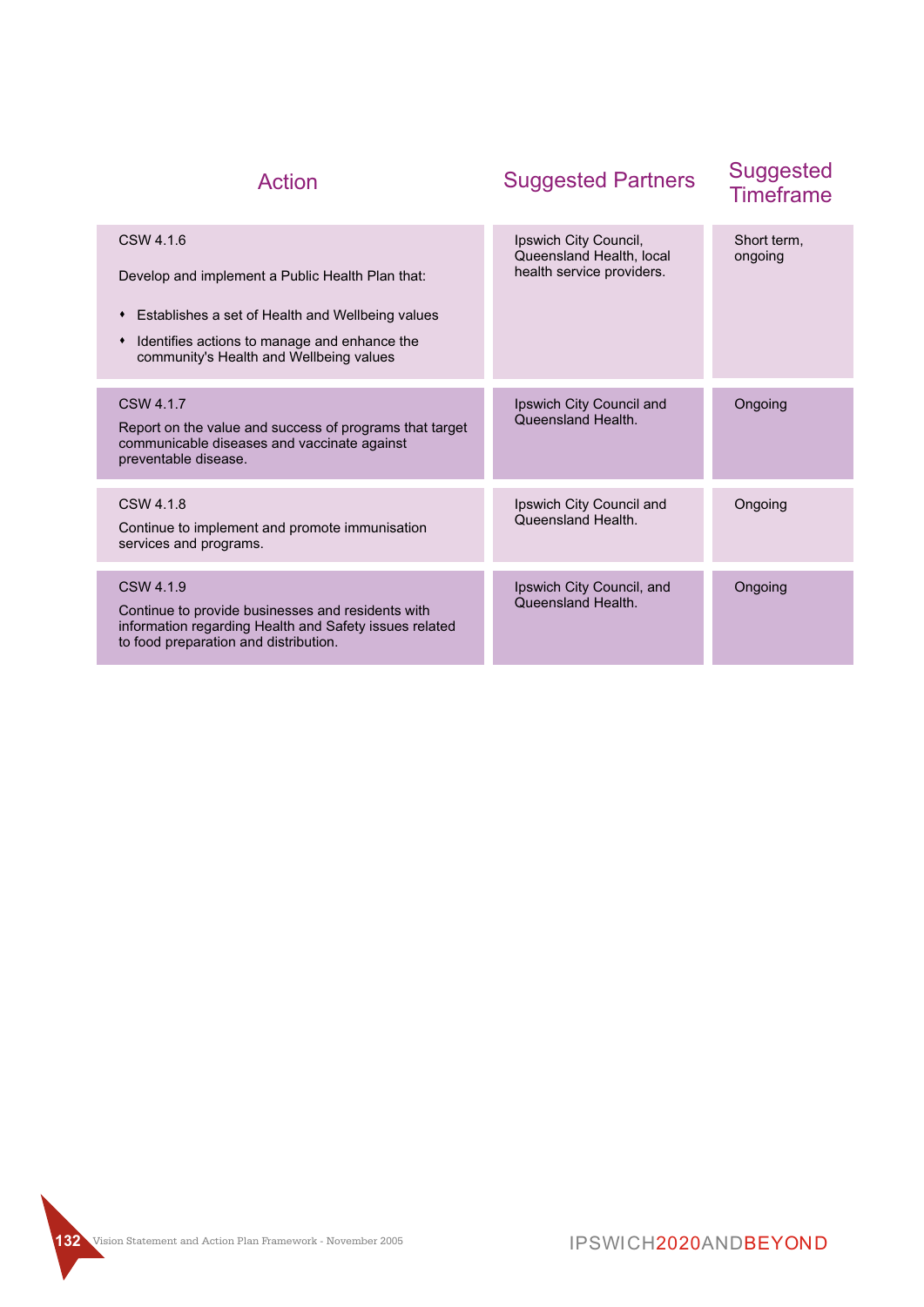| Action | Suggested Partners | Suggested Timeframe |
| --- | --- | --- |
| CSW 4.1.6<br><br>Develop and implement a Public Health Plan that:<br><br>• Establishes a set of Health and Wellbeing values<br>• Identifies actions to manage and enhance the community's Health and Wellbeing values | Ipswich City Council, Queensland Health, local health service providers. | Short term, ongoing |
| CSW 4.1.7<br>Report on the value and success of programs that target communicable diseases and vaccinate against preventable disease. | Ipswich City Council and Queensland Health. | Ongoing |
| CSW 4.1.8<br>Continue to implement and promote immunisation services and programs. | Ipswich City Council and Queensland Health. | Ongoing |
| CSW 4.1.9<br>Continue to provide businesses and residents with information regarding Health and Safety issues related to food preparation and distribution. | Ipswich City Council, and Queensland Health. | Ongoing |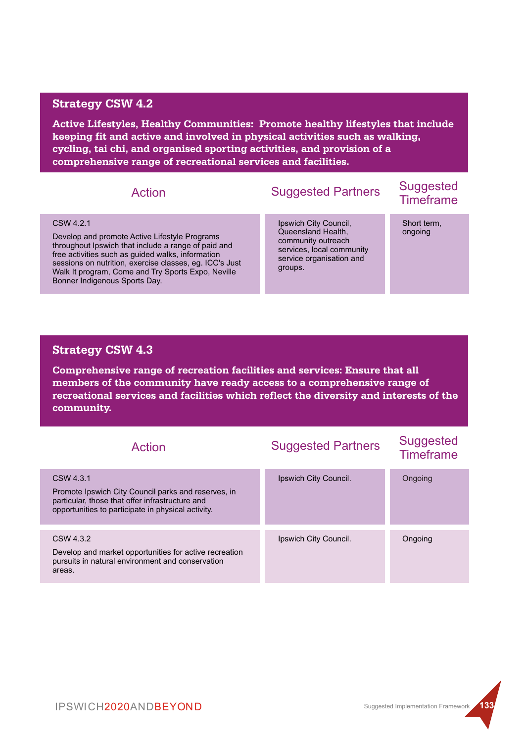## Strategy CSW 4.2

**Active Lifestyles, Healthy Communities: Promote healthy lifestyles that include keeping fit and active and involved in physical activities such as walking, cycling, tai chi, and organised sporting activities, and provision of a comprehensive range of recreational services and facilities.**

| Action | Suggested Partners | Suggested Timeframe |
|---|---|---|
| CSW 4.2.1<br><br>Develop and promote Active Lifestyle Programs throughout Ipswich that include a range of paid and free activities such as guided walks, information sessions on nutrition, exercise classes, eg. ICC's Just Walk It program, Come and Try Sports Expo, Neville Bonner Indigenous Sports Day. | Ipswich City Council, Queensland Health, community outreach services, local community service organisation and groups. | Short term, ongoing |

## Strategy CSW 4.3

**Comprehensive range of recreation facilities and services: Ensure that all members of the community have ready access to a comprehensive range of recreational services and facilities which reflect the diversity and interests of the community.**

| Action | Suggested Partners | Suggested Timeframe |
|---|---|---|
| CSW 4.3.1<br><br>Promote Ipswich City Council parks and reserves, in particular, those that offer infrastructure and opportunities to participate in physical activity. | Ipswich City Council. | Ongoing |
| CSW 4.3.2<br><br>Develop and market opportunities for active recreation pursuits in natural environment and conservation areas. | Ipswich City Council. | Ongoing |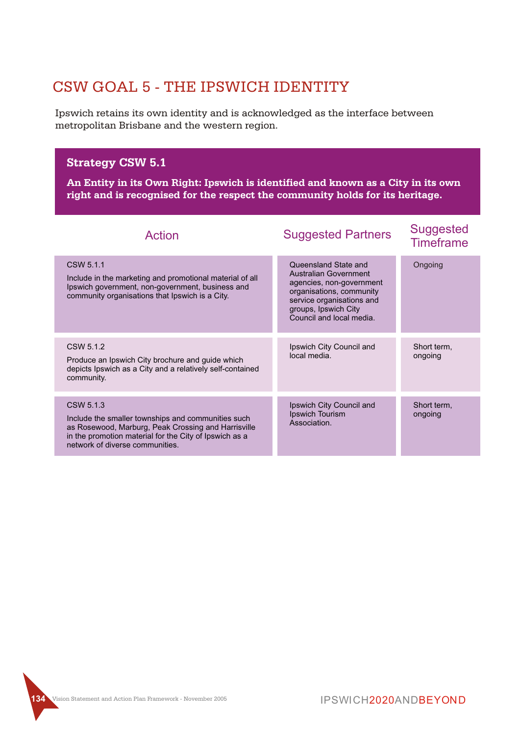## CSW GOAL 5 - THE IPSWICH IDENTITY

Ipswich retains its own identity and is acknowledged as the interface between metropolitan Brisbane and the western region.

### Strategy CSW 5.1

**An Entity in its Own Right: Ipswich is identified and known as a City in its own right and is recognised for the respect the community holds for its heritage.**

| Action | Suggested Partners | Suggested Timeframe |
|---|---|---|
| CSW 5.1.1<br>Include in the marketing and promotional material of all Ipswich government, non-government, business and community organisations that Ipswich is a City. | Queensland State and Australian Government agencies, non-government organisations, community service organisations and groups, Ipswich City Council and local media. | Ongoing |
| CSW 5.1.2<br>Produce an Ipswich City brochure and guide which depicts Ipswich as a City and a relatively self-contained community. | Ipswich City Council and local media. | Short term, ongoing |
| CSW 5.1.3<br>Include the smaller townships and communities such as Rosewood, Marburg, Peak Crossing and Harrisville in the promotion material for the City of Ipswich as a network of diverse communities. | Ipswich City Council and Ipswich Tourism Association. | Short term, ongoing |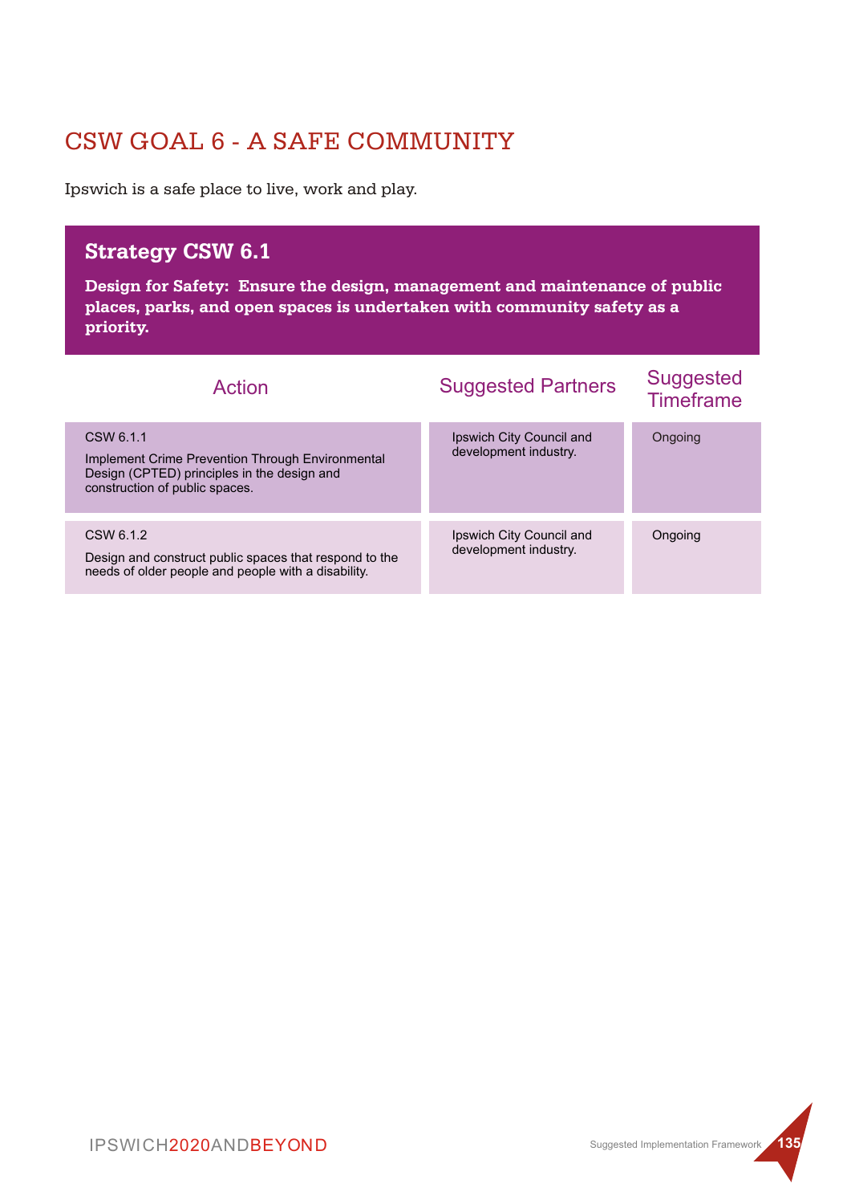# CSW GOAL 6 - A SAFE COMMUNITY

Ipswich is a safe place to live, work and play.

## Strategy CSW 6.1

**Design for Safety: Ensure the design, management and maintenance of public places, parks, and open spaces is undertaken with community safety as a priority.**

| Action | Suggested Partners | Suggested Timeframe |
|---|---|---|
| CSW 6.1.1<br>Implement Crime Prevention Through Environmental Design (CPTED) principles in the design and construction of public spaces. | Ipswich City Council and development industry. | Ongoing |
| CSW 6.1.2<br>Design and construct public spaces that respond to the needs of older people and people with a disability. | Ipswich City Council and development industry. | Ongoing |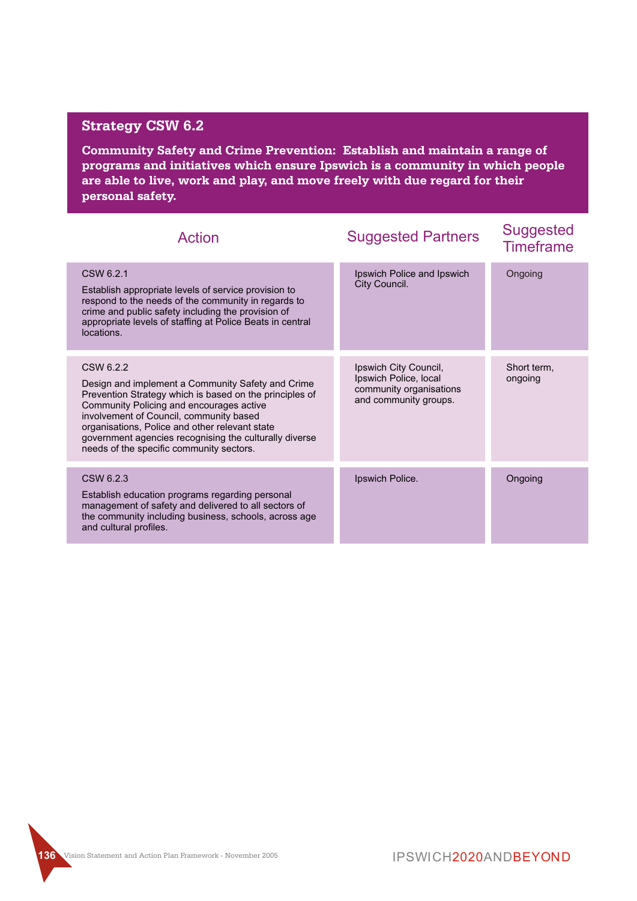## Strategy CSW 6.2

**Community Safety and Crime Prevention: Establish and maintain a range of programs and initiatives which ensure Ipswich is a community in which people are able to live, work and play, and move freely with due regard for their personal safety.**

| Action | Suggested Partners | Suggested Timeframe |
|---|---|---|
| CSW 6.2.1<br><br>Establish appropriate levels of service provision to respond to the needs of the community in regards to crime and public safety including the provision of appropriate levels of staffing at Police Beats in central locations. | Ipswich Police and Ipswich City Council. | Ongoing |
| CSW 6.2.2<br><br>Design and implement a Community Safety and Crime Prevention Strategy which is based on the principles of Community Policing and encourages active involvement of Council, community based organisations, Police and other relevant state government agencies recognising the culturally diverse needs of the specific community sectors. | Ipswich City Council, Ipswich Police, local community organisations and community groups. | Short term, ongoing |
| CSW 6.2.3<br><br>Establish education programs regarding personal management of safety and delivered to all sectors of the community including business, schools, across age and cultural profiles. | Ipswich Police. | Ongoing |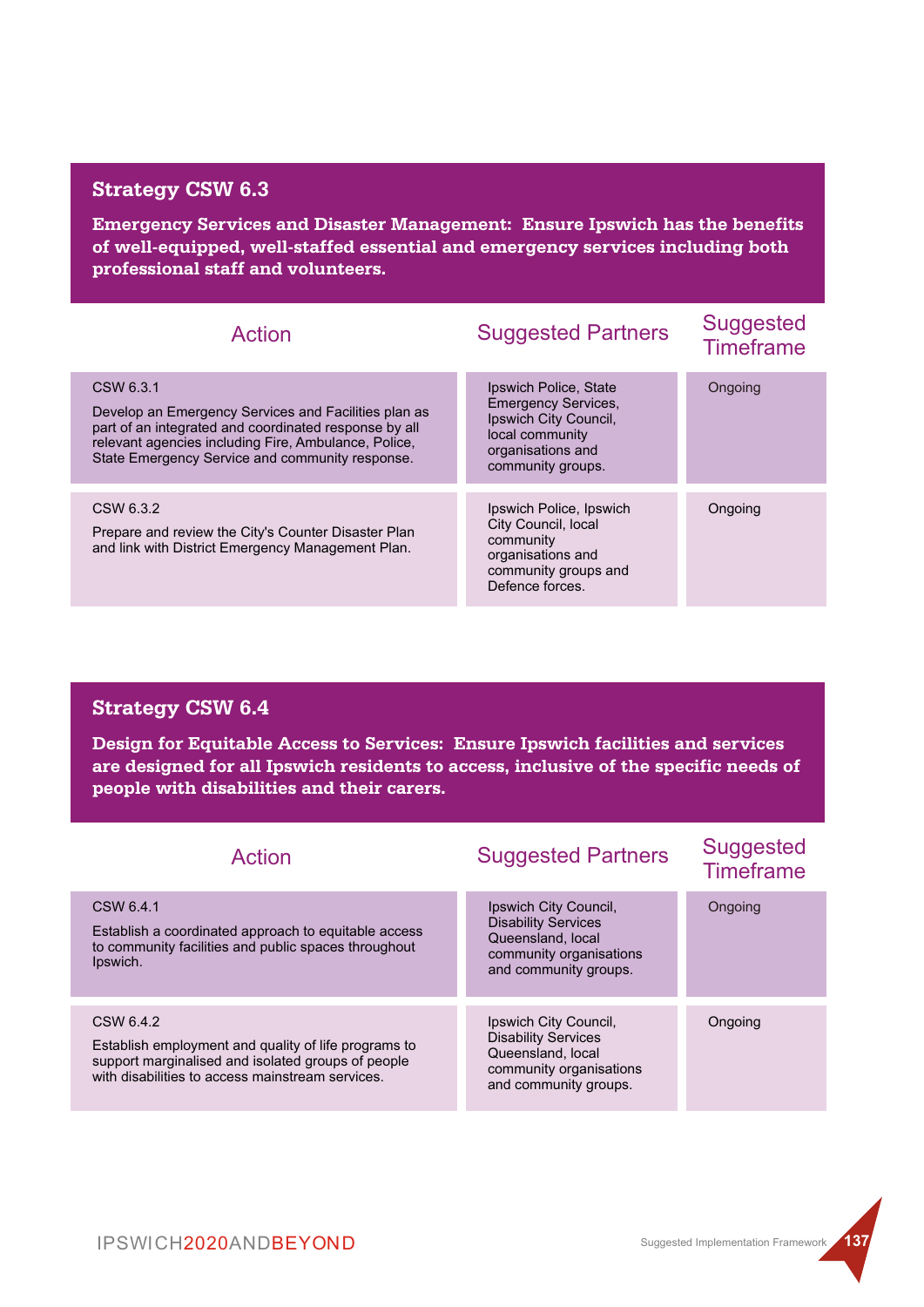## Strategy CSW 6.3

**Emergency Services and Disaster Management: Ensure Ipswich has the benefits of well-equipped, well-staffed essential and emergency services including both professional staff and volunteers.**

| Action | Suggested Partners | Suggested Timeframe |
|---|---|---|
| CSW 6.3.1<br>Develop an Emergency Services and Facilities plan as part of an integrated and coordinated response by all relevant agencies including Fire, Ambulance, Police, State Emergency Service and community response. | Ipswich Police, State Emergency Services, Ipswich City Council, local community organisations and community groups. | Ongoing |
| CSW 6.3.2<br>Prepare and review the City's Counter Disaster Plan and link with District Emergency Management Plan. | Ipswich Police, Ipswich City Council, local community organisations and community groups and Defence forces. | Ongoing |

## Strategy CSW 6.4

**Design for Equitable Access to Services: Ensure Ipswich facilities and services are designed for all Ipswich residents to access, inclusive of the specific needs of people with disabilities and their carers.**

| Action | Suggested Partners | Suggested Timeframe |
|---|---|---|
| CSW 6.4.1<br>Establish a coordinated approach to equitable access to community facilities and public spaces throughout Ipswich. | Ipswich City Council, Disability Services Queensland, local community organisations and community groups. | Ongoing |
| CSW 6.4.2<br>Establish employment and quality of life programs to support marginalised and isolated groups of people with disabilities to access mainstream services. | Ipswich City Council, Disability Services Queensland, local community organisations and community groups. | Ongoing |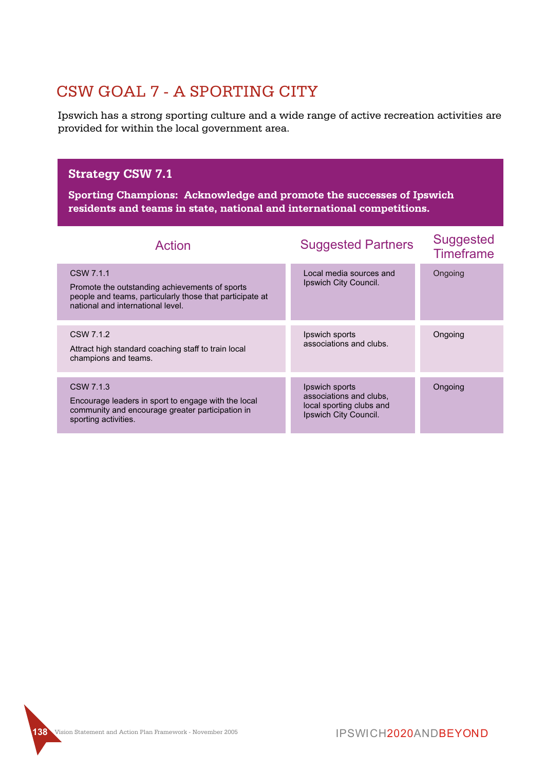# CSW GOAL 7 - A SPORTING CITY

Ipswich has a strong sporting culture and a wide range of active recreation activities are provided for within the local government area.

## Strategy CSW 7.1

**Sporting Champions: Acknowledge and promote the successes of Ipswich residents and teams in state, national and international competitions.**

| Action | Suggested Partners | Suggested Timeframe |
|---|---|---|
| CSW 7.1.1<br>Promote the outstanding achievements of sports people and teams, particularly those that participate at national and international level. | Local media sources and Ipswich City Council. | Ongoing |
| CSW 7.1.2<br>Attract high standard coaching staff to train local champions and teams. | Ipswich sports associations and clubs. | Ongoing |
| CSW 7.1.3<br>Encourage leaders in sport to engage with the local community and encourage greater participation in sporting activities. | Ipswich sports associations and clubs, local sporting clubs and Ipswich City Council. | Ongoing |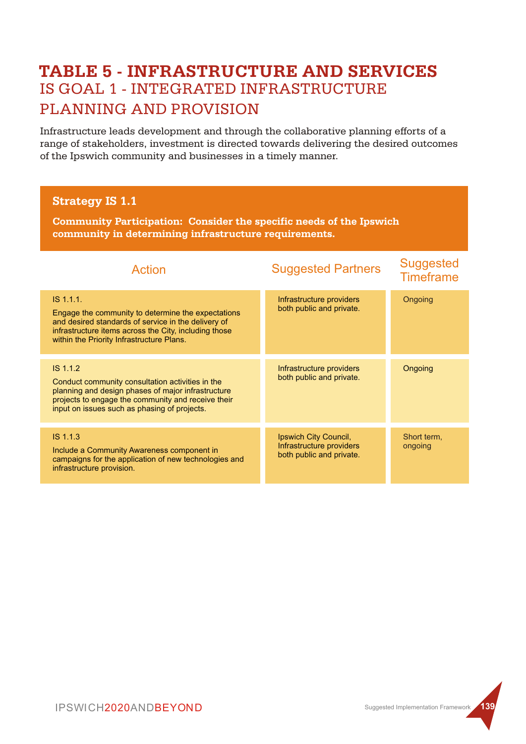# TABLE 5 - INFRASTRUCTURE AND SERVICES

## IS GOAL 1 - INTEGRATED INFRASTRUCTURE PLANNING AND PROVISION

Infrastructure leads development and through the collaborative planning efforts of a range of stakeholders, investment is directed towards delivering the desired outcomes of the Ipswich community and businesses in a timely manner.

### Strategy IS 1.1

**Community Participation: Consider the specific needs of the Ipswich community in determining infrastructure requirements.**

| Action | Suggested Partners | Suggested Timeframe |
|---|---|---|
| IS 1.1.1. Engage the community to determine the expectations and desired standards of service in the delivery of infrastructure items across the City, including those within the Priority Infrastructure Plans. | Infrastructure providers both public and private. | Ongoing |
| IS 1.1.2 Conduct community consultation activities in the planning and design phases of major infrastructure projects to engage the community and receive their input on issues such as phasing of projects. | Infrastructure providers both public and private. | Ongoing |
| IS 1.1.3 Include a Community Awareness component in campaigns for the application of new technologies and infrastructure provision. | Ipswich City Council, Infrastructure providers both public and private. | Short term, ongoing |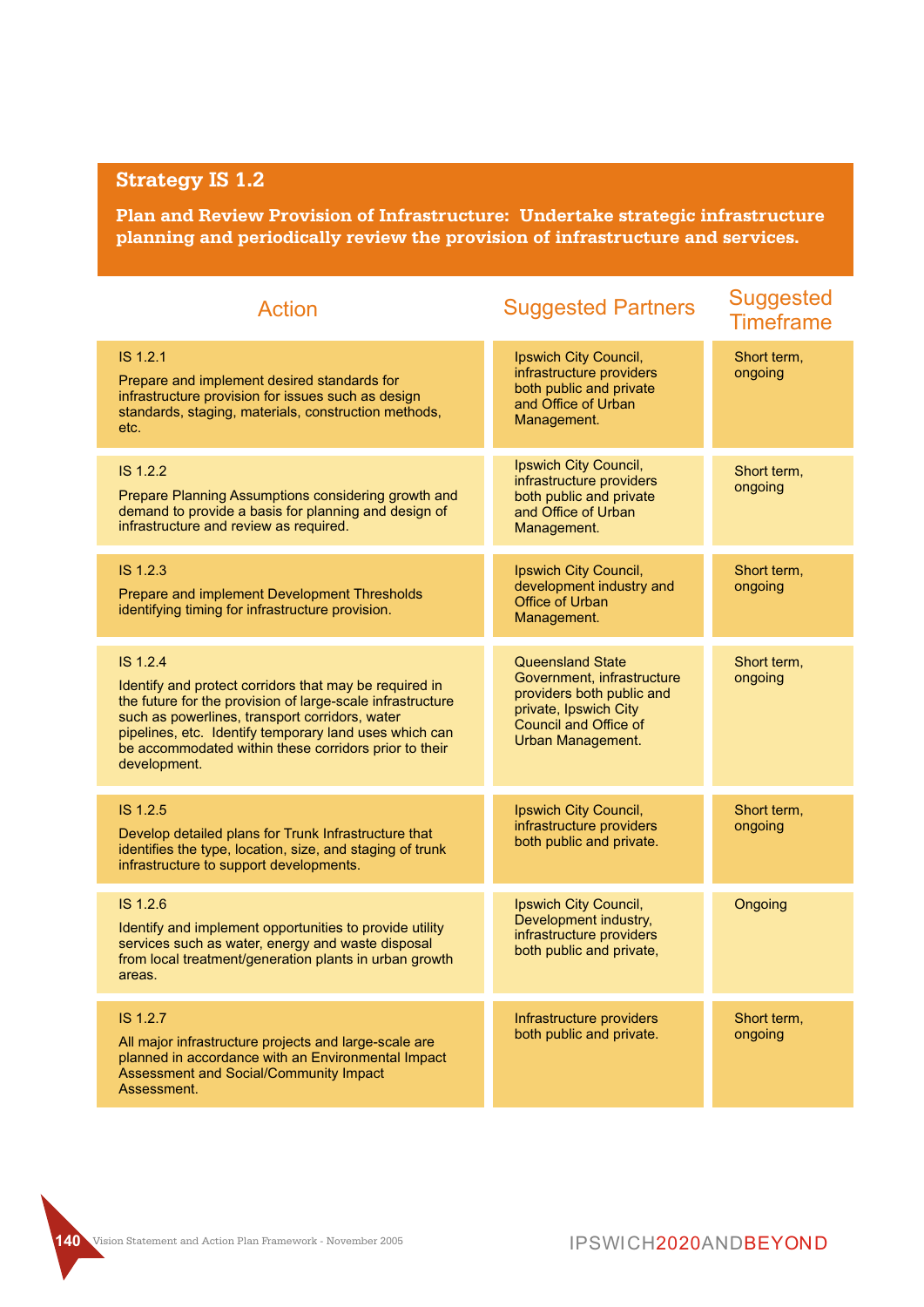## Strategy IS 1.2

**Plan and Review Provision of Infrastructure: Undertake strategic infrastructure planning and periodically review the provision of infrastructure and services.**

| Action | Suggested Partners | Suggested Timeframe |
|---|---|---|
| IS 1.2.1<br>Prepare and implement desired standards for infrastructure provision for issues such as design standards, staging, materials, construction methods, etc. | Ipswich City Council, infrastructure providers both public and private and Office of Urban Management. | Short term, ongoing |
| IS 1.2.2<br>Prepare Planning Assumptions considering growth and demand to provide a basis for planning and design of infrastructure and review as required. | Ipswich City Council, infrastructure providers both public and private and Office of Urban Management. | Short term, ongoing |
| IS 1.2.3<br>Prepare and implement Development Thresholds identifying timing for infrastructure provision. | Ipswich City Council, development industry and Office of Urban Management. | Short term, ongoing |
| IS 1.2.4<br>Identify and protect corridors that may be required in the future for the provision of large-scale infrastructure such as powerlines, transport corridors, water pipelines, etc. Identify temporary land uses which can be accommodated within these corridors prior to their development. | Queensland State Government, infrastructure providers both public and private, Ipswich City Council and Office of Urban Management. | Short term, ongoing |
| IS 1.2.5<br>Develop detailed plans for Trunk Infrastructure that identifies the type, location, size, and staging of trunk infrastructure to support developments. | Ipswich City Council, infrastructure providers both public and private. | Short term, ongoing |
| IS 1.2.6<br>Identify and implement opportunities to provide utility services such as water, energy and waste disposal from local treatment/generation plants in urban growth areas. | Ipswich City Council, Development industry, infrastructure providers both public and private, | Ongoing |
| IS 1.2.7<br>All major infrastructure projects and large-scale are planned in accordance with an Environmental Impact Assessment and Social/Community Impact Assessment. | Infrastructure providers both public and private. | Short term, ongoing |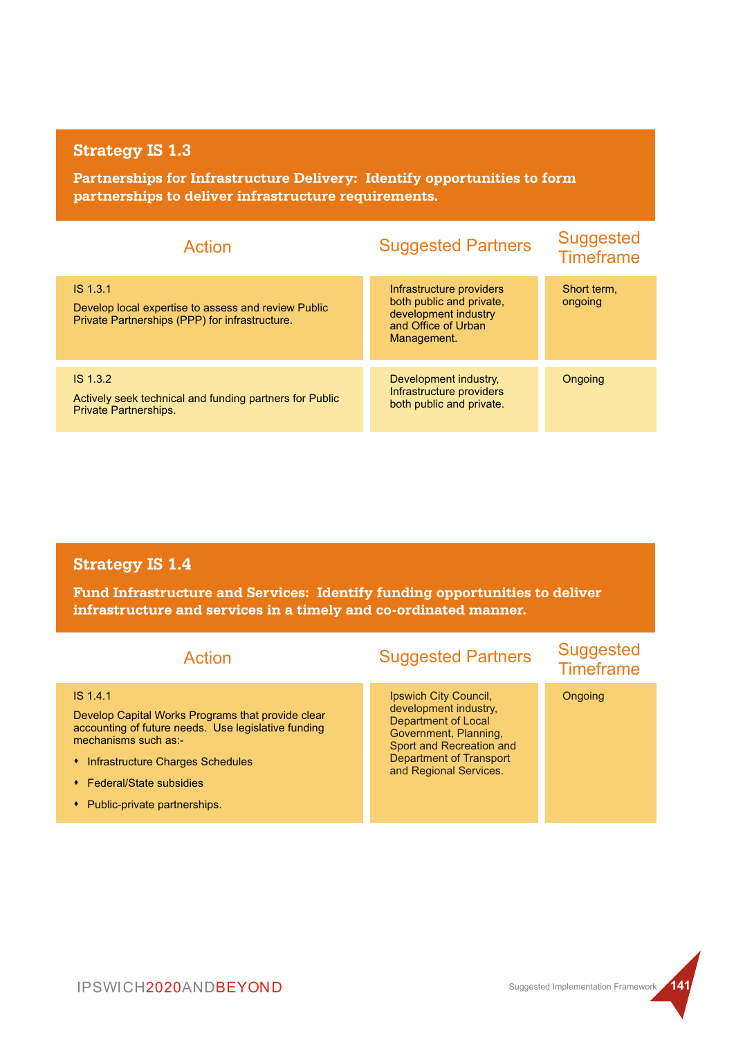## Strategy IS 1.3

**Partnerships for Infrastructure Delivery: Identify opportunities to form partnerships to deliver infrastructure requirements.**

| Action | Suggested Partners | Suggested Timeframe |
|---|---|---|
| IS 1.3.1<br>Develop local expertise to assess and review Public Private Partnerships (PPP) for infrastructure. | Infrastructure providers both public and private, development industry and Office of Urban Management. | Short term, ongoing |
| IS 1.3.2<br>Actively seek technical and funding partners for Public Private Partnerships. | Development industry, Infrastructure providers both public and private. | Ongoing |

## Strategy IS 1.4

**Fund Infrastructure and Services: Identify funding opportunities to deliver infrastructure and services in a timely and co-ordinated manner.**

| Action | Suggested Partners | Suggested Timeframe |
|---|---|---|
| IS 1.4.1<br>Develop Capital Works Programs that provide clear accounting of future needs. Use legislative funding mechanisms such as:-<br>• Infrastructure Charges Schedules<br>• Federal/State subsidies<br>• Public-private partnerships. | Ipswich City Council, development industry, Department of Local Government, Planning, Sport and Recreation and Department of Transport and Regional Services. | Ongoing |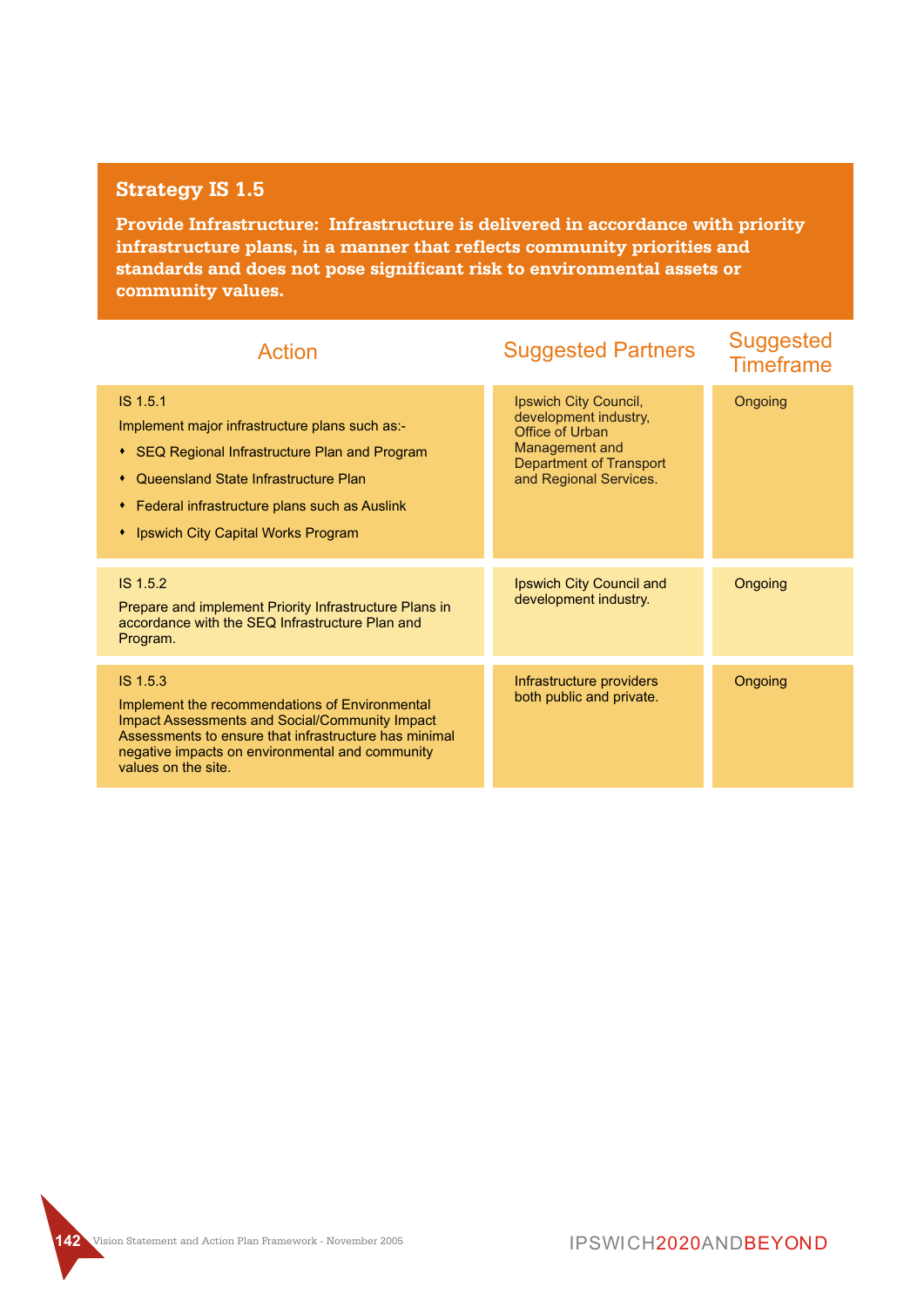## Strategy IS 1.5

**Provide Infrastructure: Infrastructure is delivered in accordance with priority infrastructure plans, in a manner that reflects community priorities and standards and does not pose significant risk to environmental assets or community values.**

| Action | Suggested Partners | Suggested Timeframe |
|---|---|---|
| IS 1.5.1<br>Implement major infrastructure plans such as:-<br>• SEQ Regional Infrastructure Plan and Program<br>• Queensland State Infrastructure Plan<br>• Federal infrastructure plans such as Auslink<br>• Ipswich City Capital Works Program | Ipswich City Council, development industry, Office of Urban Management and Department of Transport and Regional Services. | Ongoing |
| IS 1.5.2<br>Prepare and implement Priority Infrastructure Plans in accordance with the SEQ Infrastructure Plan and Program. | Ipswich City Council and development industry. | Ongoing |
| IS 1.5.3<br>Implement the recommendations of Environmental Impact Assessments and Social/Community Impact Assessments to ensure that infrastructure has minimal negative impacts on environmental and community values on the site. | Infrastructure providers both public and private. | Ongoing |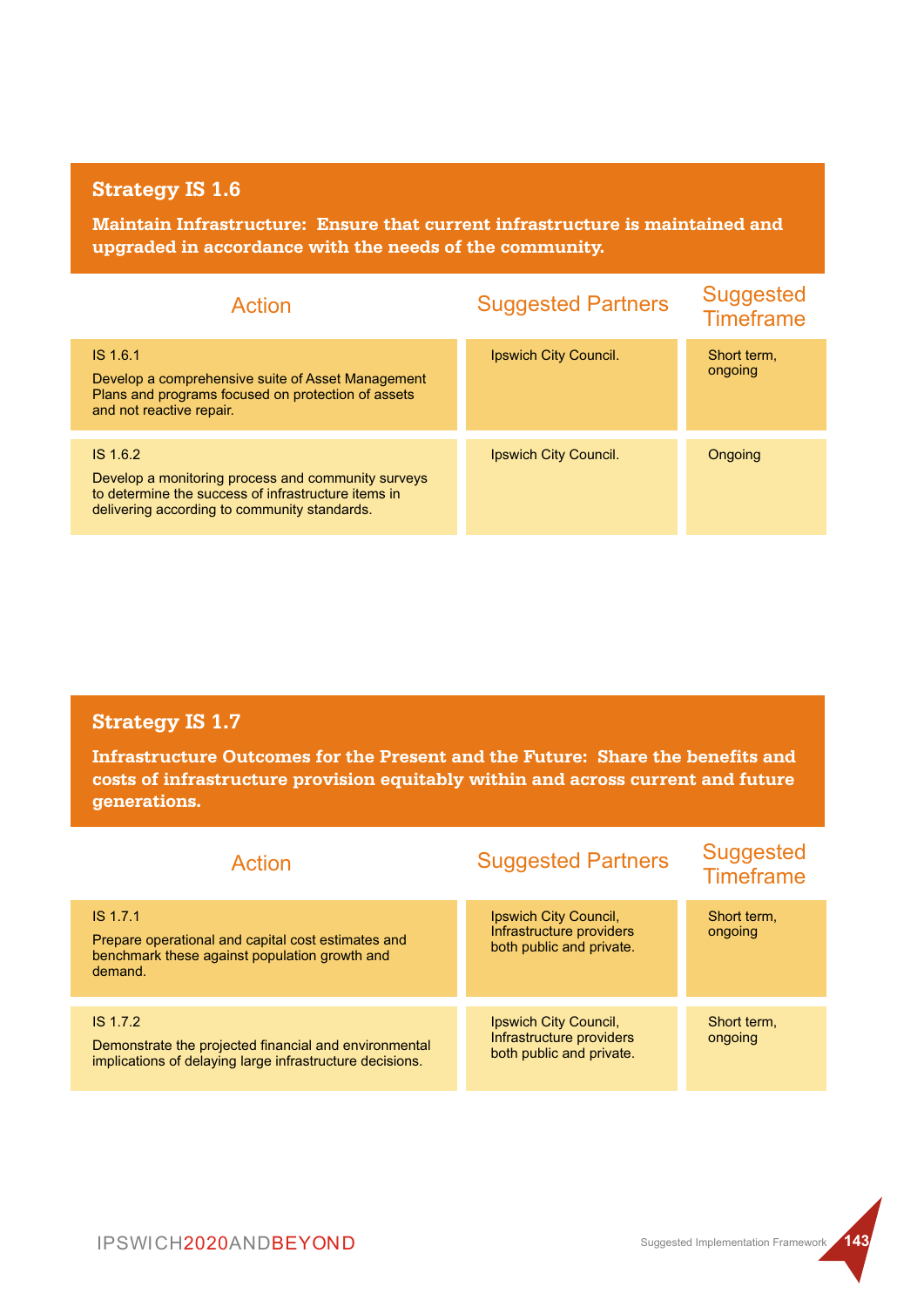## Strategy IS 1.6

**Maintain Infrastructure: Ensure that current infrastructure is maintained and upgraded in accordance with the needs of the community.**

| Action | Suggested Partners | Suggested Timeframe |
|---|---|---|
| IS 1.6.1<br>Develop a comprehensive suite of Asset Management Plans and programs focused on protection of assets and not reactive repair. | Ipswich City Council. | Short term, ongoing |
| IS 1.6.2<br>Develop a monitoring process and community surveys to determine the success of infrastructure items in delivering according to community standards. | Ipswich City Council. | Ongoing |

## Strategy IS 1.7

**Infrastructure Outcomes for the Present and the Future: Share the benefits and costs of infrastructure provision equitably within and across current and future generations.**

| Action | Suggested Partners | Suggested Timeframe |
|---|---|---|
| IS 1.7.1<br>Prepare operational and capital cost estimates and benchmark these against population growth and demand. | Ipswich City Council, Infrastructure providers both public and private. | Short term, ongoing |
| IS 1.7.2<br>Demonstrate the projected financial and environmental implications of delaying large infrastructure decisions. | Ipswich City Council, Infrastructure providers both public and private. | Short term, ongoing |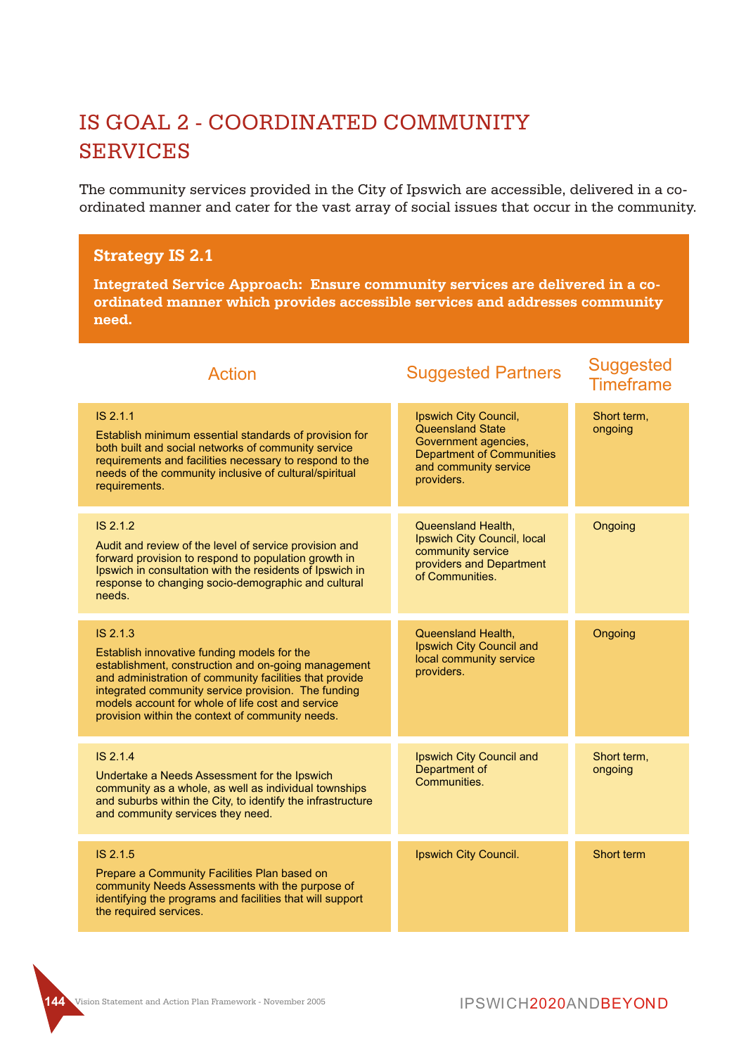# IS GOAL 2 - COORDINATED COMMUNITY SERVICES

The community services provided in the City of Ipswich are accessible, delivered in a co-ordinated manner and cater for the vast array of social issues that occur in the community.

## Strategy IS 2.1

**Integrated Service Approach: Ensure community services are delivered in a co-ordinated manner which provides accessible services and addresses community need.**

| Action | Suggested Partners | Suggested Timeframe |
|---|---|---|
| IS 2.1.1<br>Establish minimum essential standards of provision for both built and social networks of community service requirements and facilities necessary to respond to the needs of the community inclusive of cultural/spiritual requirements. | Ipswich City Council, Queensland State Government agencies, Department of Communities and community service providers. | Short term, ongoing |
| IS 2.1.2<br>Audit and review of the level of service provision and forward provision to respond to population growth in Ipswich in consultation with the residents of Ipswich in response to changing socio-demographic and cultural needs. | Queensland Health, Ipswich City Council, local community service providers and Department of Communities. | Ongoing |
| IS 2.1.3<br>Establish innovative funding models for the establishment, construction and on-going management and administration of community facilities that provide integrated community service provision. The funding models account for whole of life cost and service provision within the context of community needs. | Queensland Health, Ipswich City Council and local community service providers. | Ongoing |
| IS 2.1.4<br>Undertake a Needs Assessment for the Ipswich community as a whole, as well as individual townships and suburbs within the City, to identify the infrastructure and community services they need. | Ipswich City Council and Department of Communities. | Short term, ongoing |
| IS 2.1.5<br>Prepare a Community Facilities Plan based on community Needs Assessments with the purpose of identifying the programs and facilities that will support the required services. | Ipswich City Council. | Short term |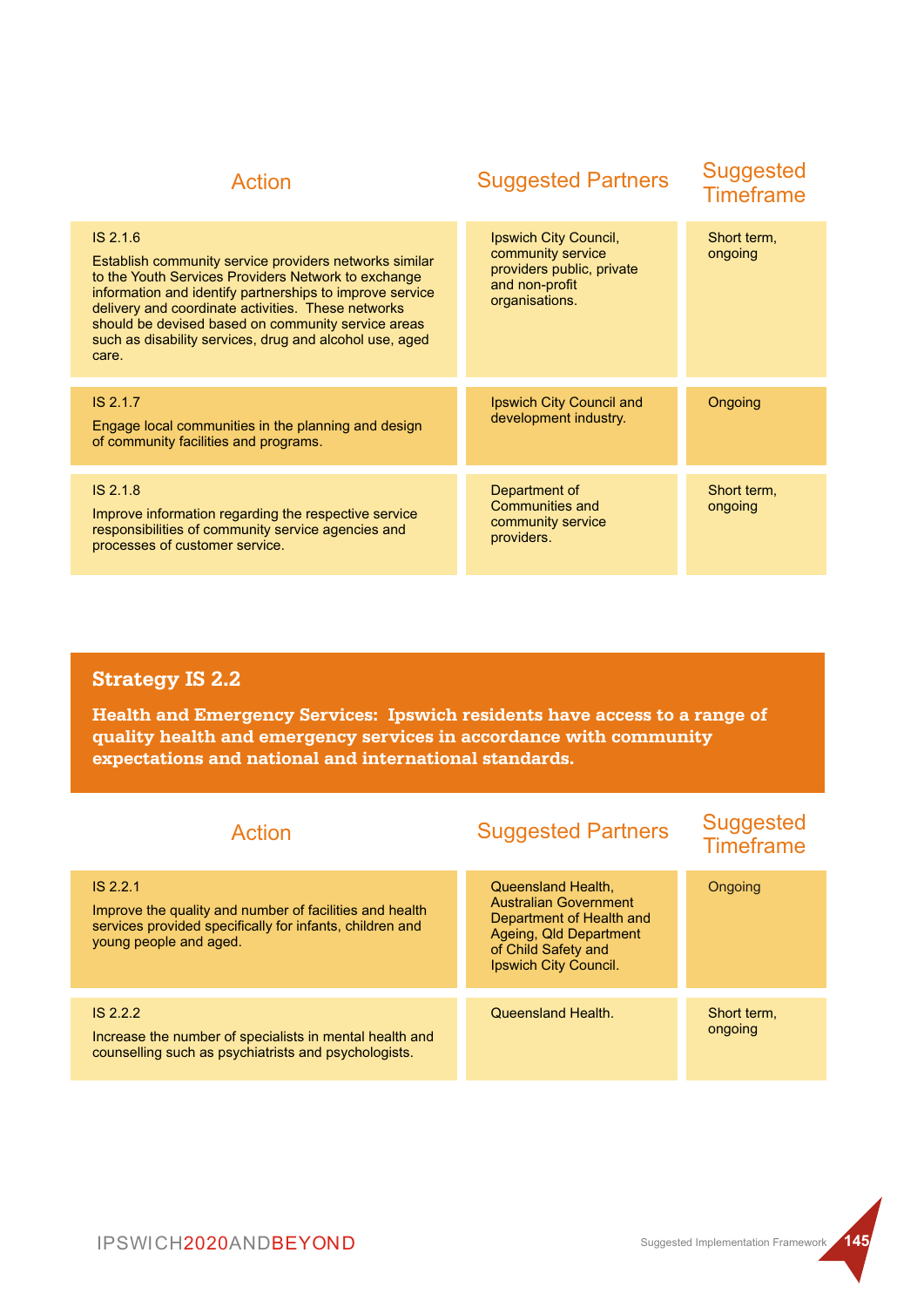| Action | Suggested Partners | Suggested Timeframe |
|---|---|---|
| IS 2.1.6<br>Establish community service providers networks similar to the Youth Services Providers Network to exchange information and identify partnerships to improve service delivery and coordinate activities. These networks should be devised based on community service areas such as disability services, drug and alcohol use, aged care. | Ipswich City Council, community service providers public, private and non-profit organisations. | Short term, ongoing |
| IS 2.1.7<br>Engage local communities in the planning and design of community facilities and programs. | Ipswich City Council and development industry. | Ongoing |
| IS 2.1.8<br>Improve information regarding the respective service responsibilities of community service agencies and processes of customer service. | Department of Communities and community service providers. | Short term, ongoing |

## Strategy IS 2.2

**Health and Emergency Services: Ipswich residents have access to a range of quality health and emergency services in accordance with community expectations and national and international standards.**

| Action | Suggested Partners | Suggested Timeframe |
|---|---|---|
| IS 2.2.1<br>Improve the quality and number of facilities and health services provided specifically for infants, children and young people and aged. | Queensland Health, Australian Government Department of Health and Ageing, Qld Department of Child Safety and Ipswich City Council. | Ongoing |
| IS 2.2.2<br>Increase the number of specialists in mental health and counselling such as psychiatrists and psychologists. | Queensland Health. | Short term, ongoing |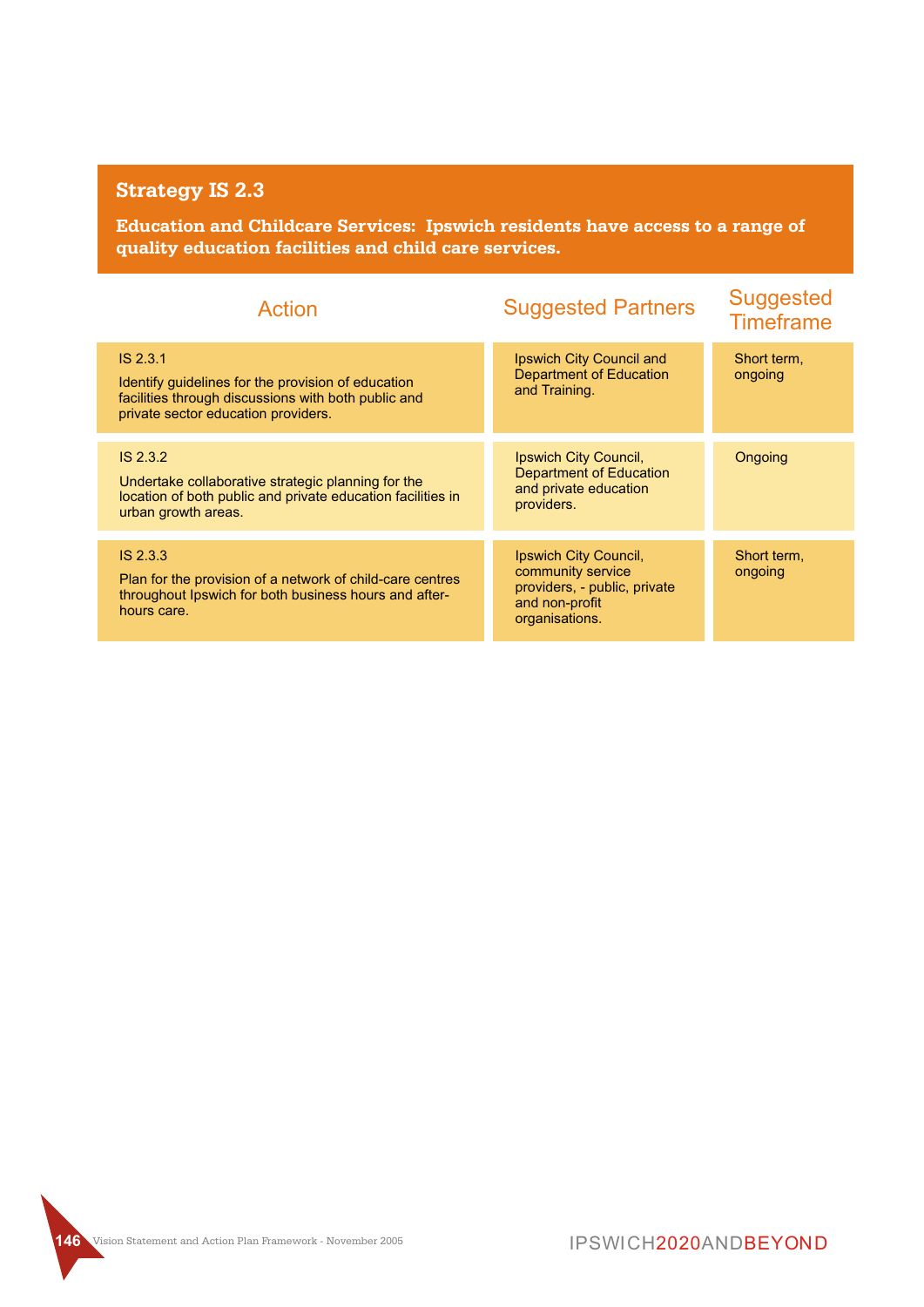## Strategy IS 2.3

**Education and Childcare Services: Ipswich residents have access to a range of quality education facilities and child care services.**

| Action | Suggested Partners | Suggested Timeframe |
|---|---|---|
| IS 2.3.1<br>Identify guidelines for the provision of education facilities through discussions with both public and private sector education providers. | Ipswich City Council and Department of Education and Training. | Short term, ongoing |
| IS 2.3.2<br>Undertake collaborative strategic planning for the location of both public and private education facilities in urban growth areas. | Ipswich City Council, Department of Education and private education providers. | Ongoing |
| IS 2.3.3<br>Plan for the provision of a network of child-care centres throughout Ipswich for both business hours and after-hours care. | Ipswich City Council, community service providers, - public, private and non-profit organisations. | Short term, ongoing |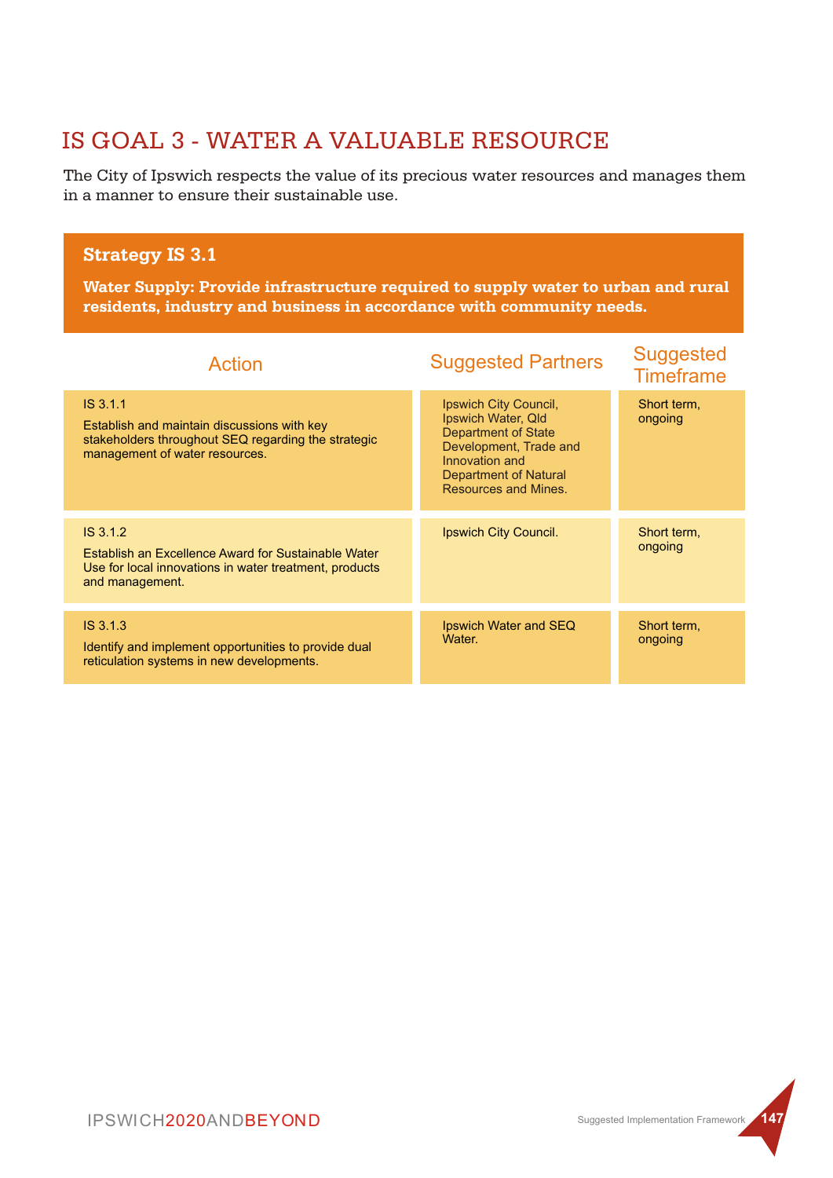# IS GOAL 3 - WATER A VALUABLE RESOURCE

The City of Ipswich respects the value of its precious water resources and manages them in a manner to ensure their sustainable use.

## Strategy IS 3.1

**Water Supply: Provide infrastructure required to supply water to urban and rural residents, industry and business in accordance with community needs.**

| Action | Suggested Partners | Suggested Timeframe |
|---|---|---|
| IS 3.1.1<br>Establish and maintain discussions with key stakeholders throughout SEQ regarding the strategic management of water resources. | Ipswich City Council, Ipswich Water, Qld Department of State Development, Trade and Innovation and Department of Natural Resources and Mines. | Short term, ongoing |
| IS 3.1.2<br>Establish an Excellence Award for Sustainable Water Use for local innovations in water treatment, products and management. | Ipswich City Council. | Short term, ongoing |
| IS 3.1.3<br>Identify and implement opportunities to provide dual reticulation systems in new developments. | Ipswich Water and SEQ Water. | Short term, ongoing |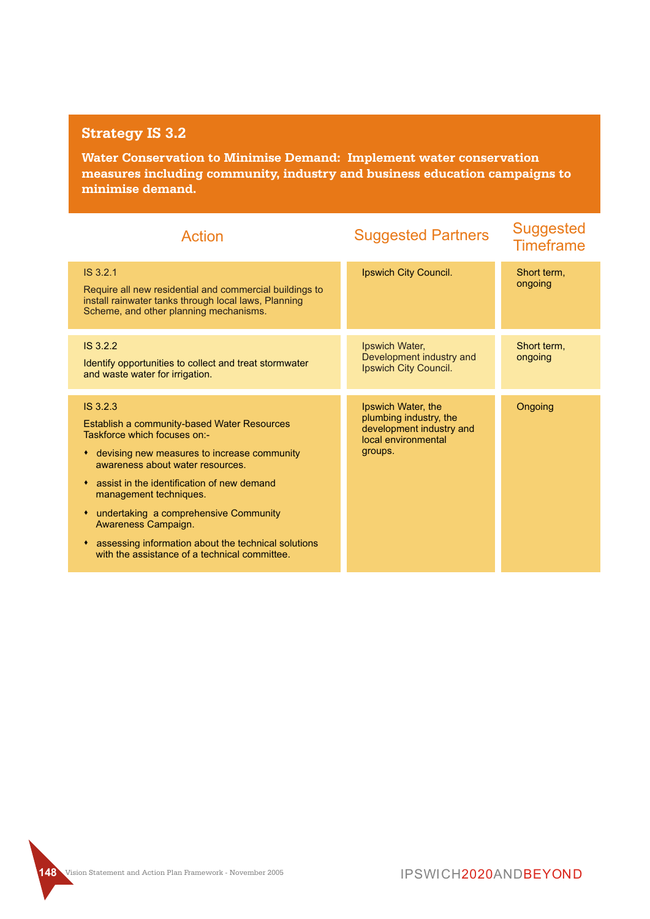## Strategy IS 3.2

**Water Conservation to Minimise Demand: Implement water conservation measures including community, industry and business education campaigns to minimise demand.**

| Action | Suggested Partners | Suggested Timeframe |
|---|---|---|
| IS 3.2.1<br><br>Require all new residential and commercial buildings to install rainwater tanks through local laws, Planning Scheme, and other planning mechanisms. | Ipswich City Council. | Short term, ongoing |
| IS 3.2.2<br><br>Identify opportunities to collect and treat stormwater and waste water for irrigation. | Ipswich Water, Development industry and Ipswich City Council. | Short term, ongoing |
| IS 3.2.3<br><br>Establish a community-based Water Resources Taskforce which focuses on:-<br><br>• devising new measures to increase community awareness about water resources.<br><br>• assist in the identification of new demand management techniques.<br><br>• undertaking a comprehensive Community Awareness Campaign.<br><br>• assessing information about the technical solutions with the assistance of a technical committee. | Ipswich Water, the plumbing industry, the development industry and local environmental groups. | Ongoing |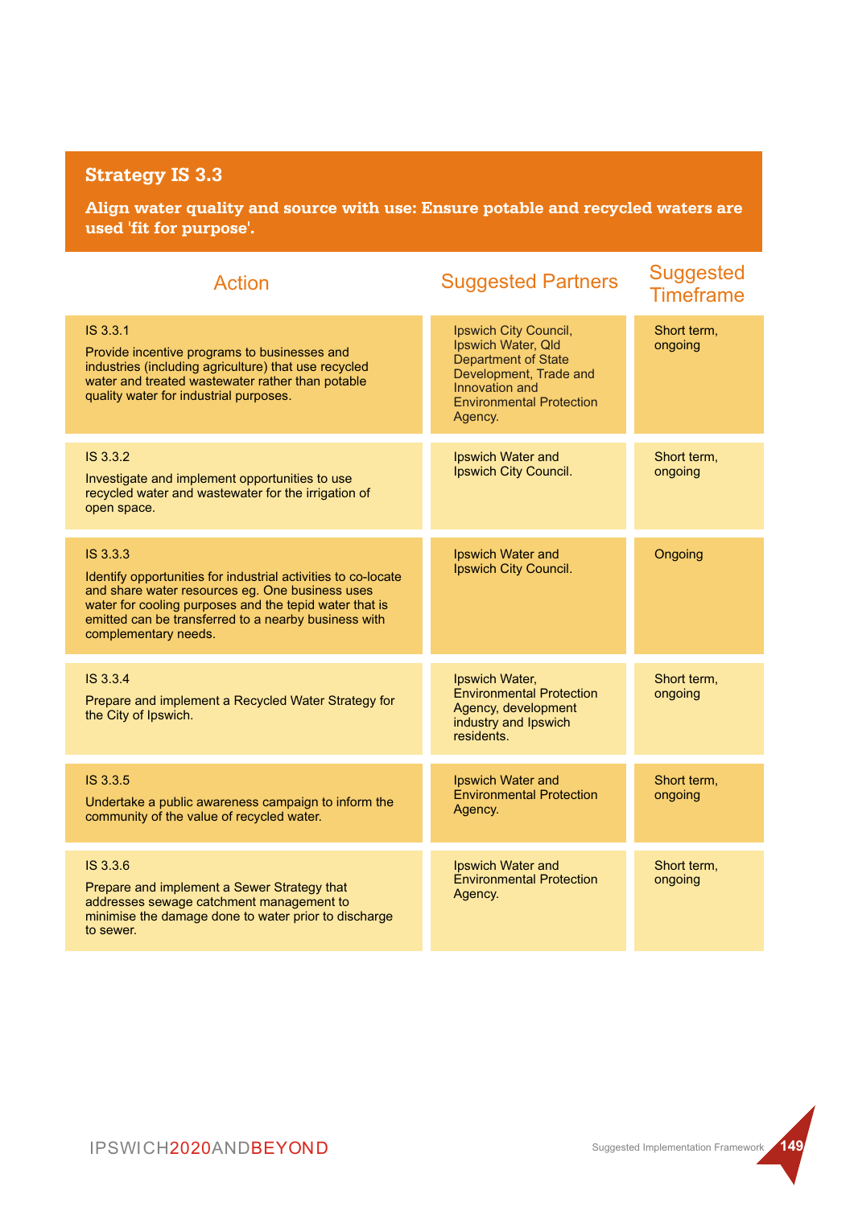## Strategy IS 3.3

**Align water quality and source with use: Ensure potable and recycled waters are used 'fit for purpose'.**

| Action | Suggested Partners | Suggested Timeframe |
|---|---|---|
| IS 3.3.1<br>Provide incentive programs to businesses and industries (including agriculture) that use recycled water and treated wastewater rather than potable quality water for industrial purposes. | Ipswich City Council, Ipswich Water, Qld Department of State Development, Trade and Innovation and Environmental Protection Agency. | Short term, ongoing |
| IS 3.3.2<br>Investigate and implement opportunities to use recycled water and wastewater for the irrigation of open space. | Ipswich Water and Ipswich City Council. | Short term, ongoing |
| IS 3.3.3<br>Identify opportunities for industrial activities to co-locate and share water resources eg. One business uses water for cooling purposes and the tepid water that is emitted can be transferred to a nearby business with complementary needs. | Ipswich Water and Ipswich City Council. | Ongoing |
| IS 3.3.4<br>Prepare and implement a Recycled Water Strategy for the City of Ipswich. | Ipswich Water, Environmental Protection Agency, development industry and Ipswich residents. | Short term, ongoing |
| IS 3.3.5<br>Undertake a public awareness campaign to inform the community of the value of recycled water. | Ipswich Water and Environmental Protection Agency. | Short term, ongoing |
| IS 3.3.6<br>Prepare and implement a Sewer Strategy that addresses sewage catchment management to minimise the damage done to water prior to discharge to sewer. | Ipswich Water and Environmental Protection Agency. | Short term, ongoing |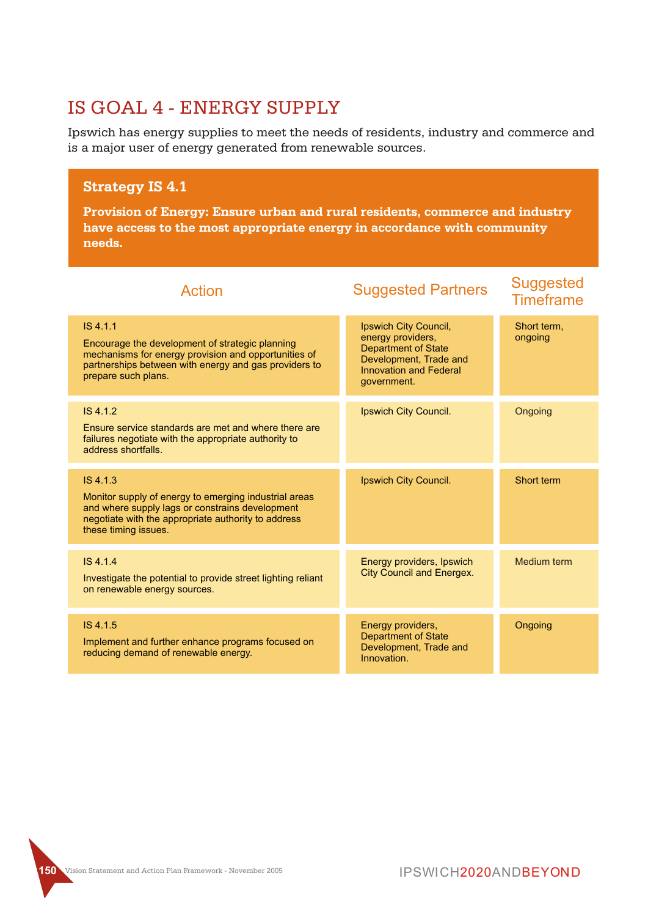# IS GOAL 4 - ENERGY SUPPLY

Ipswich has energy supplies to meet the needs of residents, industry and commerce and is a major user of energy generated from renewable sources.

## Strategy IS 4.1

**Provision of Energy: Ensure urban and rural residents, commerce and industry have access to the most appropriate energy in accordance with community needs.**

| Action | Suggested Partners | Suggested Timeframe |
|---|---|---|
| IS 4.1.1<br>Encourage the development of strategic planning mechanisms for energy provision and opportunities of partnerships between with energy and gas providers to prepare such plans. | Ipswich City Council, energy providers, Department of State Development, Trade and Innovation and Federal government. | Short term, ongoing |
| IS 4.1.2<br>Ensure service standards are met and where there are failures negotiate with the appropriate authority to address shortfalls. | Ipswich City Council. | Ongoing |
| IS 4.1.3<br>Monitor supply of energy to emerging industrial areas and where supply lags or constrains development negotiate with the appropriate authority to address these timing issues. | Ipswich City Council. | Short term |
| IS 4.1.4<br>Investigate the potential to provide street lighting reliant on renewable energy sources. | Energy providers, Ipswich City Council and Energex. | Medium term |
| IS 4.1.5<br>Implement and further enhance programs focused on reducing demand of renewable energy. | Energy providers, Department of State Development, Trade and Innovation. | Ongoing |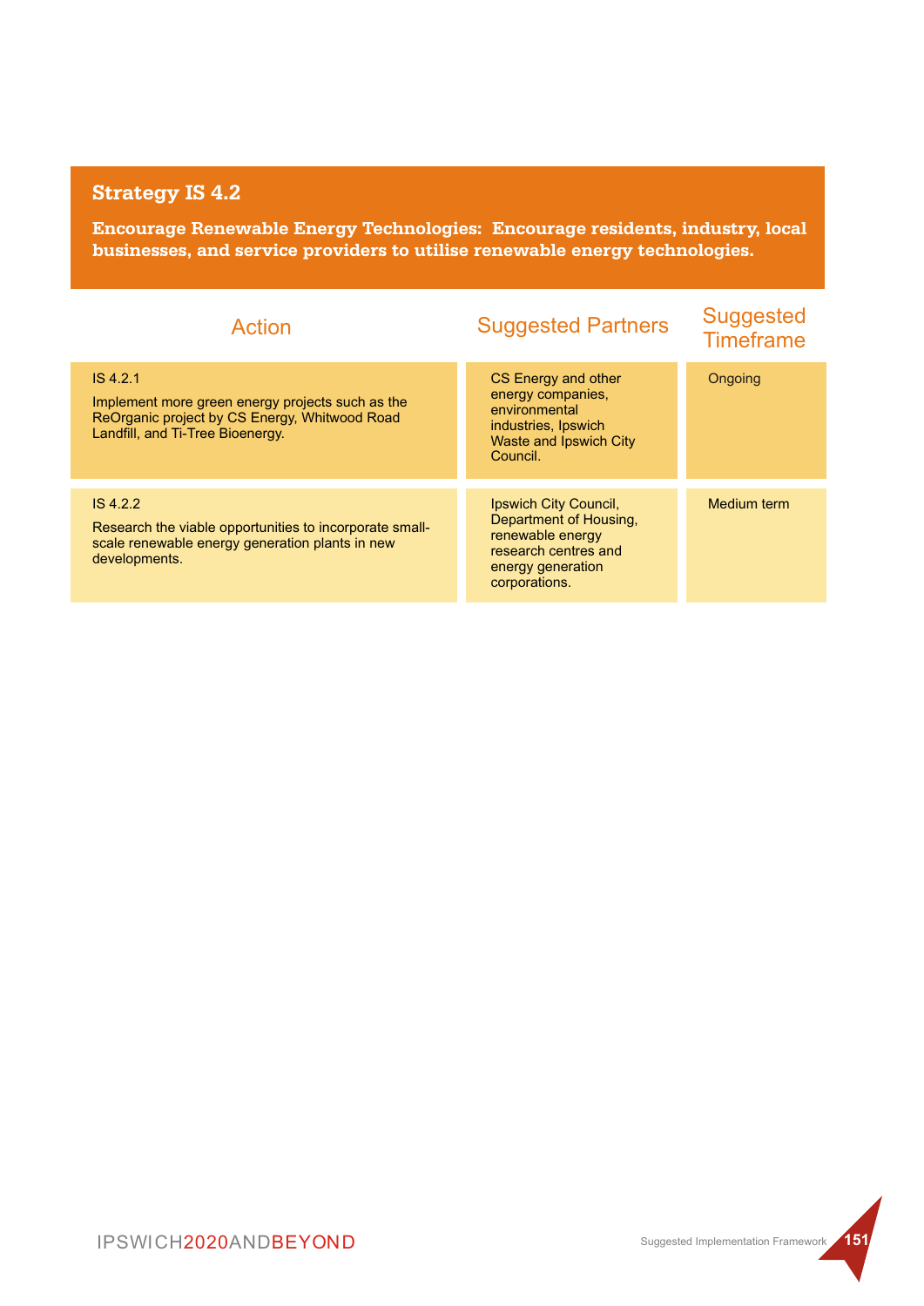## Strategy IS 4.2

**Encourage Renewable Energy Technologies: Encourage residents, industry, local businesses, and service providers to utilise renewable energy technologies.**

| Action | Suggested Partners | Suggested Timeframe |
|---|---|---|
| IS 4.2.1<br>Implement more green energy projects such as the ReOrganic project by CS Energy, Whitwood Road Landfill, and Ti-Tree Bioenergy. | CS Energy and other energy companies, environmental industries, Ipswich Waste and Ipswich City Council. | Ongoing |
| IS 4.2.2<br>Research the viable opportunities to incorporate small-scale renewable energy generation plants in new developments. | Ipswich City Council, Department of Housing, renewable energy research centres and energy generation corporations. | Medium term |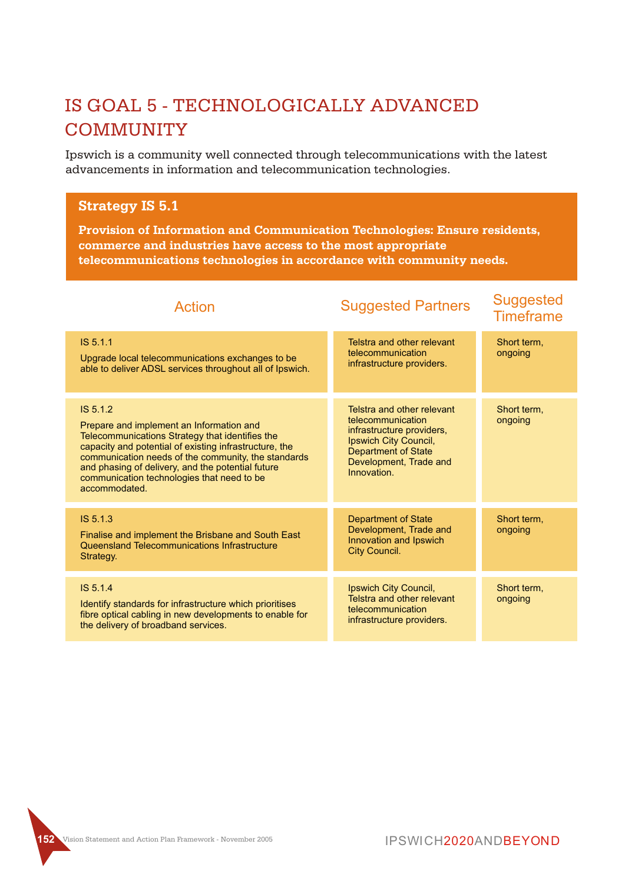# IS GOAL 5 - TECHNOLOGICALLY ADVANCED COMMUNITY

Ipswich is a community well connected through telecommunications with the latest advancements in information and telecommunication technologies.

## Strategy IS 5.1

**Provision of Information and Communication Technologies: Ensure residents, commerce and industries have access to the most appropriate telecommunications technologies in accordance with community needs.**

| Action | Suggested Partners | Suggested Timeframe |
|---|---|---|
| IS 5.1.1<br>Upgrade local telecommunications exchanges to be able to deliver ADSL services throughout all of Ipswich. | Telstra and other relevant telecommunication infrastructure providers. | Short term, ongoing |
| IS 5.1.2<br>Prepare and implement an Information and Telecommunications Strategy that identifies the capacity and potential of existing infrastructure, the communication needs of the community, the standards and phasing of delivery, and the potential future communication technologies that need to be accommodated. | Telstra and other relevant telecommunication infrastructure providers, Ipswich City Council, Department of State Development, Trade and Innovation. | Short term, ongoing |
| IS 5.1.3<br>Finalise and implement the Brisbane and South East Queensland Telecommunications Infrastructure Strategy. | Department of State Development, Trade and Innovation and Ipswich City Council. | Short term, ongoing |
| IS 5.1.4<br>Identify standards for infrastructure which prioritises fibre optical cabling in new developments to enable for the delivery of broadband services. | Ipswich City Council, Telstra and other relevant telecommunication infrastructure providers. | Short term, ongoing |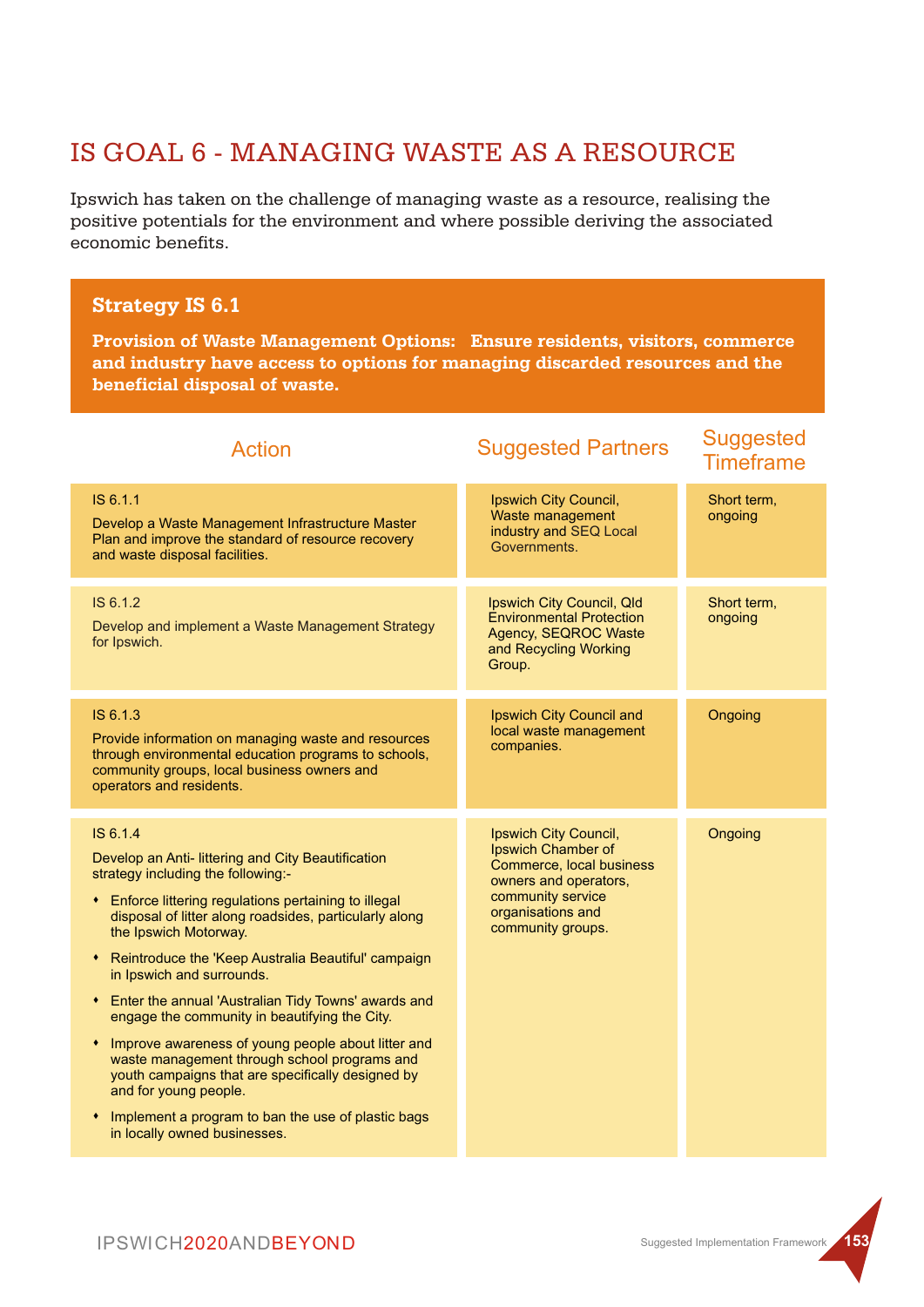# IS GOAL 6 - MANAGING WASTE AS A RESOURCE

Ipswich has taken on the challenge of managing waste as a resource, realising the positive potentials for the environment and where possible deriving the associated economic benefits.

## Strategy IS 6.1

**Provision of Waste Management Options: Ensure residents, visitors, commerce and industry have access to options for managing discarded resources and the beneficial disposal of waste.**

| Action | Suggested Partners | Suggested Timeframe |
|---|---|---|
| IS 6.1.1<br><br>Develop a Waste Management Infrastructure Master Plan and improve the standard of resource recovery and waste disposal facilities. | Ipswich City Council, Waste management industry and SEQ Local Governments. | Short term, ongoing |
| IS 6.1.2<br><br>Develop and implement a Waste Management Strategy for Ipswich. | Ipswich City Council, Qld Environmental Protection Agency, SEQROC Waste and Recycling Working Group. | Short term, ongoing |
| IS 6.1.3<br><br>Provide information on managing waste and resources through environmental education programs to schools, community groups, local business owners and operators and residents. | Ipswich City Council and local waste management companies. | Ongoing |
| IS 6.1.4<br><br>Develop an Anti- littering and City Beautification strategy including the following:-<br><br>• Enforce littering regulations pertaining to illegal disposal of litter along roadsides, particularly along the Ipswich Motorway.<br><br>• Reintroduce the 'Keep Australia Beautiful' campaign in Ipswich and surrounds.<br><br>• Enter the annual 'Australian Tidy Towns' awards and engage the community in beautifying the City.<br><br>• Improve awareness of young people about litter and waste management through school programs and youth campaigns that are specifically designed by and for young people.<br><br>• Implement a program to ban the use of plastic bags in locally owned businesses. | Ipswich City Council, Ipswich Chamber of Commerce, local business owners and operators, community service organisations and community groups. | Ongoing |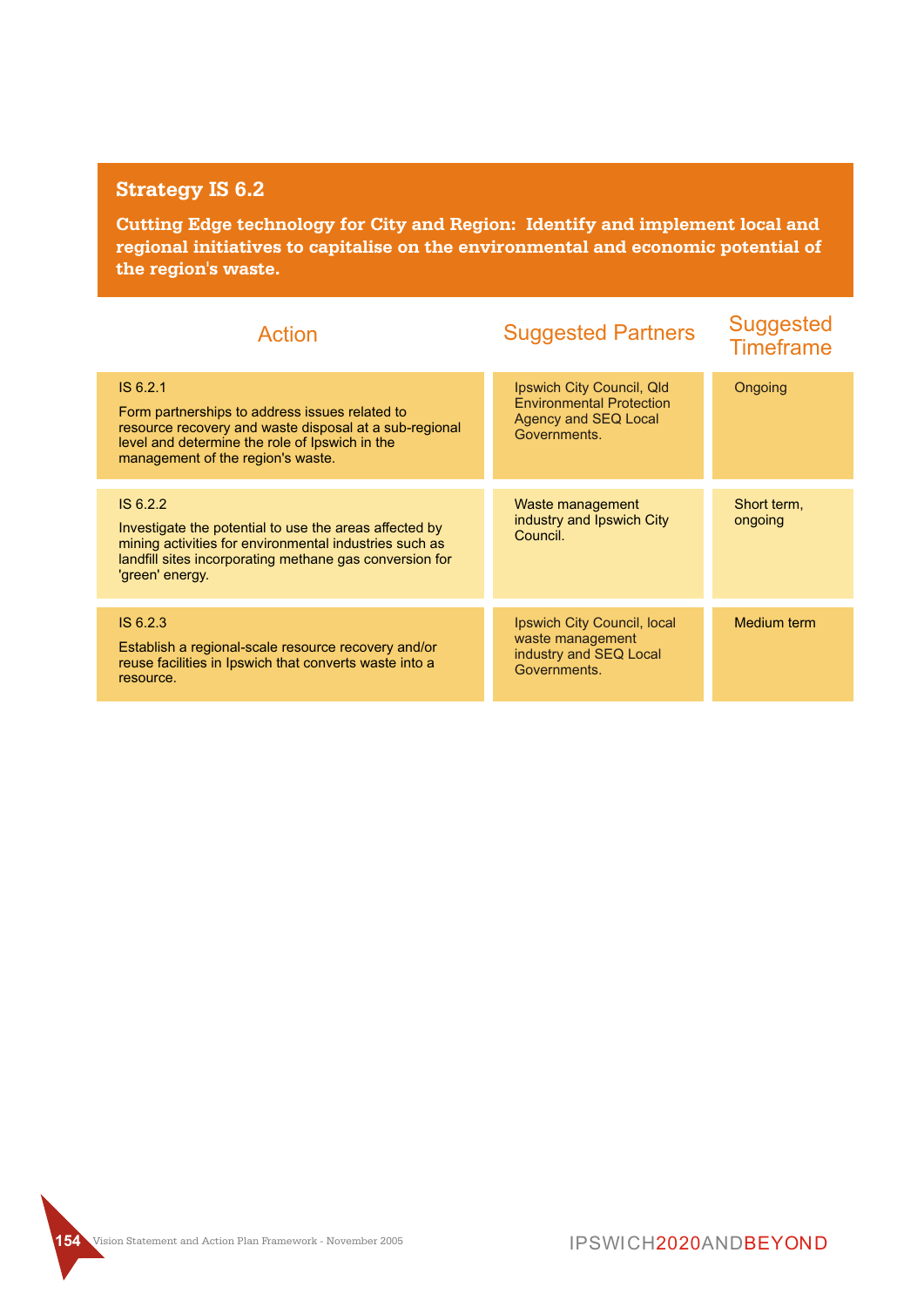## Strategy IS 6.2

**Cutting Edge technology for City and Region: Identify and implement local and regional initiatives to capitalise on the environmental and economic potential of the region's waste.**

| Action | Suggested Partners | Suggested Timeframe |
|---|---|---|
| IS 6.2.1<br>Form partnerships to address issues related to resource recovery and waste disposal at a sub-regional level and determine the role of Ipswich in the management of the region's waste. | Ipswich City Council, Qld Environmental Protection Agency and SEQ Local Governments. | Ongoing |
| IS 6.2.2<br>Investigate the potential to use the areas affected by mining activities for environmental industries such as landfill sites incorporating methane gas conversion for 'green' energy. | Waste management industry and Ipswich City Council. | Short term, ongoing |
| IS 6.2.3<br>Establish a regional-scale resource recovery and/or reuse facilities in Ipswich that converts waste into a resource. | Ipswich City Council, local waste management industry and SEQ Local Governments. | Medium term |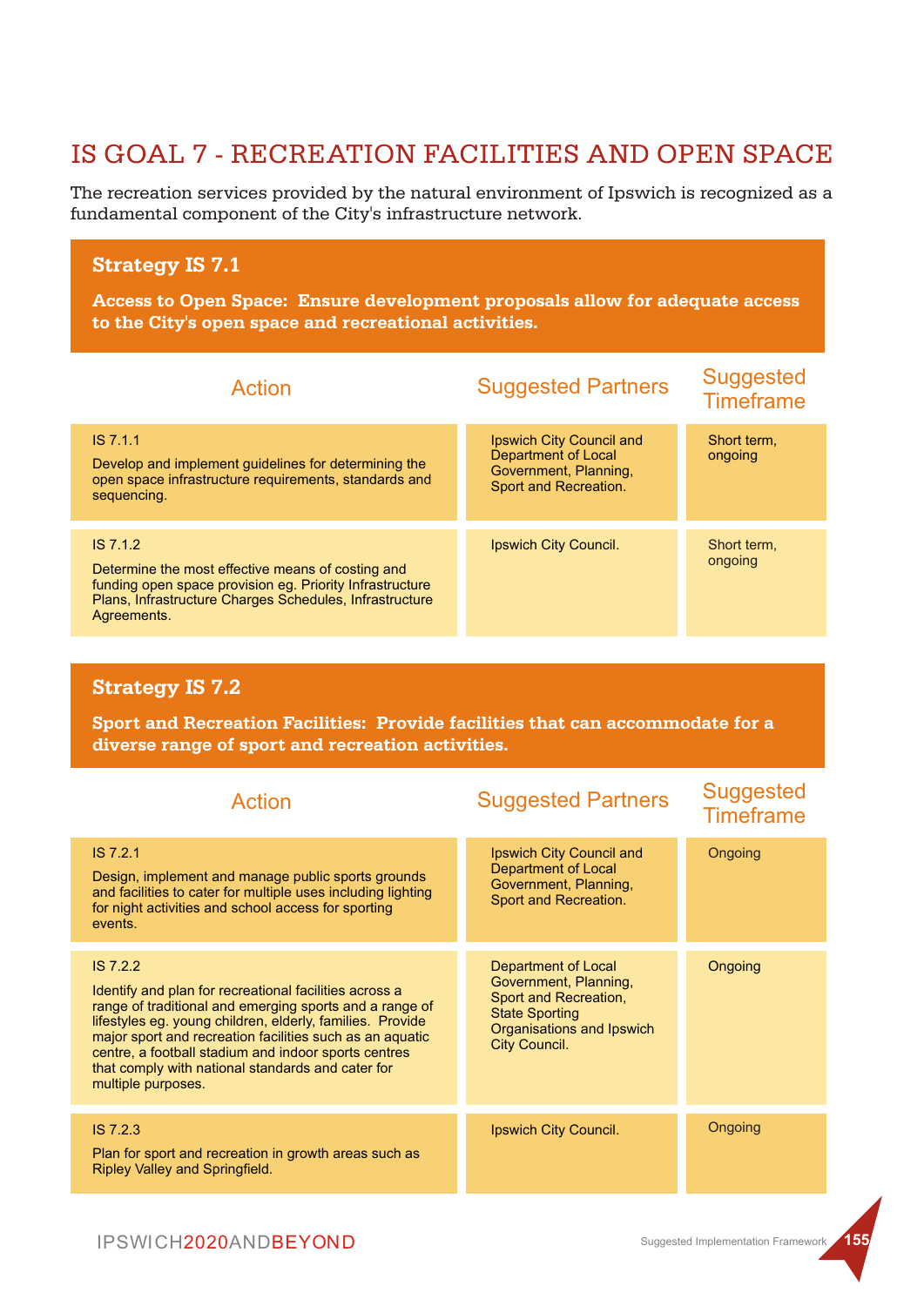# IS GOAL 7 - RECREATION FACILITIES AND OPEN SPACE

The recreation services provided by the natural environment of Ipswich is recognized as a fundamental component of the City's infrastructure network.

## Strategy IS 7.1

**Access to Open Space: Ensure development proposals allow for adequate access to the City's open space and recreational activities.**

| Action | Suggested Partners | Suggested Timeframe |
|---|---|---|
| IS 7.1.1<br>Develop and implement guidelines for determining the open space infrastructure requirements, standards and sequencing. | Ipswich City Council and Department of Local Government, Planning, Sport and Recreation. | Short term, ongoing |
| IS 7.1.2<br>Determine the most effective means of costing and funding open space provision eg. Priority Infrastructure Plans, Infrastructure Charges Schedules, Infrastructure Agreements. | Ipswich City Council. | Short term, ongoing |

## Strategy IS 7.2

**Sport and Recreation Facilities: Provide facilities that can accommodate for a diverse range of sport and recreation activities.**

| Action | Suggested Partners | Suggested Timeframe |
|---|---|---|
| IS 7.2.1<br>Design, implement and manage public sports grounds and facilities to cater for multiple uses including lighting for night activities and school access for sporting events. | Ipswich City Council and Department of Local Government, Planning, Sport and Recreation. | Ongoing |
| IS 7.2.2<br>Identify and plan for recreational facilities across a range of traditional and emerging sports and a range of lifestyles eg. young children, elderly, families. Provide major sport and recreation facilities such as an aquatic centre, a football stadium and indoor sports centres that comply with national standards and cater for multiple purposes. | Department of Local Government, Planning, Sport and Recreation, State Sporting Organisations and Ipswich City Council. | Ongoing |
| IS 7.2.3<br>Plan for sport and recreation in growth areas such as Ripley Valley and Springfield. | Ipswich City Council. | Ongoing |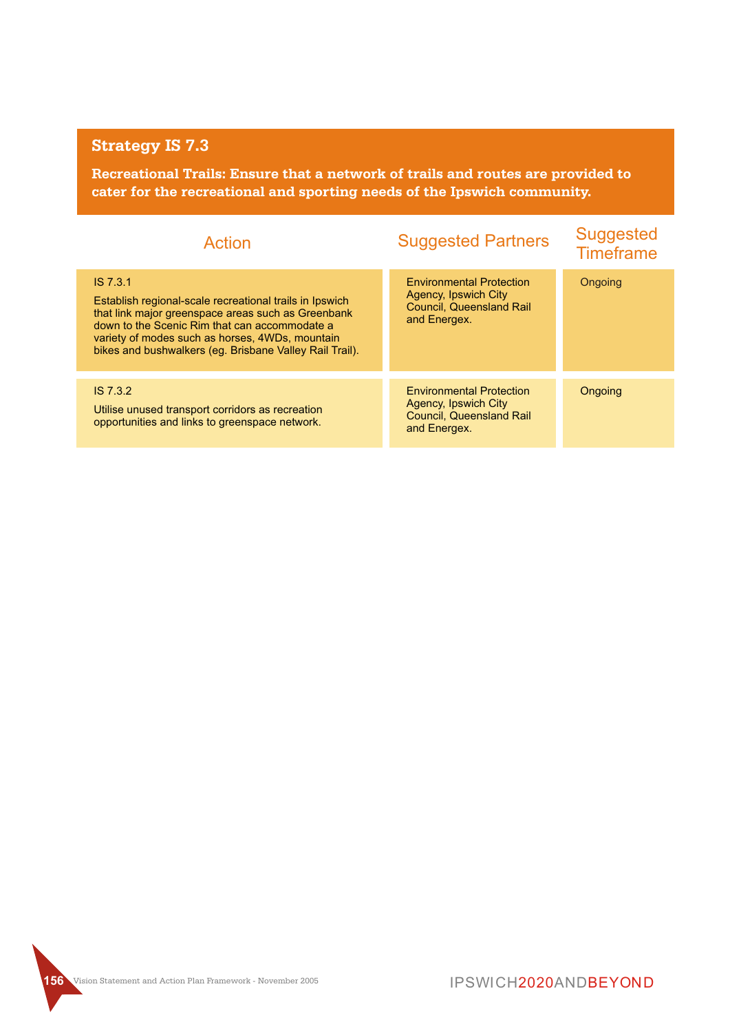## Strategy IS 7.3

**Recreational Trails: Ensure that a network of trails and routes are provided to cater for the recreational and sporting needs of the Ipswich community.**

| Action | Suggested Partners | Suggested Timeframe |
|---|---|---|
| IS 7.3.1<br>Establish regional-scale recreational trails in Ipswich that link major greenspace areas such as Greenbank down to the Scenic Rim that can accommodate a variety of modes such as horses, 4WDs, mountain bikes and bushwalkers (eg. Brisbane Valley Rail Trail). | Environmental Protection Agency, Ipswich City Council, Queensland Rail and Energex. | Ongoing |
| IS 7.3.2<br>Utilise unused transport corridors as recreation opportunities and links to greenspace network. | Environmental Protection Agency, Ipswich City Council, Queensland Rail and Energex. | Ongoing |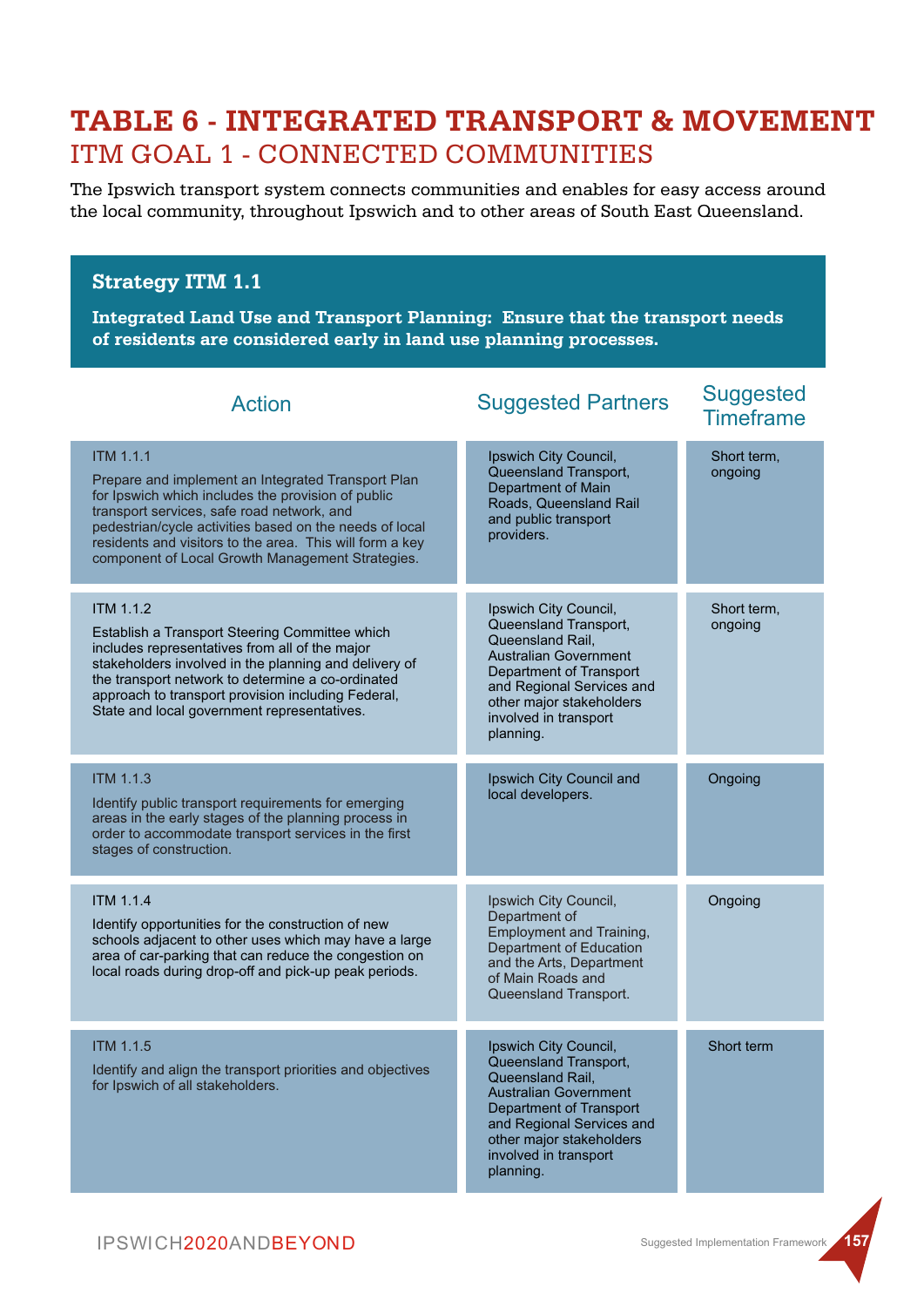# TABLE 6 - INTEGRATED TRANSPORT & MOVEMENT

## ITM GOAL 1 - CONNECTED COMMUNITIES

The Ipswich transport system connects communities and enables for easy access around the local community, throughout Ipswich and to other areas of South East Queensland.

### Strategy ITM 1.1

**Integrated Land Use and Transport Planning: Ensure that the transport needs of residents are considered early in land use planning processes.**

| Action | Suggested Partners | Suggested Timeframe |
|---|---|---|
| ITM 1.1.1<br>Prepare and implement an Integrated Transport Plan for Ipswich which includes the provision of public transport services, safe road network, and pedestrian/cycle activities based on the needs of local residents and visitors to the area. This will form a key component of Local Growth Management Strategies. | Ipswich City Council, Queensland Transport, Department of Main Roads, Queensland Rail and public transport providers. | Short term, ongoing |
| ITM 1.1.2<br>Establish a Transport Steering Committee which includes representatives from all of the major stakeholders involved in the planning and delivery of the transport network to determine a co-ordinated approach to transport provision including Federal, State and local government representatives. | Ipswich City Council, Queensland Transport, Queensland Rail, Australian Government Department of Transport and Regional Services and other major stakeholders involved in transport planning. | Short term, ongoing |
| ITM 1.1.3<br>Identify public transport requirements for emerging areas in the early stages of the planning process in order to accommodate transport services in the first stages of construction. | Ipswich City Council and local developers. | Ongoing |
| ITM 1.1.4<br>Identify opportunities for the construction of new schools adjacent to other uses which may have a large area of car-parking that can reduce the congestion on local roads during drop-off and pick-up peak periods. | Ipswich City Council, Department of Employment and Training, Department of Education and the Arts, Department of Main Roads and Queensland Transport. | Ongoing |
| ITM 1.1.5<br>Identify and align the transport priorities and objectives for Ipswich of all stakeholders. | Ipswich City Council, Queensland Transport, Queensland Rail, Australian Government Department of Transport and Regional Services and other major stakeholders involved in transport planning. | Short term |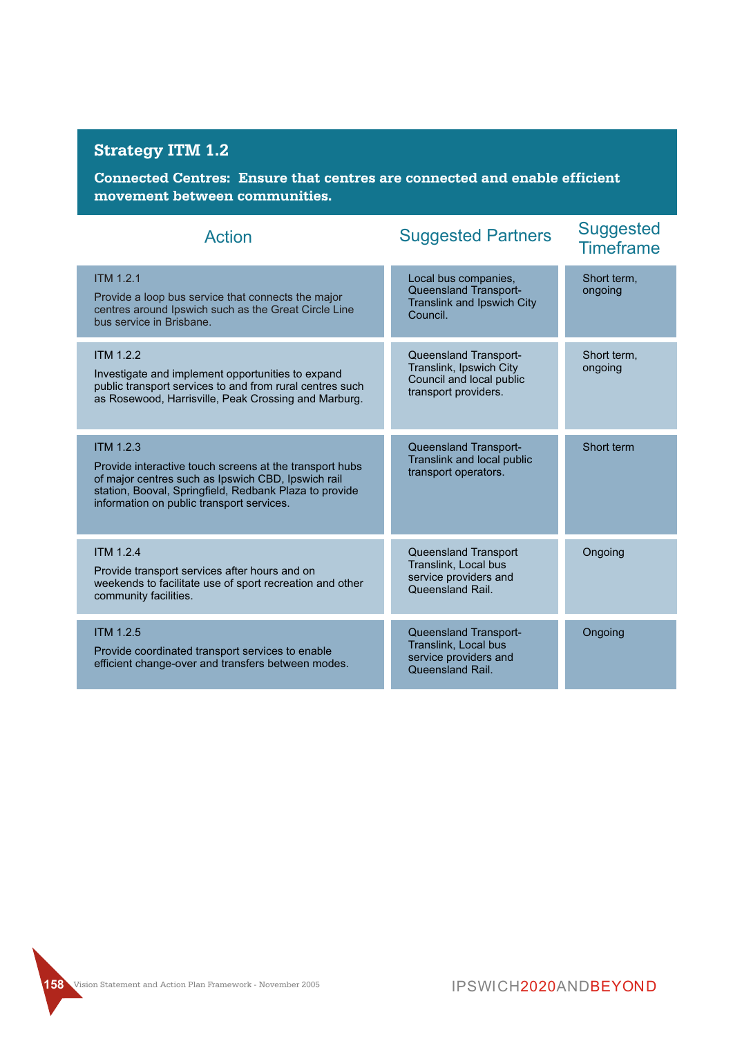## Strategy ITM 1.2

**Connected Centres: Ensure that centres are connected and enable efficient movement between communities.**

| Action | Suggested Partners | Suggested Timeframe |
|---|---|---|
| ITM 1.2.1<br>Provide a loop bus service that connects the major centres around Ipswich such as the Great Circle Line bus service in Brisbane. | Local bus companies, Queensland Transport-Translink and Ipswich City Council. | Short term, ongoing |
| ITM 1.2.2<br>Investigate and implement opportunities to expand public transport services to and from rural centres such as Rosewood, Harrisville, Peak Crossing and Marburg. | Queensland Transport-Translink, Ipswich City Council and local public transport providers. | Short term, ongoing |
| ITM 1.2.3<br>Provide interactive touch screens at the transport hubs of major centres such as Ipswich CBD, Ipswich rail station, Booval, Springfield, Redbank Plaza to provide information on public transport services. | Queensland Transport-Translink and local public transport operators. | Short term |
| ITM 1.2.4<br>Provide transport services after hours and on weekends to facilitate use of sport recreation and other community facilities. | Queensland Transport Translink, Local bus service providers and Queensland Rail. | Ongoing |
| ITM 1.2.5<br>Provide coordinated transport services to enable efficient change-over and transfers between modes. | Queensland Transport-Translink, Local bus service providers and Queensland Rail. | Ongoing |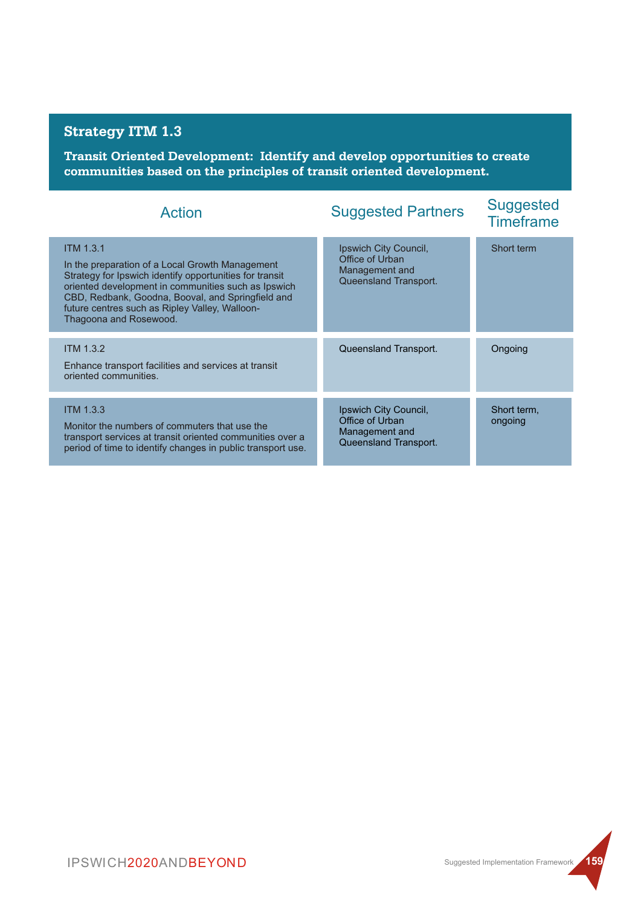## Strategy ITM 1.3

**Transit Oriented Development: Identify and develop opportunities to create communities based on the principles of transit oriented development.**

| Action | Suggested Partners | Suggested Timeframe |
|---|---|---|
| ITM 1.3.1<br><br>In the preparation of a Local Growth Management Strategy for Ipswich identify opportunities for transit oriented development in communities such as Ipswich CBD, Redbank, Goodna, Booval, and Springfield and future centres such as Ripley Valley, Walloon-Thagoona and Rosewood. | Ipswich City Council, Office of Urban Management and Queensland Transport. | Short term |
| ITM 1.3.2<br><br>Enhance transport facilities and services at transit oriented communities. | Queensland Transport. | Ongoing |
| ITM 1.3.3<br><br>Monitor the numbers of commuters that use the transport services at transit oriented communities over a period of time to identify changes in public transport use. | Ipswich City Council, Office of Urban Management and Queensland Transport. | Short term, ongoing |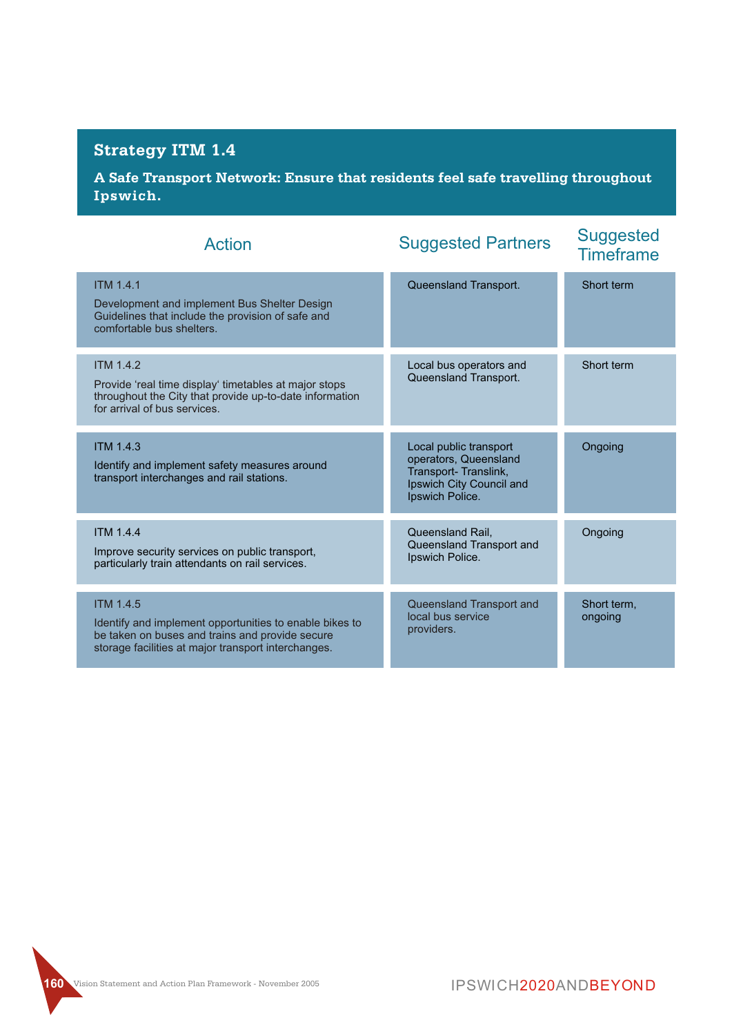## Strategy ITM 1.4

**A Safe Transport Network: Ensure that residents feel safe travelling throughout Ipswich.**

| Action | Suggested Partners | Suggested Timeframe |
|---|---|---|
| ITM 1.4.1<br>Development and implement Bus Shelter Design Guidelines that include the provision of safe and comfortable bus shelters. | Queensland Transport. | Short term |
| ITM 1.4.2<br>Provide 'real time display' timetables at major stops throughout the City that provide up-to-date information for arrival of bus services. | Local bus operators and Queensland Transport. | Short term |
| ITM 1.4.3<br>Identify and implement safety measures around transport interchanges and rail stations. | Local public transport operators, Queensland Transport- Translink, Ipswich City Council and Ipswich Police. | Ongoing |
| ITM 1.4.4<br>Improve security services on public transport, particularly train attendants on rail services. | Queensland Rail, Queensland Transport and Ipswich Police. | Ongoing |
| ITM 1.4.5<br>Identify and implement opportunities to enable bikes to be taken on buses and trains and provide secure storage facilities at major transport interchanges. | Queensland Transport and local bus service providers. | Short term, ongoing |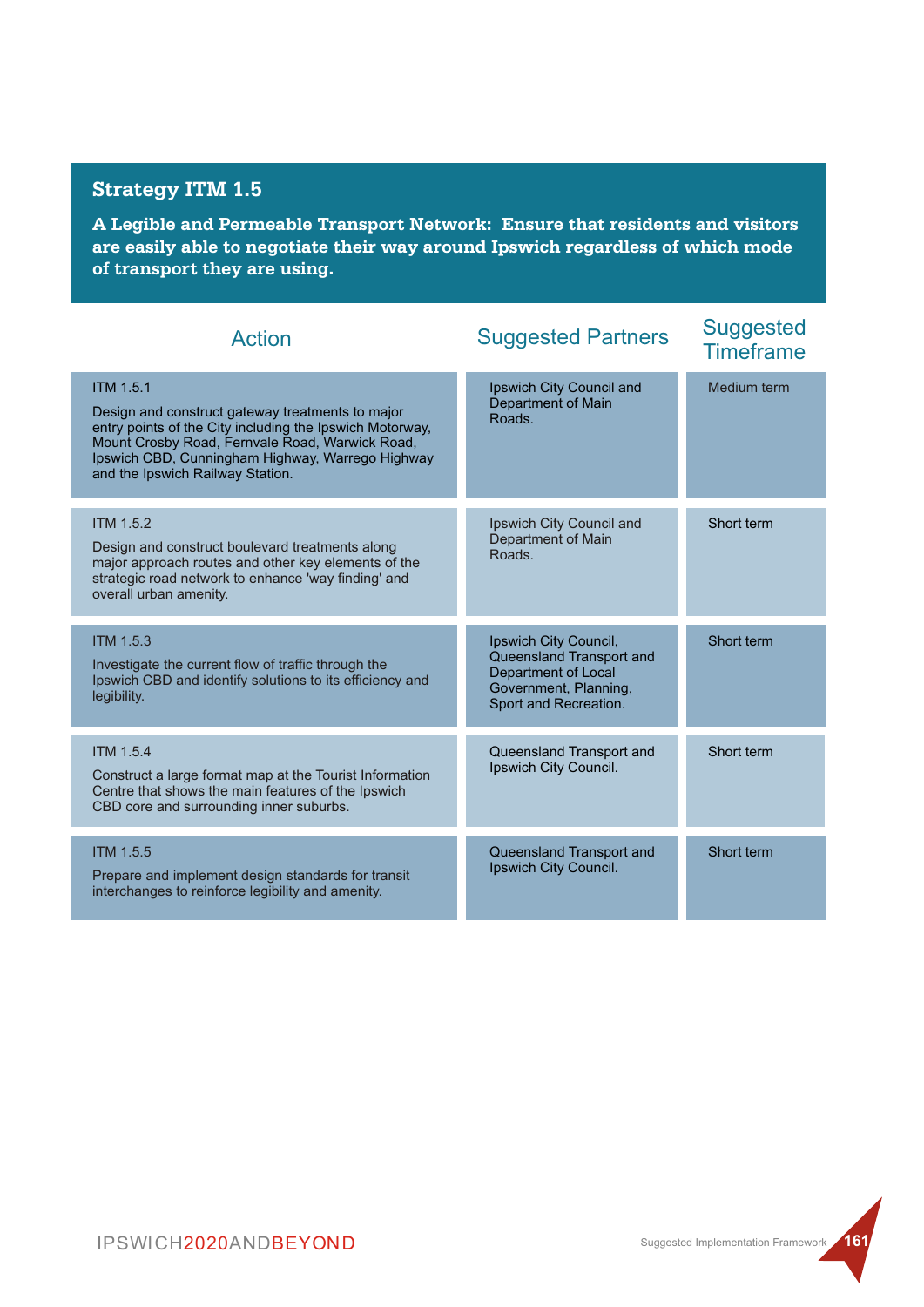## Strategy ITM 1.5

**A Legible and Permeable Transport Network: Ensure that residents and visitors are easily able to negotiate their way around Ipswich regardless of which mode of transport they are using.**

| Action | Suggested Partners | Suggested Timeframe |
|---|---|---|
| ITM 1.5.1<br><br>Design and construct gateway treatments to major entry points of the City including the Ipswich Motorway, Mount Crosby Road, Fernvale Road, Warwick Road, Ipswich CBD, Cunningham Highway, Warrego Highway and the Ipswich Railway Station. | Ipswich City Council and Department of Main Roads. | Medium term |
| ITM 1.5.2<br><br>Design and construct boulevard treatments along major approach routes and other key elements of the strategic road network to enhance 'way finding' and overall urban amenity. | Ipswich City Council and Department of Main Roads. | Short term |
| ITM 1.5.3<br><br>Investigate the current flow of traffic through the Ipswich CBD and identify solutions to its efficiency and legibility. | Ipswich City Council, Queensland Transport and Department of Local Government, Planning, Sport and Recreation. | Short term |
| ITM 1.5.4<br><br>Construct a large format map at the Tourist Information Centre that shows the main features of the Ipswich CBD core and surrounding inner suburbs. | Queensland Transport and Ipswich City Council. | Short term |
| ITM 1.5.5<br><br>Prepare and implement design standards for transit interchanges to reinforce legibility and amenity. | Queensland Transport and Ipswich City Council. | Short term |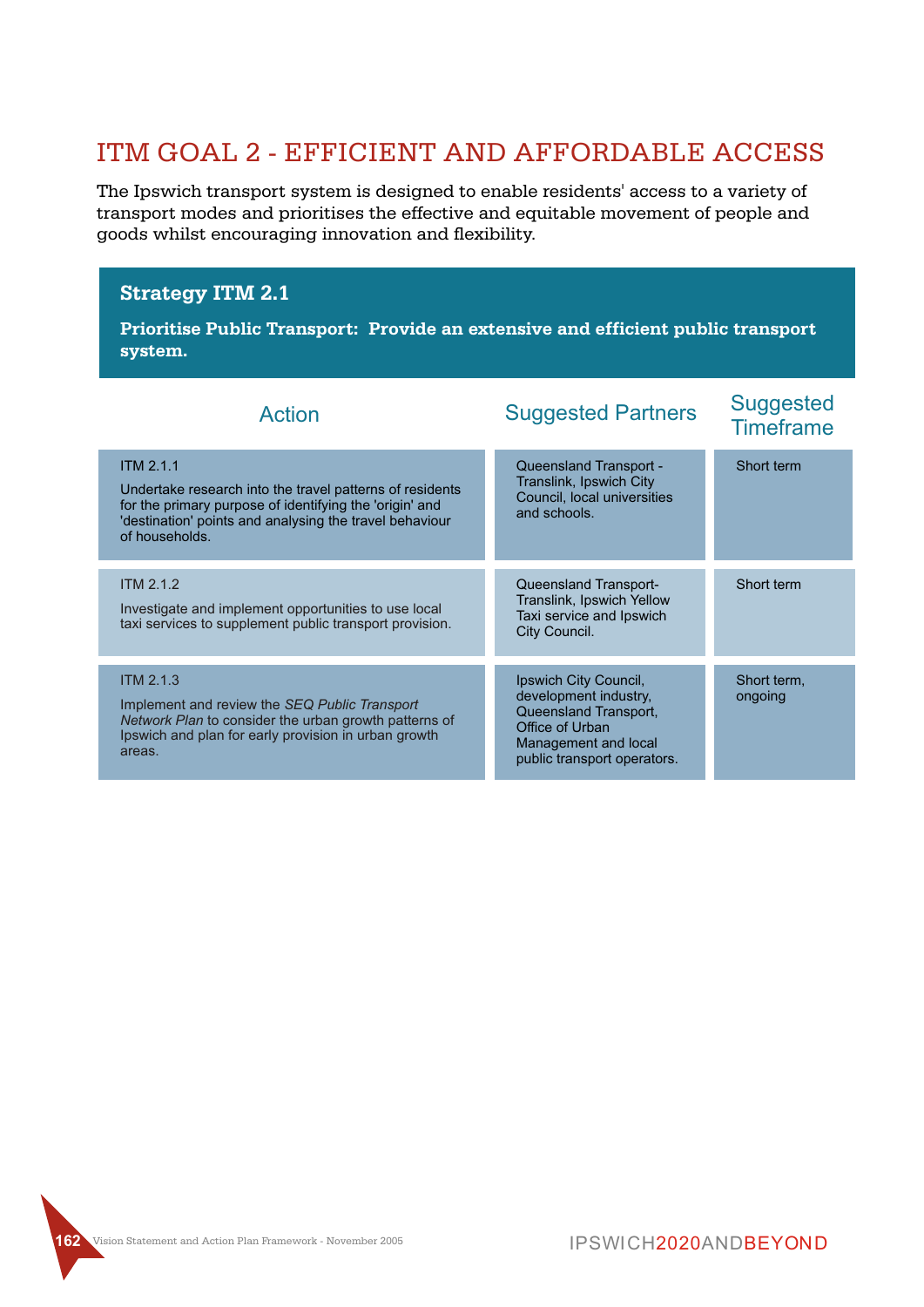## ITM GOAL 2 - EFFICIENT AND AFFORDABLE ACCESS

The Ipswich transport system is designed to enable residents' access to a variety of transport modes and prioritises the effective and equitable movement of people and goods whilst encouraging innovation and flexibility.

### Strategy ITM 2.1

**Prioritise Public Transport: Provide an extensive and efficient public transport system.**

| Action | Suggested Partners | Suggested Timeframe |
|---|---|---|
| ITM 2.1.1<br>Undertake research into the travel patterns of residents for the primary purpose of identifying the 'origin' and 'destination' points and analysing the travel behaviour of households. | Queensland Transport - Translink, Ipswich City Council, local universities and schools. | Short term |
| ITM 2.1.2<br>Investigate and implement opportunities to use local taxi services to supplement public transport provision. | Queensland Transport-Translink, Ipswich Yellow Taxi service and Ipswich City Council. | Short term |
| ITM 2.1.3<br>Implement and review the *SEQ Public Transport Network Plan* to consider the urban growth patterns of Ipswich and plan for early provision in urban growth areas. | Ipswich City Council, development industry, Queensland Transport, Office of Urban Management and local public transport operators. | Short term, ongoing |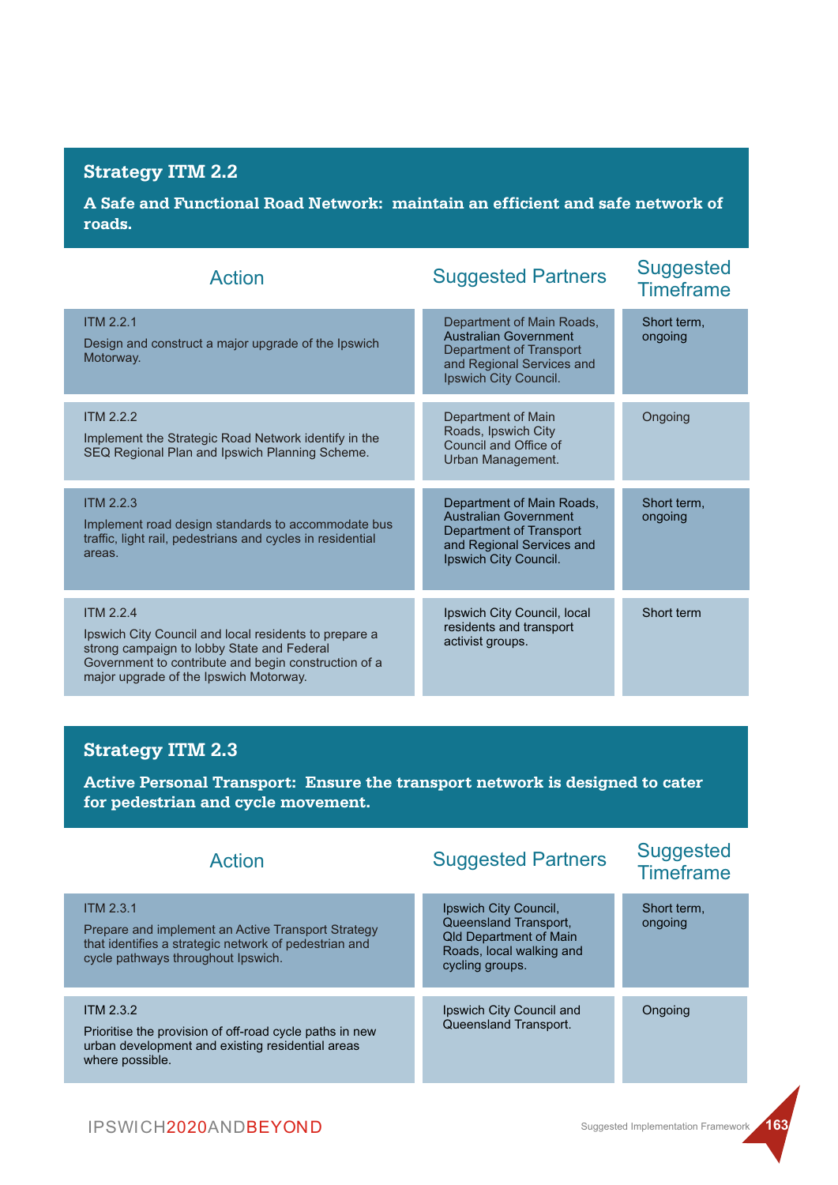## Strategy ITM 2.2

**A Safe and Functional Road Network: maintain an efficient and safe network of roads.**

| Action | Suggested Partners | Suggested Timeframe |
|---|---|---|
| ITM 2.2.1<br>Design and construct a major upgrade of the Ipswich Motorway. | Department of Main Roads, Australian Government Department of Transport and Regional Services and Ipswich City Council. | Short term, ongoing |
| ITM 2.2.2<br>Implement the Strategic Road Network identify in the SEQ Regional Plan and Ipswich Planning Scheme. | Department of Main Roads, Ipswich City Council and Office of Urban Management. | Ongoing |
| ITM 2.2.3<br>Implement road design standards to accommodate bus traffic, light rail, pedestrians and cycles in residential areas. | Department of Main Roads, Australian Government Department of Transport and Regional Services and Ipswich City Council. | Short term, ongoing |
| ITM 2.2.4<br>Ipswich City Council and local residents to prepare a strong campaign to lobby State and Federal Government to contribute and begin construction of a major upgrade of the Ipswich Motorway. | Ipswich City Council, local residents and transport activist groups. | Short term |

## Strategy ITM 2.3

**Active Personal Transport: Ensure the transport network is designed to cater for pedestrian and cycle movement.**

| Action | Suggested Partners | Suggested Timeframe |
|---|---|---|
| ITM 2.3.1<br>Prepare and implement an Active Transport Strategy that identifies a strategic network of pedestrian and cycle pathways throughout Ipswich. | Ipswich City Council, Queensland Transport, Qld Department of Main Roads, local walking and cycling groups. | Short term, ongoing |
| ITM 2.3.2<br>Prioritise the provision of off-road cycle paths in new urban development and existing residential areas where possible. | Ipswich City Council and Queensland Transport. | Ongoing |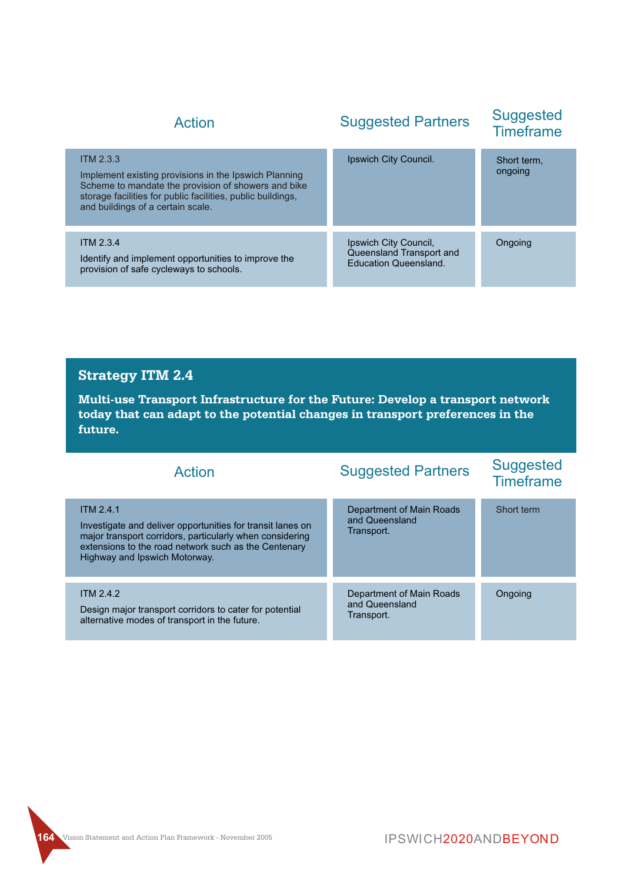| Action | Suggested Partners | Suggested Timeframe |
|---|---|---|
| ITM 2.3.3<br>Implement existing provisions in the Ipswich Planning Scheme to mandate the provision of showers and bike storage facilities for public facilities, public buildings, and buildings of a certain scale. | Ipswich City Council. | Short term, ongoing |
| ITM 2.3.4<br>Identify and implement opportunities to improve the provision of safe cycleways to schools. | Ipswich City Council, Queensland Transport and Education Queensland. | Ongoing |

## Strategy ITM 2.4

**Multi-use Transport Infrastructure for the Future: Develop a transport network today that can adapt to the potential changes in transport preferences in the future.**

| Action | Suggested Partners | Suggested Timeframe |
|---|---|---|
| ITM 2.4.1<br>Investigate and deliver opportunities for transit lanes on major transport corridors, particularly when considering extensions to the road network such as the Centenary Highway and Ipswich Motorway. | Department of Main Roads and Queensland Transport. | Short term |
| ITM 2.4.2<br>Design major transport corridors to cater for potential alternative modes of transport in the future. | Department of Main Roads and Queensland Transport. | Ongoing |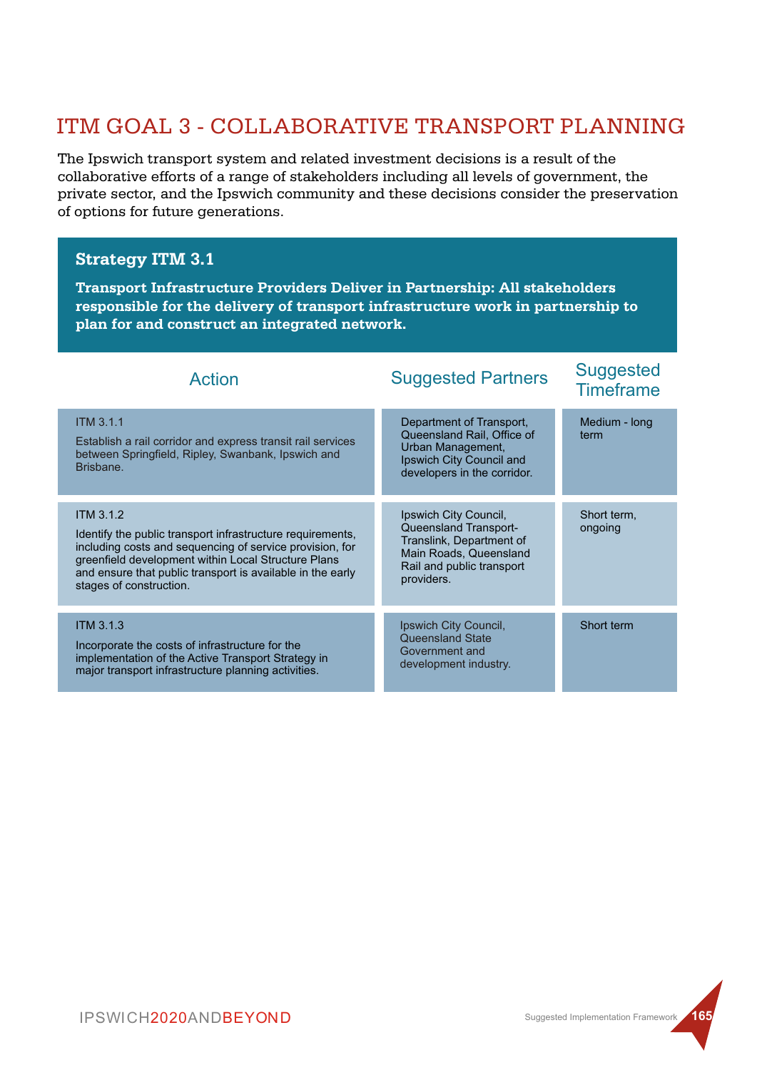## ITM GOAL 3 - COLLABORATIVE TRANSPORT PLANNING

The Ipswich transport system and related investment decisions is a result of the collaborative efforts of a range of stakeholders including all levels of government, the private sector, and the Ipswich community and these decisions consider the preservation of options for future generations.

### Strategy ITM 3.1

**Transport Infrastructure Providers Deliver in Partnership: All stakeholders responsible for the delivery of transport infrastructure work in partnership to plan for and construct an integrated network.**

| Action | Suggested Partners | Suggested Timeframe |
|---|---|---|
| ITM 3.1.1<br>Establish a rail corridor and express transit rail services between Springfield, Ripley, Swanbank, Ipswich and Brisbane. | Department of Transport, Queensland Rail, Office of Urban Management, Ipswich City Council and developers in the corridor. | Medium - long term |
| ITM 3.1.2<br>Identify the public transport infrastructure requirements, including costs and sequencing of service provision, for greenfield development within Local Structure Plans and ensure that public transport is available in the early stages of construction. | Ipswich City Council, Queensland Transport-Translink, Department of Main Roads, Queensland Rail and public transport providers. | Short term, ongoing |
| ITM 3.1.3<br>Incorporate the costs of infrastructure for the implementation of the Active Transport Strategy in major transport infrastructure planning activities. | Ipswich City Council, Queensland State Government and development industry. | Short term |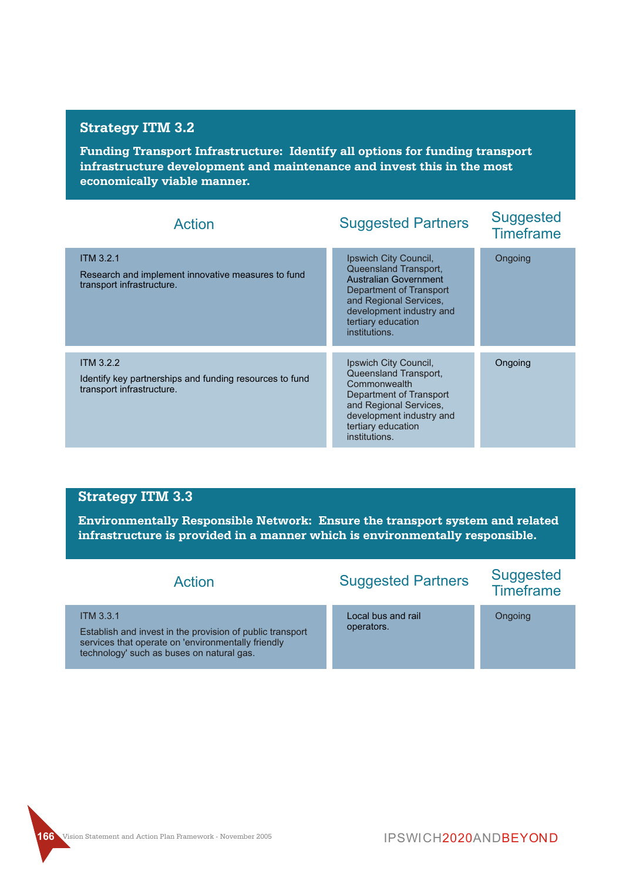## Strategy ITM 3.2

**Funding Transport Infrastructure: Identify all options for funding transport infrastructure development and maintenance and invest this in the most economically viable manner.**

| Action | Suggested Partners | Suggested Timeframe |
|---|---|---|
| ITM 3.2.1<br><br>Research and implement innovative measures to fund transport infrastructure. | Ipswich City Council, Queensland Transport, Australian Government Department of Transport and Regional Services, development industry and tertiary education institutions. | Ongoing |
| ITM 3.2.2<br><br>Identify key partnerships and funding resources to fund transport infrastructure. | Ipswich City Council, Queensland Transport, Commonwealth Department of Transport and Regional Services, development industry and tertiary education institutions. | Ongoing |

## Strategy ITM 3.3

**Environmentally Responsible Network: Ensure the transport system and related infrastructure is provided in a manner which is environmentally responsible.**

| Action | Suggested Partners | Suggested Timeframe |
|---|---|---|
| ITM 3.3.1<br><br>Establish and invest in the provision of public transport services that operate on 'environmentally friendly technology' such as buses on natural gas. | Local bus and rail operators. | Ongoing |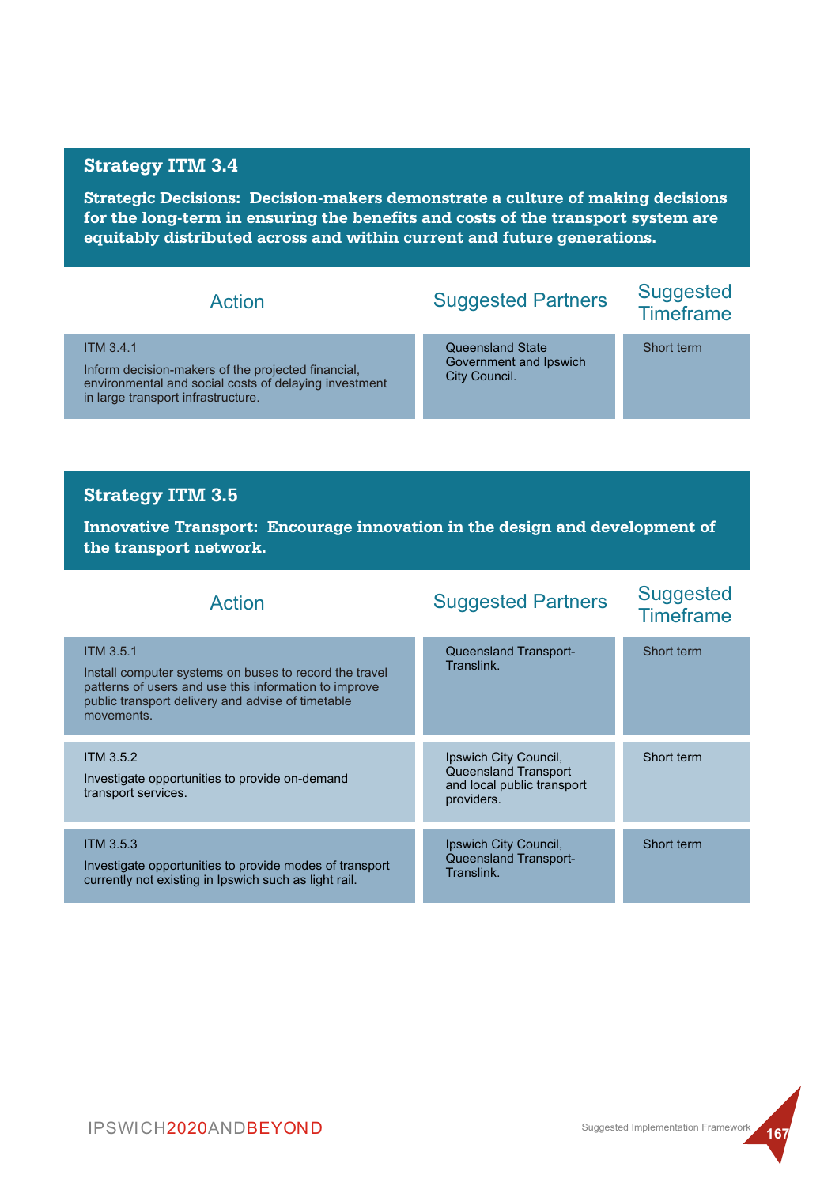## Strategy ITM 3.4

**Strategic Decisions: Decision-makers demonstrate a culture of making decisions for the long-term in ensuring the benefits and costs of the transport system are equitably distributed across and within current and future generations.**

| Action | Suggested Partners | Suggested Timeframe |
|---|---|---|
| ITM 3.4.1<br>Inform decision-makers of the projected financial, environmental and social costs of delaying investment in large transport infrastructure. | Queensland State Government and Ipswich City Council. | Short term |

## Strategy ITM 3.5

**Innovative Transport: Encourage innovation in the design and development of the transport network.**

| Action | Suggested Partners | Suggested Timeframe |
|---|---|---|
| ITM 3.5.1<br>Install computer systems on buses to record the travel patterns of users and use this information to improve public transport delivery and advise of timetable movements. | Queensland Transport-Translink. | Short term |
| ITM 3.5.2<br>Investigate opportunities to provide on-demand transport services. | Ipswich City Council, Queensland Transport and local public transport providers. | Short term |
| ITM 3.5.3<br>Investigate opportunities to provide modes of transport currently not existing in Ipswich such as light rail. | Ipswich City Council, Queensland Transport-Translink. | Short term |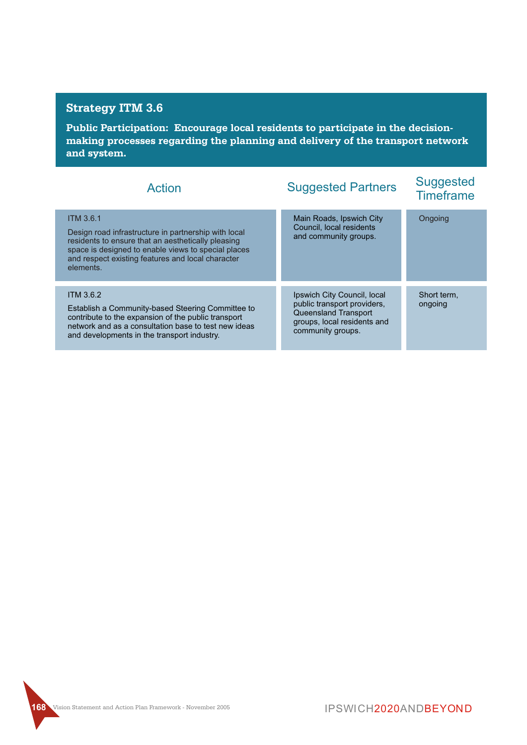## Strategy ITM 3.6

**Public Participation: Encourage local residents to participate in the decision-making processes regarding the planning and delivery of the transport network and system.**

| Action | Suggested Partners | Suggested Timeframe |
|---|---|---|
| ITM 3.6.1<br><br>Design road infrastructure in partnership with local residents to ensure that an aesthetically pleasing space is designed to enable views to special places and respect existing features and local character elements. | Main Roads, Ipswich City Council, local residents and community groups. | Ongoing |
| ITM 3.6.2<br><br>Establish a Community-based Steering Committee to contribute to the expansion of the public transport network and as a consultation base to test new ideas and developments in the transport industry. | Ipswich City Council, local public transport providers, Queensland Transport groups, local residents and community groups. | Short term, ongoing |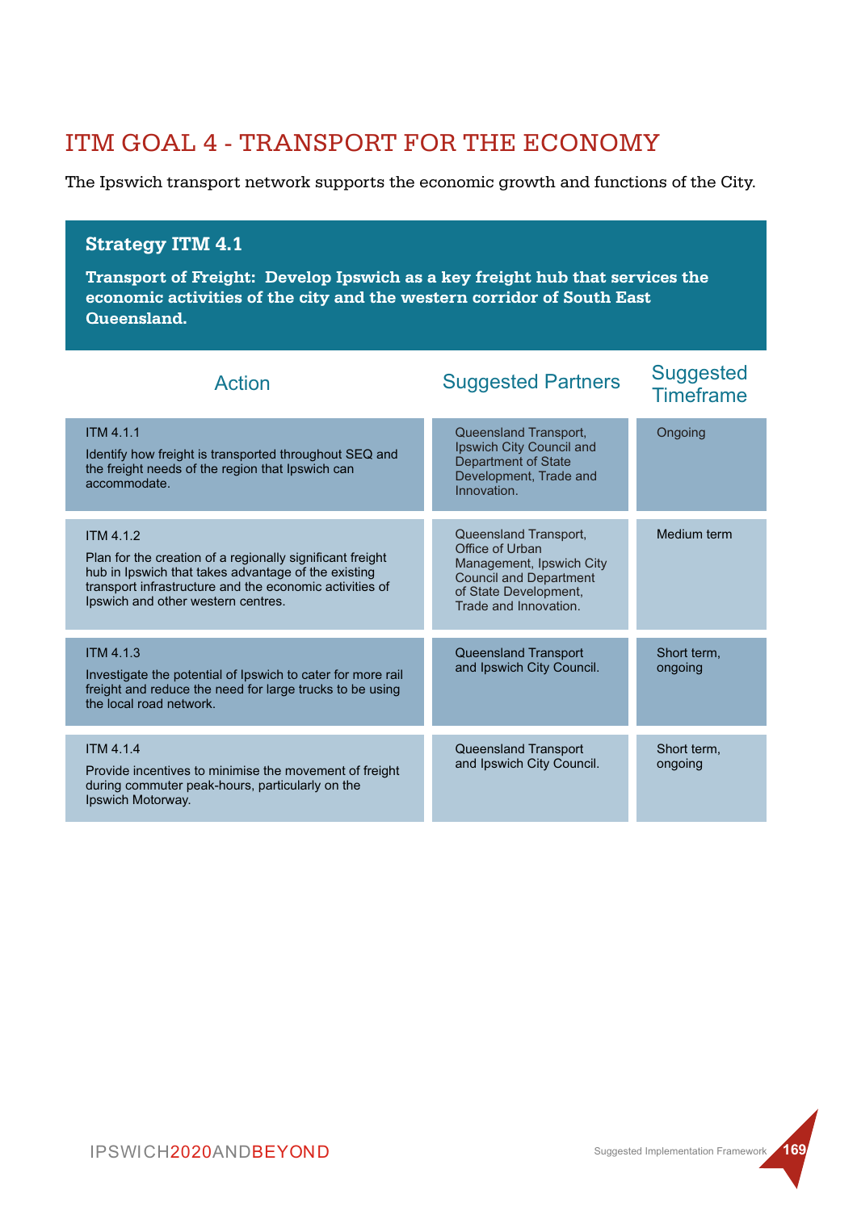# ITM GOAL 4 - TRANSPORT FOR THE ECONOMY

The Ipswich transport network supports the economic growth and functions of the City.

## Strategy ITM 4.1

**Transport of Freight: Develop Ipswich as a key freight hub that services the economic activities of the city and the western corridor of South East Queensland.**

| Action | Suggested Partners | Suggested Timeframe |
|---|---|---|
| ITM 4.1.1<br>Identify how freight is transported throughout SEQ and the freight needs of the region that Ipswich can accommodate. | Queensland Transport, Ipswich City Council and Department of State Development, Trade and Innovation. | Ongoing |
| ITM 4.1.2<br>Plan for the creation of a regionally significant freight hub in Ipswich that takes advantage of the existing transport infrastructure and the economic activities of Ipswich and other western centres. | Queensland Transport, Office of Urban Management, Ipswich City Council and Department of State Development, Trade and Innovation. | Medium term |
| ITM 4.1.3<br>Investigate the potential of Ipswich to cater for more rail freight and reduce the need for large trucks to be using the local road network. | Queensland Transport and Ipswich City Council. | Short term, ongoing |
| ITM 4.1.4<br>Provide incentives to minimise the movement of freight during commuter peak-hours, particularly on the Ipswich Motorway. | Queensland Transport and Ipswich City Council. | Short term, ongoing |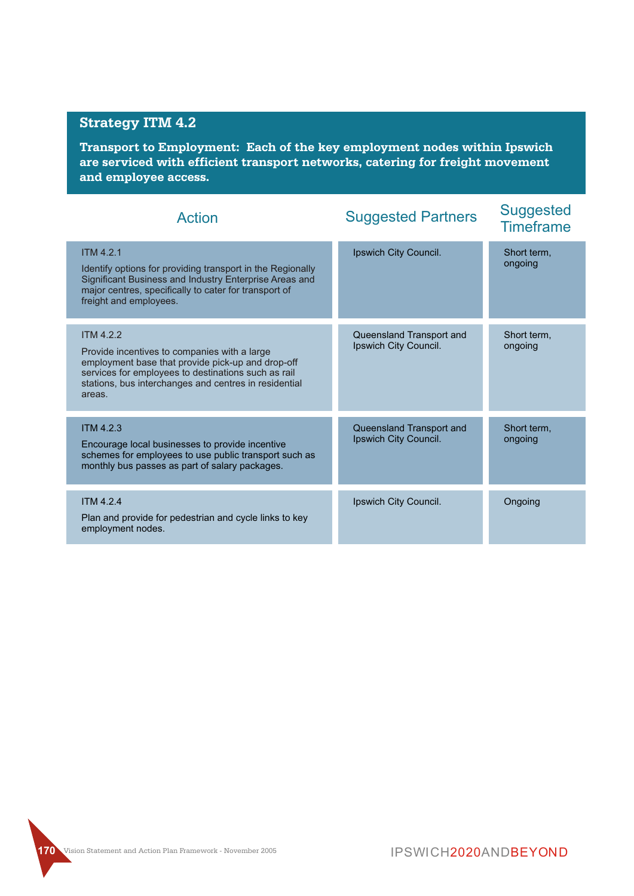## Strategy ITM 4.2

**Transport to Employment: Each of the key employment nodes within Ipswich are serviced with efficient transport networks, catering for freight movement and employee access.**

| Action | Suggested Partners | Suggested Timeframe |
|---|---|---|
| ITM 4.2.1<br>Identify options for providing transport in the Regionally Significant Business and Industry Enterprise Areas and major centres, specifically to cater for transport of freight and employees. | Ipswich City Council. | Short term, ongoing |
| ITM 4.2.2<br>Provide incentives to companies with a large employment base that provide pick-up and drop-off services for employees to destinations such as rail stations, bus interchanges and centres in residential areas. | Queensland Transport and Ipswich City Council. | Short term, ongoing |
| ITM 4.2.3<br>Encourage local businesses to provide incentive schemes for employees to use public transport such as monthly bus passes as part of salary packages. | Queensland Transport and Ipswich City Council. | Short term, ongoing |
| ITM 4.2.4<br>Plan and provide for pedestrian and cycle links to key employment nodes. | Ipswich City Council. | Ongoing |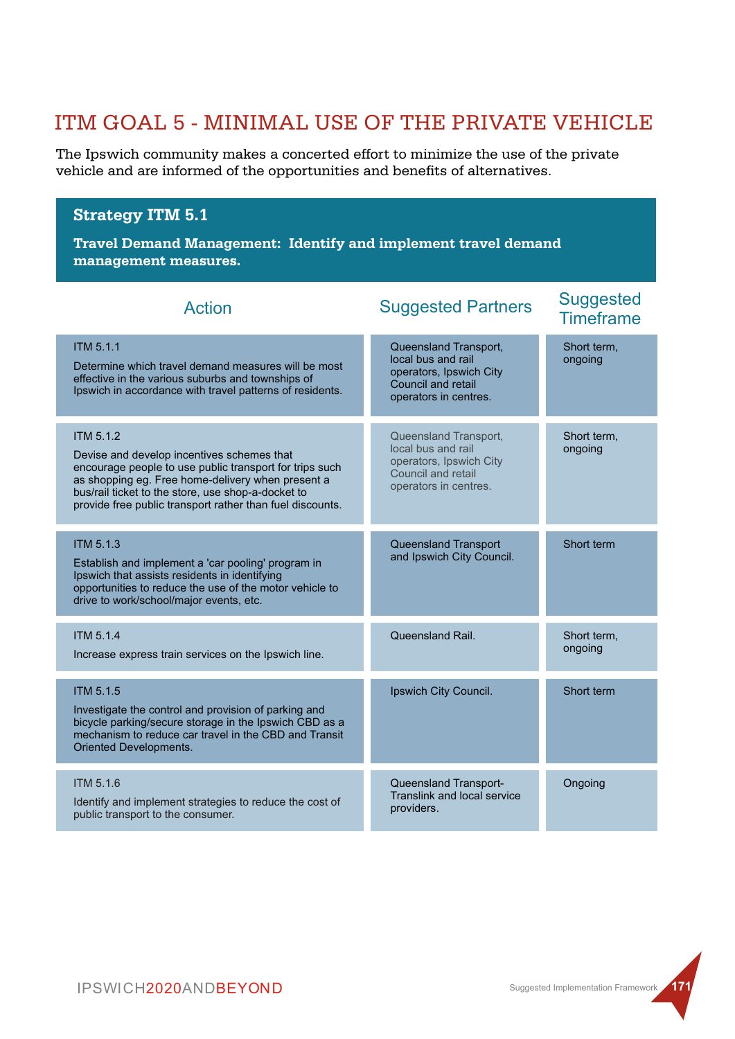## ITM GOAL 5 - MINIMAL USE OF THE PRIVATE VEHICLE

The Ipswich community makes a concerted effort to minimize the use of the private vehicle and are informed of the opportunities and benefits of alternatives.

### Strategy ITM 5.1

**Travel Demand Management: Identify and implement travel demand management measures.**

| Action | Suggested Partners | Suggested Timeframe |
|---|---|---|
| ITM 5.1.1<br>Determine which travel demand measures will be most effective in the various suburbs and townships of Ipswich in accordance with travel patterns of residents. | Queensland Transport, local bus and rail operators, Ipswich City Council and retail operators in centres. | Short term, ongoing |
| ITM 5.1.2<br>Devise and develop incentives schemes that encourage people to use public transport for trips such as shopping eg. Free home-delivery when present a bus/rail ticket to the store, use shop-a-docket to provide free public transport rather than fuel discounts. | Queensland Transport, local bus and rail operators, Ipswich City Council and retail operators in centres. | Short term, ongoing |
| ITM 5.1.3<br>Establish and implement a 'car pooling' program in Ipswich that assists residents in identifying opportunities to reduce the use of the motor vehicle to drive to work/school/major events, etc. | Queensland Transport and Ipswich City Council. | Short term |
| ITM 5.1.4<br>Increase express train services on the Ipswich line. | Queensland Rail. | Short term, ongoing |
| ITM 5.1.5<br>Investigate the control and provision of parking and bicycle parking/secure storage in the Ipswich CBD as a mechanism to reduce car travel in the CBD and Transit Oriented Developments. | Ipswich City Council. | Short term |
| ITM 5.1.6<br>Identify and implement strategies to reduce the cost of public transport to the consumer. | Queensland Transport-Translink and local service providers. | Ongoing |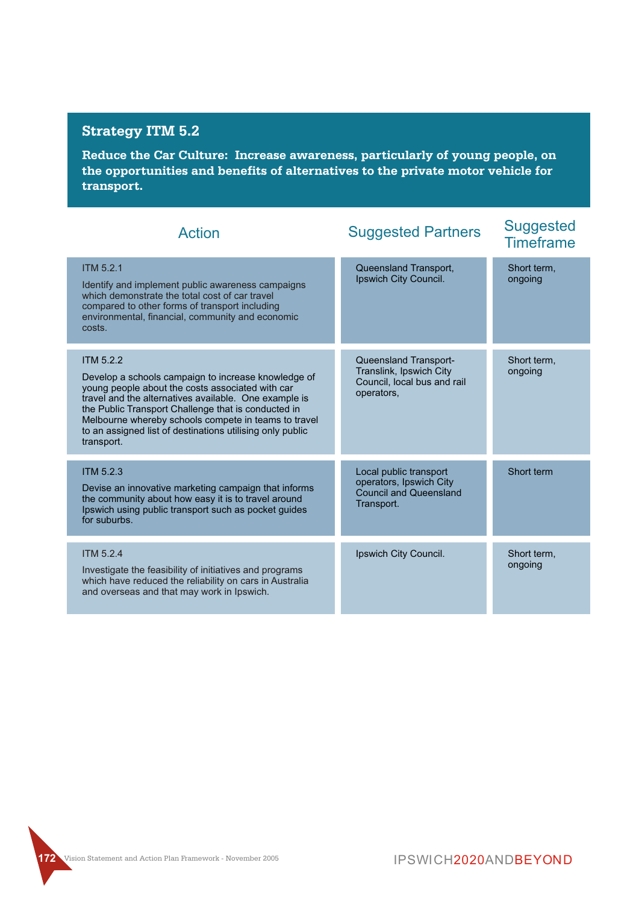## Strategy ITM 5.2

**Reduce the Car Culture: Increase awareness, particularly of young people, on the opportunities and benefits of alternatives to the private motor vehicle for transport.**

| Action | Suggested Partners | Suggested Timeframe |
|---|---|---|
| ITM 5.2.1<br><br>Identify and implement public awareness campaigns which demonstrate the total cost of car travel compared to other forms of transport including environmental, financial, community and economic costs. | Queensland Transport, Ipswich City Council. | Short term, ongoing |
| ITM 5.2.2<br><br>Develop a schools campaign to increase knowledge of young people about the costs associated with car travel and the alternatives available. One example is the Public Transport Challenge that is conducted in Melbourne whereby schools compete in teams to travel to an assigned list of destinations utilising only public transport. | Queensland Transport-Translink, Ipswich City Council, local bus and rail operators, | Short term, ongoing |
| ITM 5.2.3<br><br>Devise an innovative marketing campaign that informs the community about how easy it is to travel around Ipswich using public transport such as pocket guides for suburbs. | Local public transport operators, Ipswich City Council and Queensland Transport. | Short term |
| ITM 5.2.4<br><br>Investigate the feasibility of initiatives and programs which have reduced the reliability on cars in Australia and overseas and that may work in Ipswich. | Ipswich City Council. | Short term, ongoing |